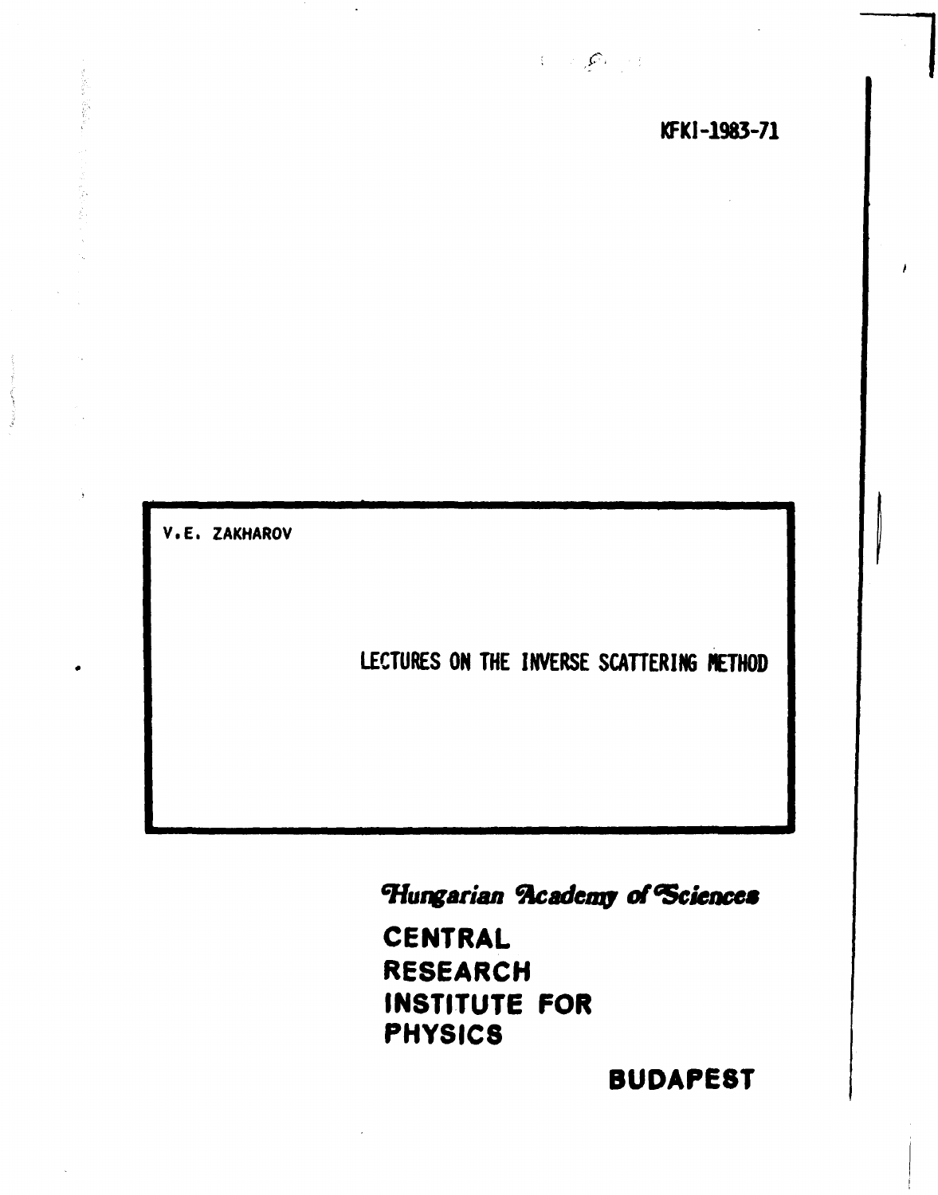KFKI-1983-71

V.E. ZAKHAROV

# LECTURES ON THE INVERSE SCATTERING METHOD

*Hungarian Academy of Sciences*

**CENTRAL RESEARCH INSTITUTE FOR PHYSICS**

**BUDAPEST**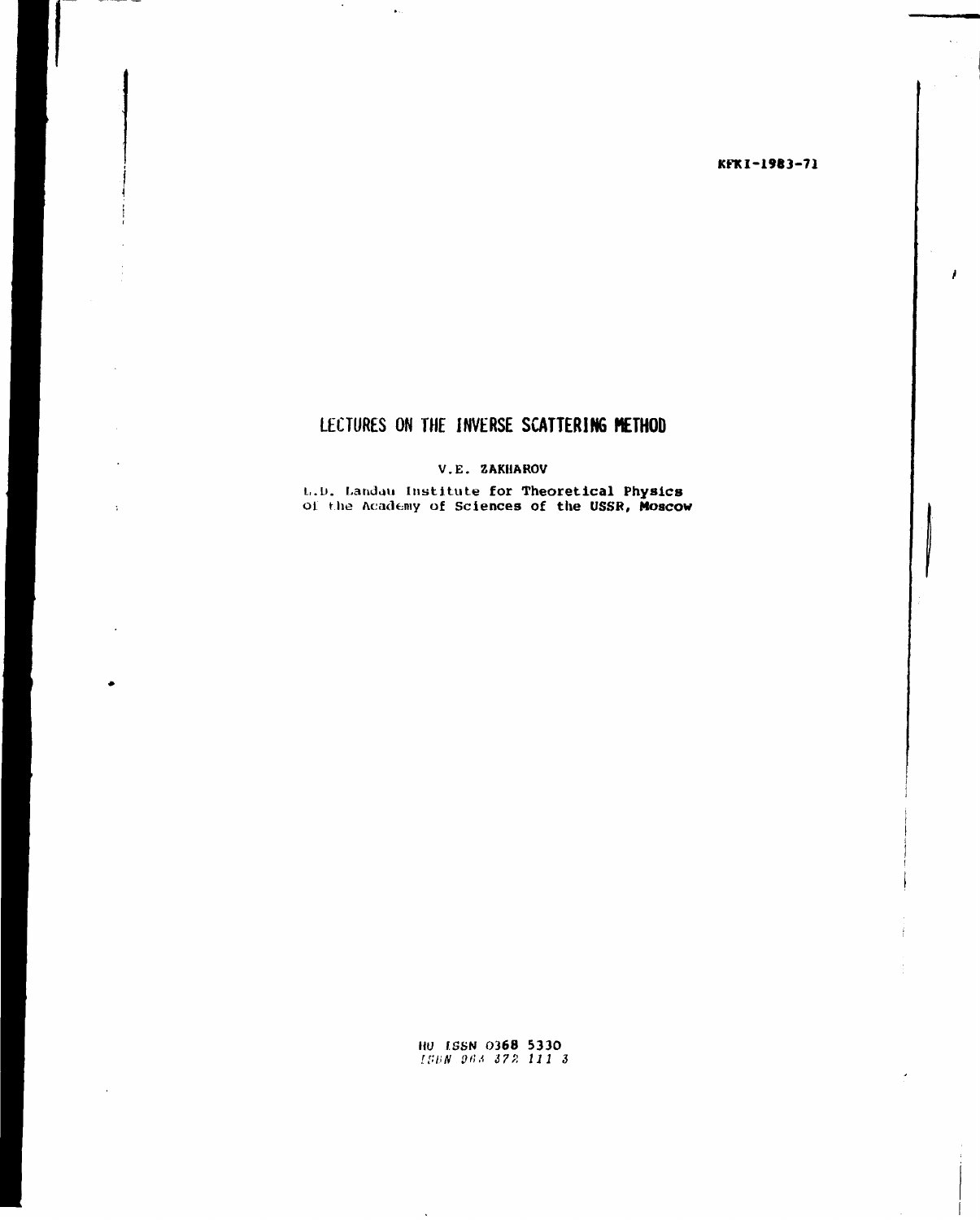KFKI-1983-71

# LECTURES ON THE INVERSE SCATTERING METHOD

V.E. ZAKHAROV

L.D. Landau Institute for Theoretical Physics
of the Academy of Sciences of the USSR, Moscow

HU ISSN 0368 5330
ISBN 963 372 111 3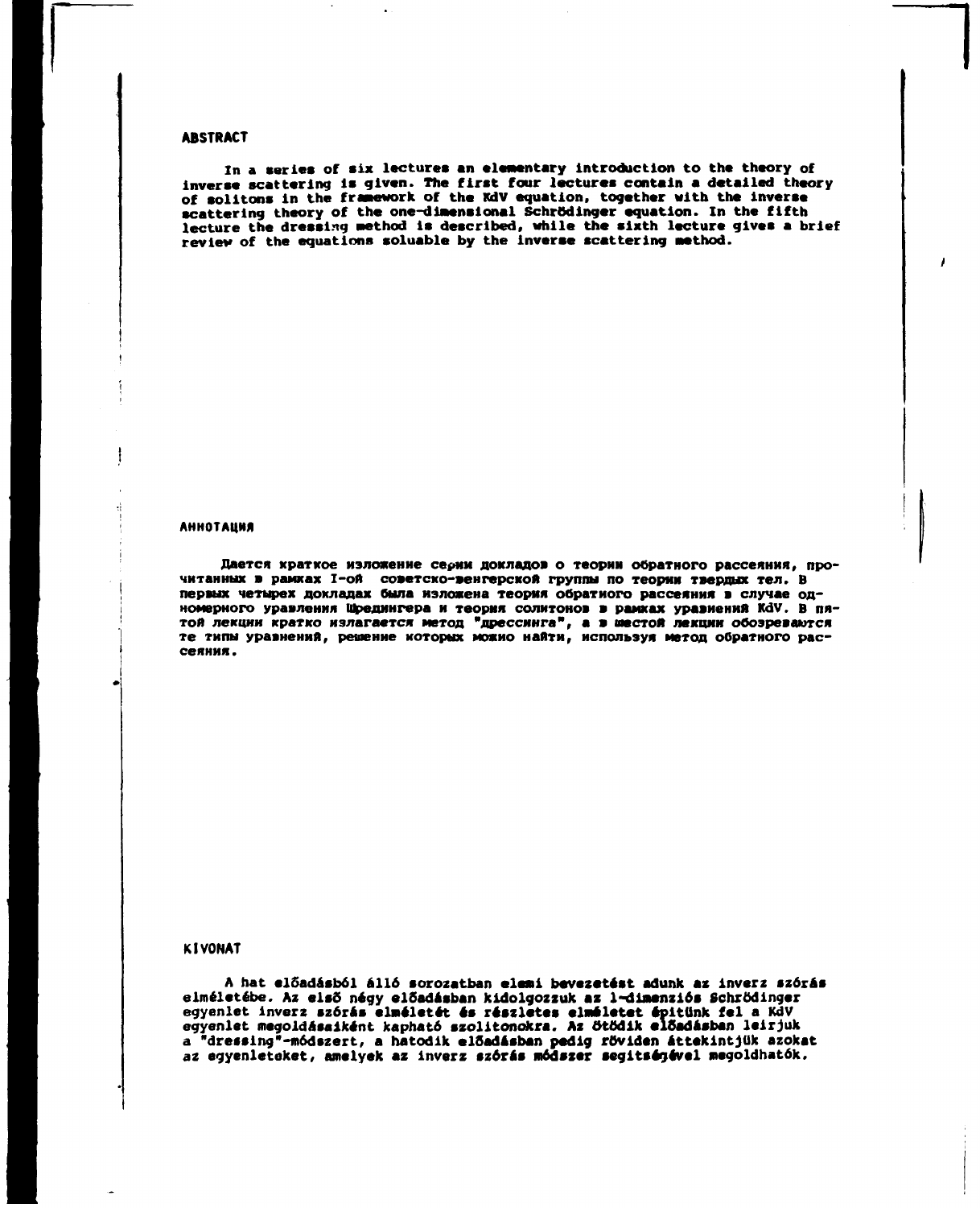## ABSTRACT

In a series of six lectures an elementary introduction to the theory of inverse scattering is given. The first four lectures contain a detailed theory of solitons in the framework of the KdV equation, together with the inverse scattering theory of the one-dimensional Schrödinger equation. In the fifth lecture the dressing method is described, while the sixth lecture gives a brief review of the equations soluable by the inverse scattering method.

## АННОТАЦИЯ

Дается краткое изложение серии докладов о теории обратного рассеяния, прочитанных в рамках I-ой советско-венгерской группы по теории твердых тел. В первых четырех докладах была изложена теория обратного рассеяния в случае одномерного уравления Шредингера и теория солитонов в рамках уравнения KdV. В пятой лекции кратко излагается метод "дрессинга", а в шестой лекции обозреваются те типы уравнений, решение которых можно найти, используя метод обратного рассеяния.

## KIVONAT

A hat előadásból álló sorozatban elemi bevezetést adunk az inverz szórás elméletébe. Az első négy előadásban kidolgozzuk az 1-dimenziós Schrödinger egyenlet inverz szórás elméletét és részletes elméletet épitünk fel a KdV egyenlet megoldásaiként kapható szolitonokra. Az ötödik előadásban leirjuk a "dressing"-módszert, a hatodik előadásban pedig röviden áttekintjük azokat az egyenleteket, amelyek az inverz szórás módszer segitségével megoldhatók.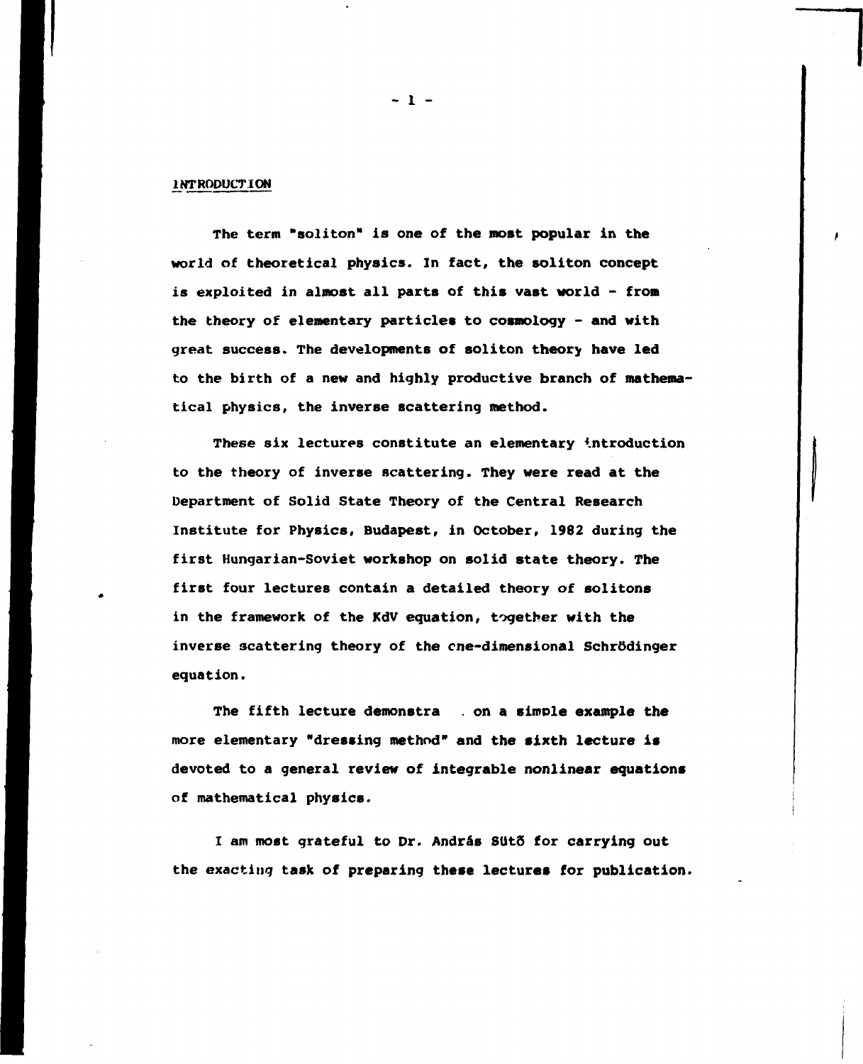## INTRODUCTION

The term "soliton" is one of the most popular in the world of theoretical physics. In fact, the soliton concept is exploited in almost all parts of this vast world - from the theory of elementary particles to cosmology - and with great success. The developments of soliton theory have led to the birth of a new and highly productive branch of mathematical physics, the inverse scattering method.

These six lectures constitute an elementary introduction to the theory of inverse scattering. They were read at the Department of Solid State Theory of the Central Research Institute for Physics, Budapest, in October, 1982 during the first Hungarian-Soviet workshop on solid state theory. The first four lectures contain a detailed theory of solitons in the framework of the KdV equation, together with the inverse scattering theory of the one-dimensional Schrödinger equation.

The fifth lecture demonstra . on a simple example the more elementary "dressing method" and the sixth lecture is devoted to a general review of integrable nonlinear equations of mathematical physics.

I am most grateful to Dr. András Sütő for carrying out the exacting task of preparing these lectures for publication.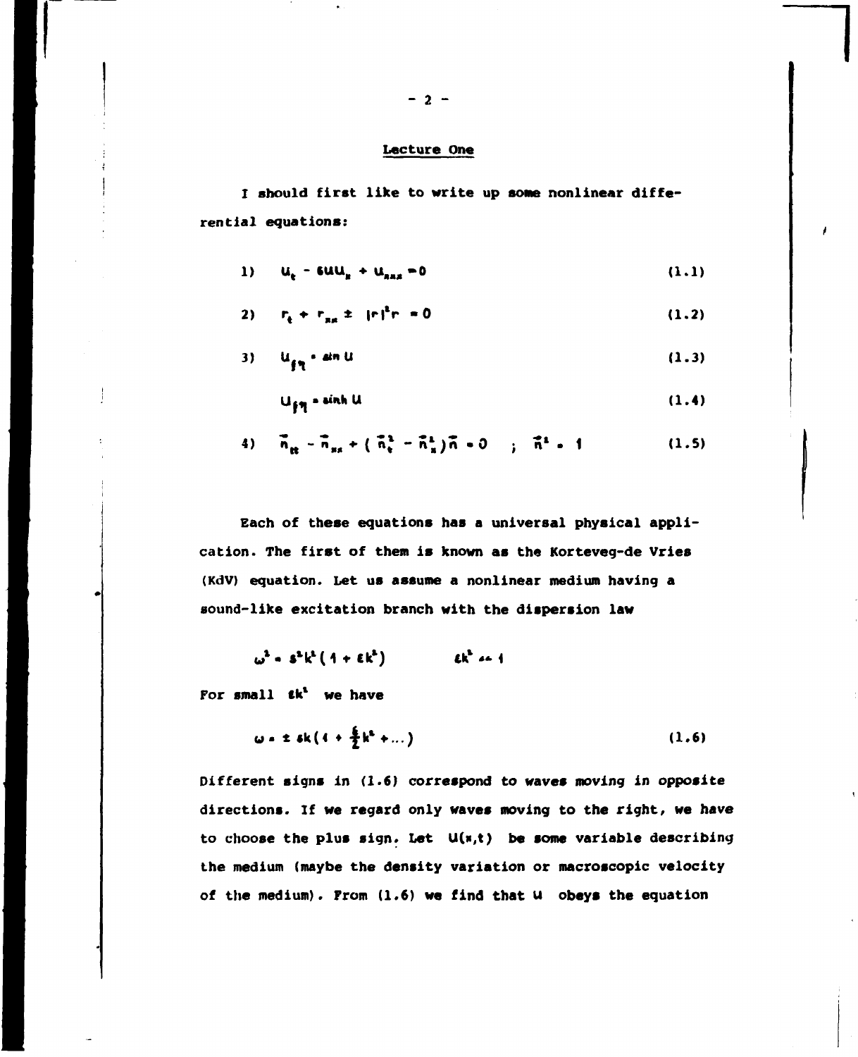## Lecture One

I should first like to write up some nonlinear differential equations:

$$1) \quad u_t - 6uu_x + u_{xxx} = 0 \tag{1.1}$$

$$2) \quad r_t + r_{xx} \pm |r|^2 r = 0 \tag{1.2}$$

$$3) \quad u_{\xi\eta} = \sin u \tag{1.3}$$

$$u_{\xi\eta} = \sinh u \tag{1.4}$$

$$4) \quad \vec{n}_{tt} - \vec{n}_{xx} + (\vec{n}_t^2 - \vec{n}_x^2)\vec{n} = 0 \quad ; \quad \vec{n}^2 = 1 \tag{1.5}$$

Each of these equations has a universal physical application. The first of them is known as the Korteveg-de Vries (KdV) equation. Let us assume a nonlinear medium having a sound-like excitation branch with the dispersion law

$$\omega^2 = s^2 k^2 (1 + \varepsilon k^2) \qquad \varepsilon k^2 \ll 1$$

For small $\varepsilon k^2$ we have

$$\omega = \pm sk\left(1 + \frac{\varepsilon}{2}k^2 + \ldots\right) \tag{1.6}$$

Different signs in (1.6) correspond to waves moving in opposite directions. If we regard only waves moving to the right, we have to choose the plus sign. Let $u(x,t)$ be some variable describing the medium (maybe the density variation or macroscopic velocity of the medium). From (1.6) we find that $u$ obeys the equation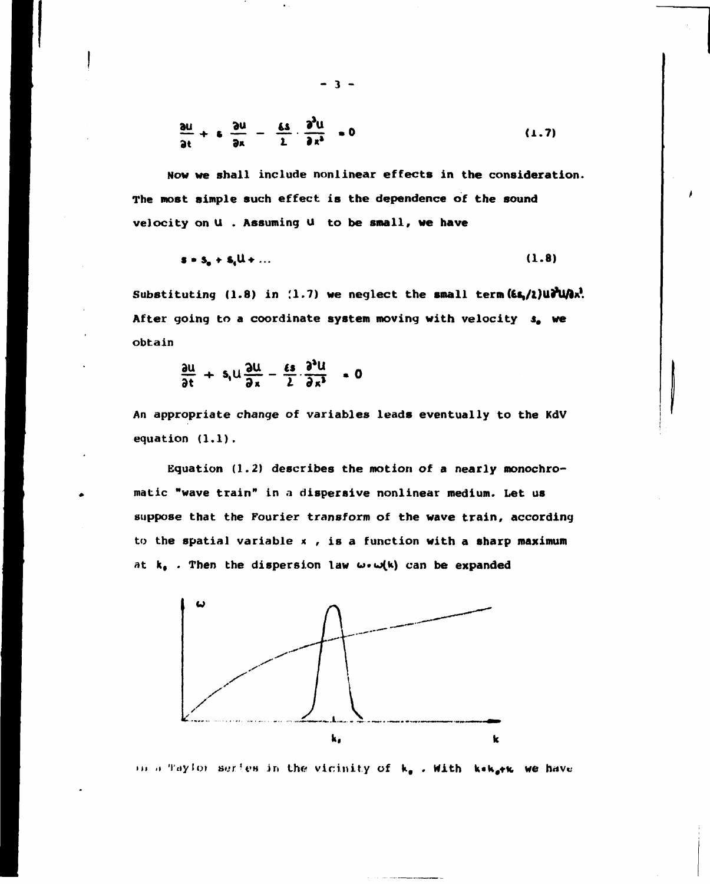$$\frac{\partial u}{\partial t} + s\,\frac{\partial u}{\partial x} - \frac{\varepsilon s}{2}\cdot\frac{\partial^3 u}{\partial x^3} = 0 \qquad (1.7)$$

Now we shall include nonlinear effects in the consideration. The most simple such effect is the dependence of the sound velocity on $u$. Assuming $u$ to be small, we have

$$s = s_0 + s_1 u + \ldots \qquad (1.8)$$

Substituting (1.8) in (1.7) we neglect the small term $(\varepsilon s_1/2)u\partial^3 u/\partial x^3$. After going to a coordinate system moving with velocity $s_0$ we obtain

$$\frac{\partial u}{\partial t} + s_1 u\frac{\partial u}{\partial x} - \frac{\varepsilon s}{2}\cdot\frac{\partial^3 u}{\partial x^3} = 0$$

An appropriate change of variables leads eventually to the KdV equation (1.1).

Equation (1.2) describes the motion of a nearly monochromatic "wave train" in a dispersive nonlinear medium. Let us suppose that the Fourier transform of the wave train, according to the spatial variable $x$, is a function with a sharp maximum at $k_0$. Then the dispersion law $\omega = \omega(k)$ can be expanded

in a Taylor series in the vicinity of $k_0$. With $k = k_0 + \kappa$ we have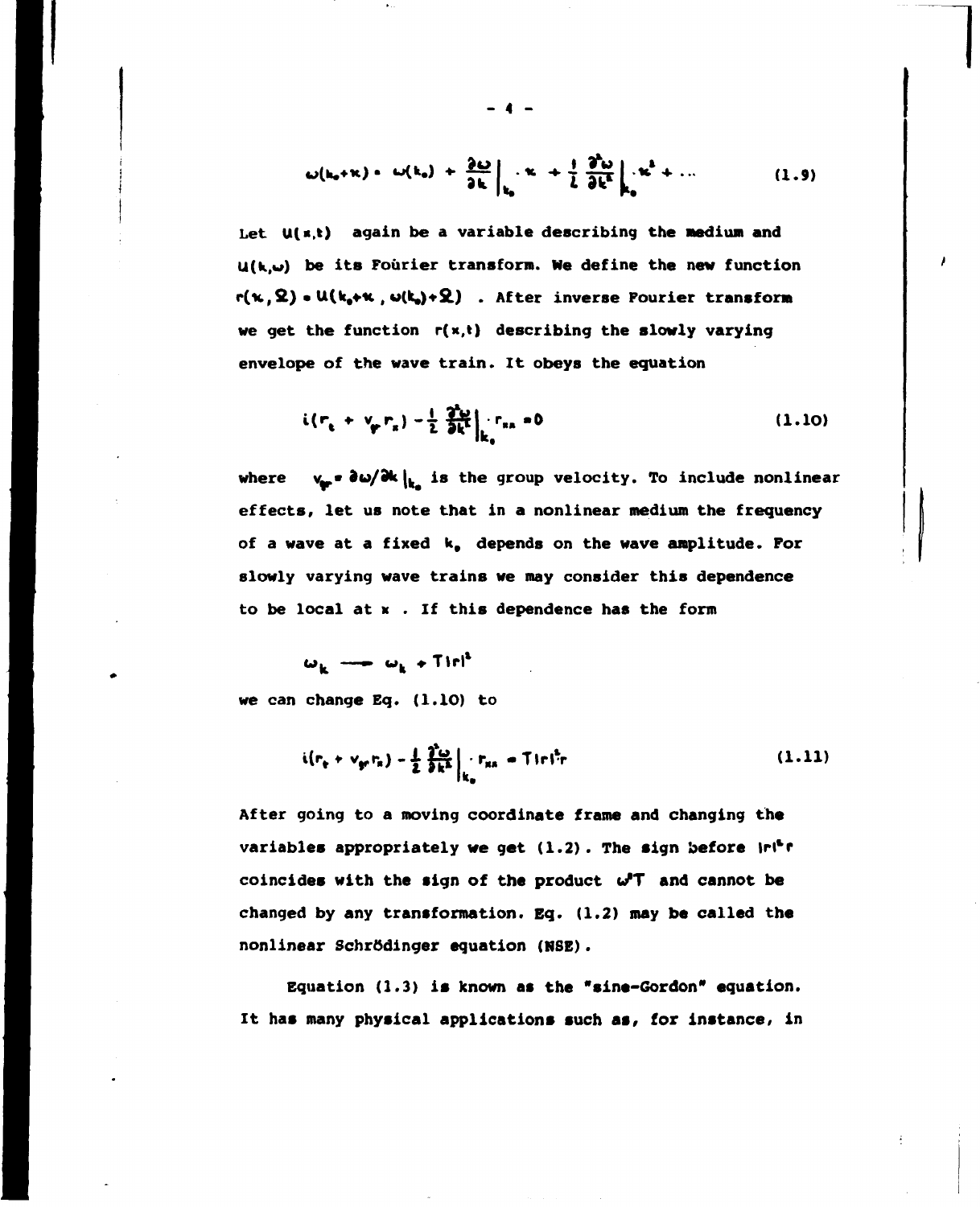$$\omega(k_0+\kappa) = \omega(k_0) + \frac{\partial\omega}{\partial k}\bigg|_{k_0}\cdot\kappa + \frac{1}{2}\frac{\partial^2\omega}{\partial k^2}\bigg|_{k_0}\cdot\kappa^2 + \ldots \tag{1.9}$$

Let $u(x,t)$ again be a variable describing the medium and $u(k,\omega)$ be its Fourier transform. We define the new function $r(\kappa,\Omega) = u(k_0+\kappa\,,\,\omega(k_0)+\Omega)$ . After inverse Fourier transform we get the function $r(x,t)$ describing the slowly varying envelope of the wave train. It obeys the equation

$$i(r_t + v_{gr}r_x) - \frac{1}{2}\frac{\partial^2\omega}{\partial k^2}\bigg|_{k_0}\cdot r_{xx} = 0 \tag{1.10}$$

where $v_{gr} = \partial\omega/\partial k\,|_{k_0}$ is the group velocity. To include nonlinear effects, let us note that in a nonlinear medium the frequency of a wave at a fixed $k_0$ depends on the wave amplitude. For slowly varying wave trains we may consider this dependence to be local at $x$ . If this dependence has the form

$$\omega_k \longrightarrow \omega_k + T|r|^2$$

we can change Eq. (1.10) to

$$i(r_t + v_{gr}r_x) - \frac{1}{2}\frac{\partial^2\omega}{\partial k^2}\bigg|_{k_0}\cdot r_{xx} = T|r|^2 r \tag{1.11}$$

After going to a moving coordinate frame and changing the variables appropriately we get (1.2). The sign before $|r|^2 r$ coincides with the sign of the product $\omega'' T$ and cannot be changed by any transformation. Eq. (1.2) may be called the nonlinear Schrödinger equation (NSE).

Equation (1.3) is known as the "sine-Gordon" equation. It has many physical applications such as, for instance, in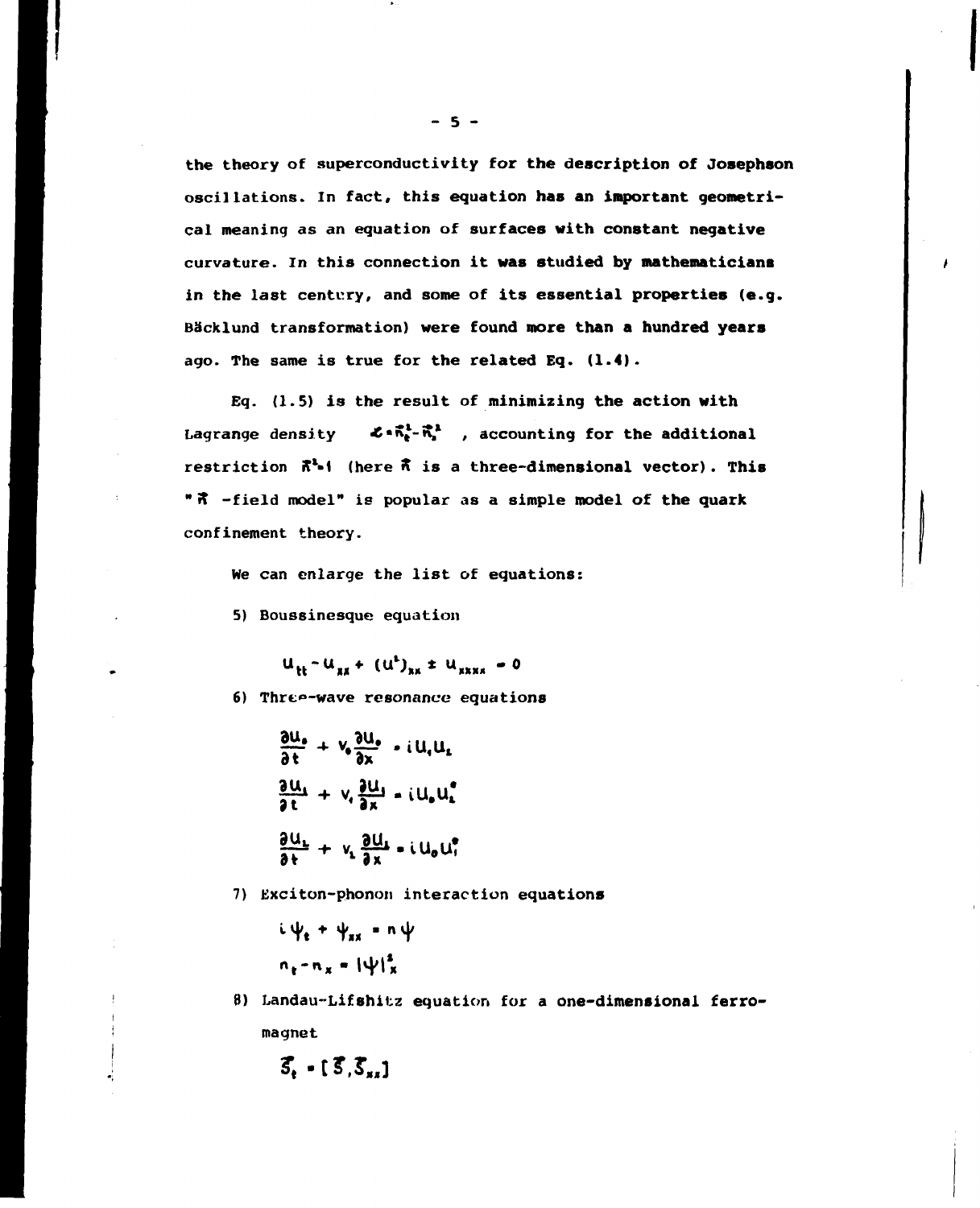the theory of superconductivity for the description of Josephson oscillations. In fact, this equation has an important geometrical meaning as an equation of surfaces with constant negative curvature. In this connection it was studied by mathematicians in the last century, and some of its essential properties (e.g. Bäcklund transformation) were found more than a hundred years ago. The same is true for the related Eq. (1.4).

Eq. (1.5) is the result of minimizing the action with Lagrange density $\mathcal{L} = \vec{n}_t^2 - \vec{n}_x^2$, accounting for the additional restriction $\vec{n}^2 = 1$ (here $\vec{n}$ is a three-dimensional vector). This "$\vec{n}$ -field model" is popular as a simple model of the quark confinement theory.

We can enlarge the list of equations:

5) Boussinesque equation

$$u_{tt} - u_{xx} + (u^2)_{xx} \pm u_{xxxx} = 0$$

6) Three-wave resonance equations

$$\frac{\partial u_0}{\partial t} + v_0 \frac{\partial u_0}{\partial x} = i u_1 u_2$$

$$\frac{\partial u_1}{\partial t} + v_1 \frac{\partial u_1}{\partial x} = i u_0 u_2^*$$

$$\frac{\partial u_2}{\partial t} + v_2 \frac{\partial u_2}{\partial x} = i u_0 u_1^*$$

7) Exciton-phonon interaction equations

$$i \psi_t + \psi_{xx} = n \psi$$

$$n_t - n_x = |\psi|^2_x$$

8) Landau-Lifshitz equation for a one-dimensional ferromagnet

$$\vec{S}_t = [\vec{S}, \vec{S}_{xx}]$$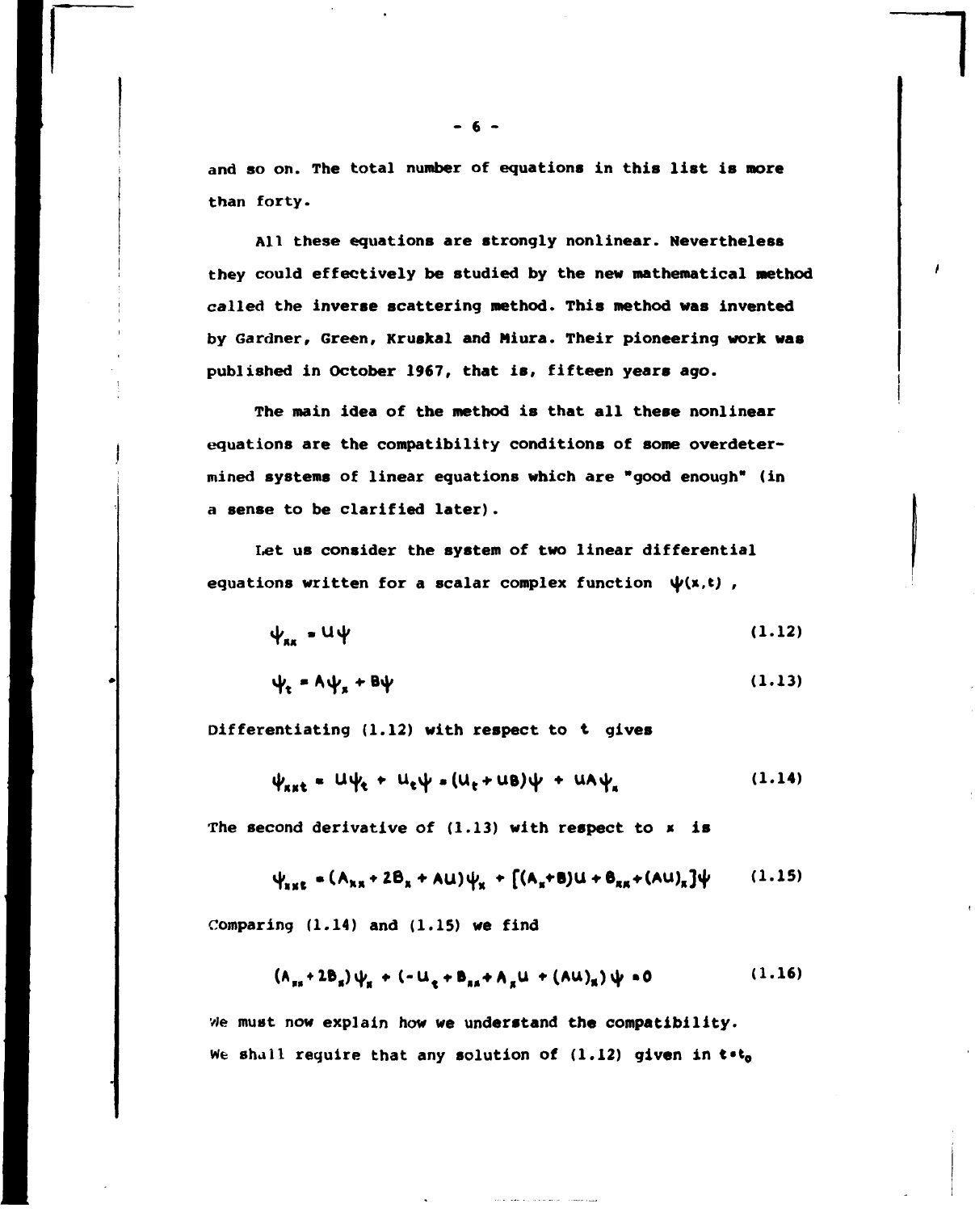and so on. The total number of equations in this list is more than forty.

All these equations are strongly nonlinear. Nevertheless they could effectively be studied by the new mathematical method called the inverse scattering method. This method was invented by Gardner, Green, Kruskal and Miura. Their pioneering work was published in October 1967, that is, fifteen years ago.

The main idea of the method is that all these nonlinear equations are the compatibility conditions of some overdetermined systems of linear equations which are "good enough" (in a sense to be clarified later).

Let us consider the system of two linear differential equations written for a scalar complex function $\psi(x,t)$ ,

$$\psi_{xx} = U\psi \tag{1.12}$$

$$\psi_t = A\psi_x + B\psi \tag{1.13}$$

Differentiating (1.12) with respect to $t$ gives

$$\psi_{xxt} = U\psi_t + U_t\psi = (U_t + UB)\psi + UA\psi_x \tag{1.14}$$

The second derivative of (1.13) with respect to $x$ is

$$\psi_{xxt} = (A_{xx} + 2B_x + AU)\psi_x + [(A_x + B)U + B_{xx} + (AU)_x]\psi \tag{1.15}$$

Comparing (1.14) and (1.15) we find

$$(A_{xx} + 2B_x)\psi_x + (-U_t + B_{xx} + A_x U + (AU)_x)\psi = 0 \tag{1.16}$$

We must now explain how we understand the compatibility. We shall require that any solution of (1.12) given in $t=t_0$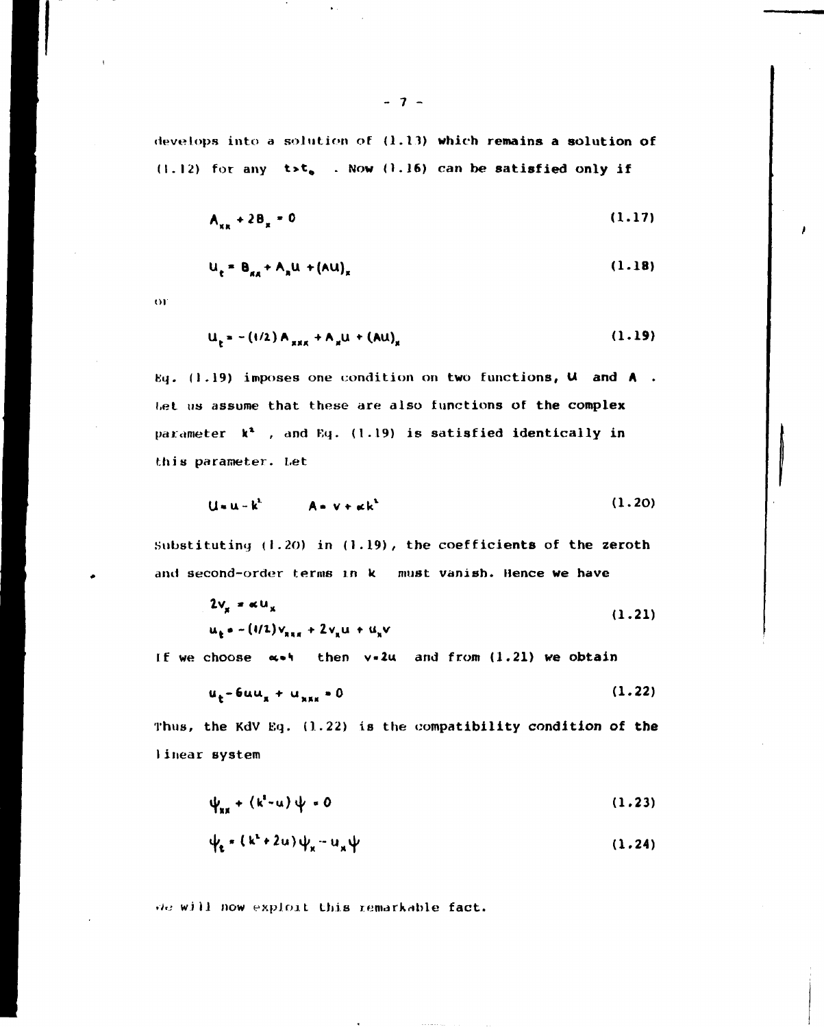develops into a solution of (1.13) which remains a solution of (1.12) for any $t > t_0$. Now (1.16) can be satisfied only if

$$A_{xx} + 2B_x = 0 \tag{1.17}$$

$$U_t = B_{xx} + A_x U + (AU)_x \tag{1.18}$$

or

$$U_t = -(1/2) A_{xxx} + A_x U + (AU)_x \tag{1.19}$$

Eq. (1.19) imposes one condition on two functions, $U$ and $A$. Let us assume that these are also functions of the complex parameter $k^2$, and Eq. (1.19) is satisfied identically in this parameter. Let

$$U = u - k^2 \qquad A = v + \alpha k^2 \tag{1.20}$$

Substituting (1.20) in (1.19), the coefficients of the zeroth and second-order terms in $k$ must vanish. Hence we have

$$\begin{aligned} 2v_x &= \alpha u_x \\ u_t &= -(1/2) v_{xxx} + 2 v_x u + u_x v \end{aligned} \tag{1.21}$$

If we choose $\alpha = 4$ then $v = 2u$ and from (1.21) we obtain

$$u_t - 6 u u_x + u_{xxx} = 0 \tag{1.22}$$

Thus, the KdV Eq. (1.22) is the compatibility condition of the linear system

$$\psi_{xx} + (k^2 - u)\psi = 0 \tag{1.23}$$

$$\psi_t = (k^2 + 2u)\psi_x - u_x \psi \tag{1.24}$$

We will now exploit this remarkable fact.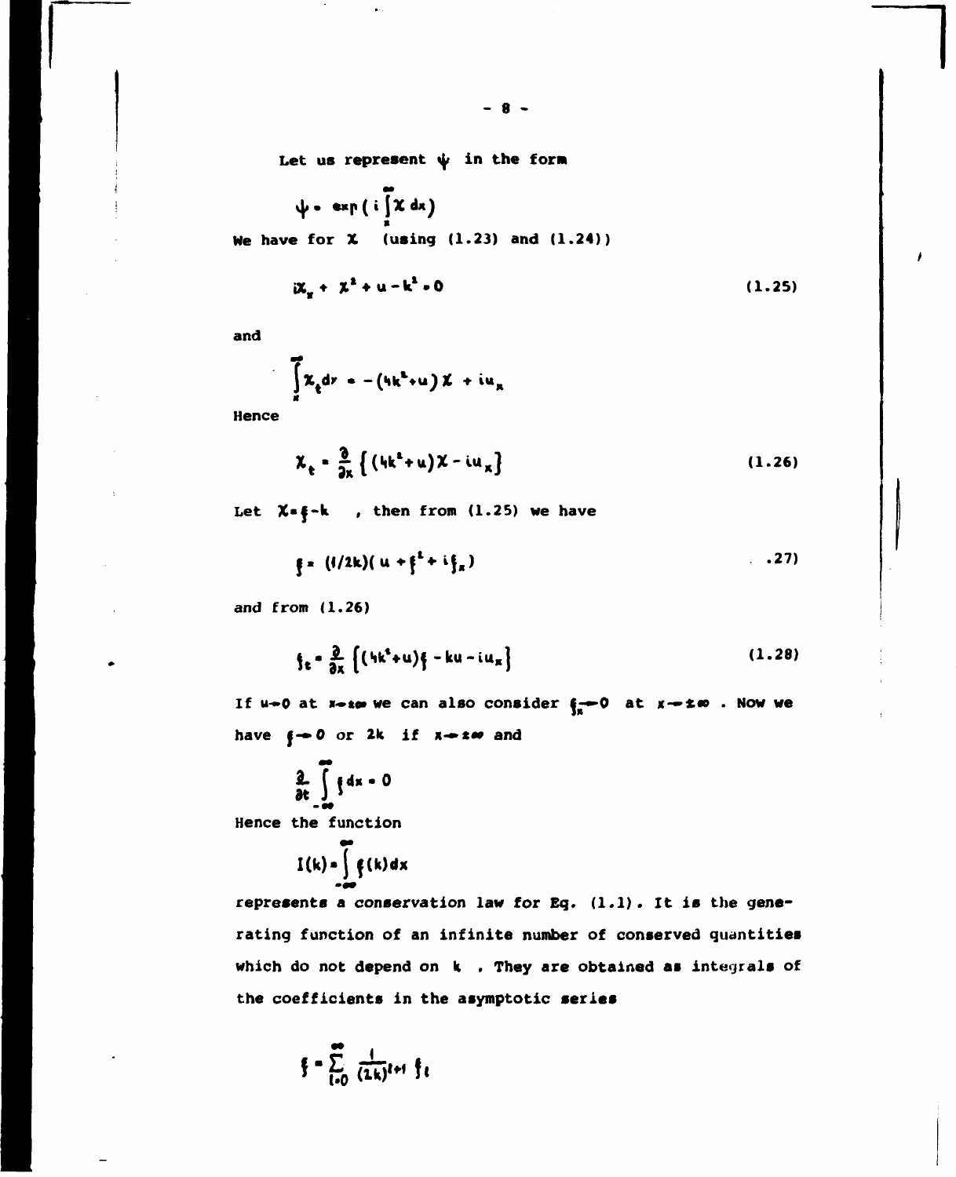Let us represent $\psi$ in the form

$$\psi = \exp\left( i \int_x^\infty \chi \, dx \right)$$

We have for $\chi$ (using (1.23) and (1.24))

$$i\chi_x + \chi^2 + u - k^2 = 0 \tag{1.25}$$

and

$$\int_x^\infty \chi_t \, dy = -(4k^2 + u)\chi + iu_x$$

Hence

$$\chi_t = \frac{\partial}{\partial x}\left\{ (4k^2 + u)\chi - iu_x \right\} \tag{1.26}$$

Let $\chi = \xi - k$ , then from (1.25) we have

$$\xi = (1/2k)(u + \xi^2 + i\xi_x) \tag{1.27}$$

and from (1.26)

$$\xi_t = \frac{\partial}{\partial x}\left[ (4k^2 + u)\xi - ku - iu_x \right] \tag{1.28}$$

If $u \to 0$ at $x \to \pm\infty$ we can also consider $\xi_x \to 0$ at $x \to \pm\infty$ . Now we have $\xi \to 0$ or $2k$ if $x \to \pm\infty$ and

$$\frac{\partial}{\partial t} \int_{-\infty}^{\infty} \xi \, dx = 0$$

Hence the function

$$I(k) = \int_{-\infty}^{\infty} \xi(k) \, dx$$

represents a conservation law for Eq. (1.1). It is the generating function of an infinite number of conserved quantities which do not depend on $k$ . They are obtained as integrals of the coefficients in the asymptotic series

$$\xi = \sum_{l=0}^{\infty} \frac{1}{(2k)^{l+1}} \xi_l$$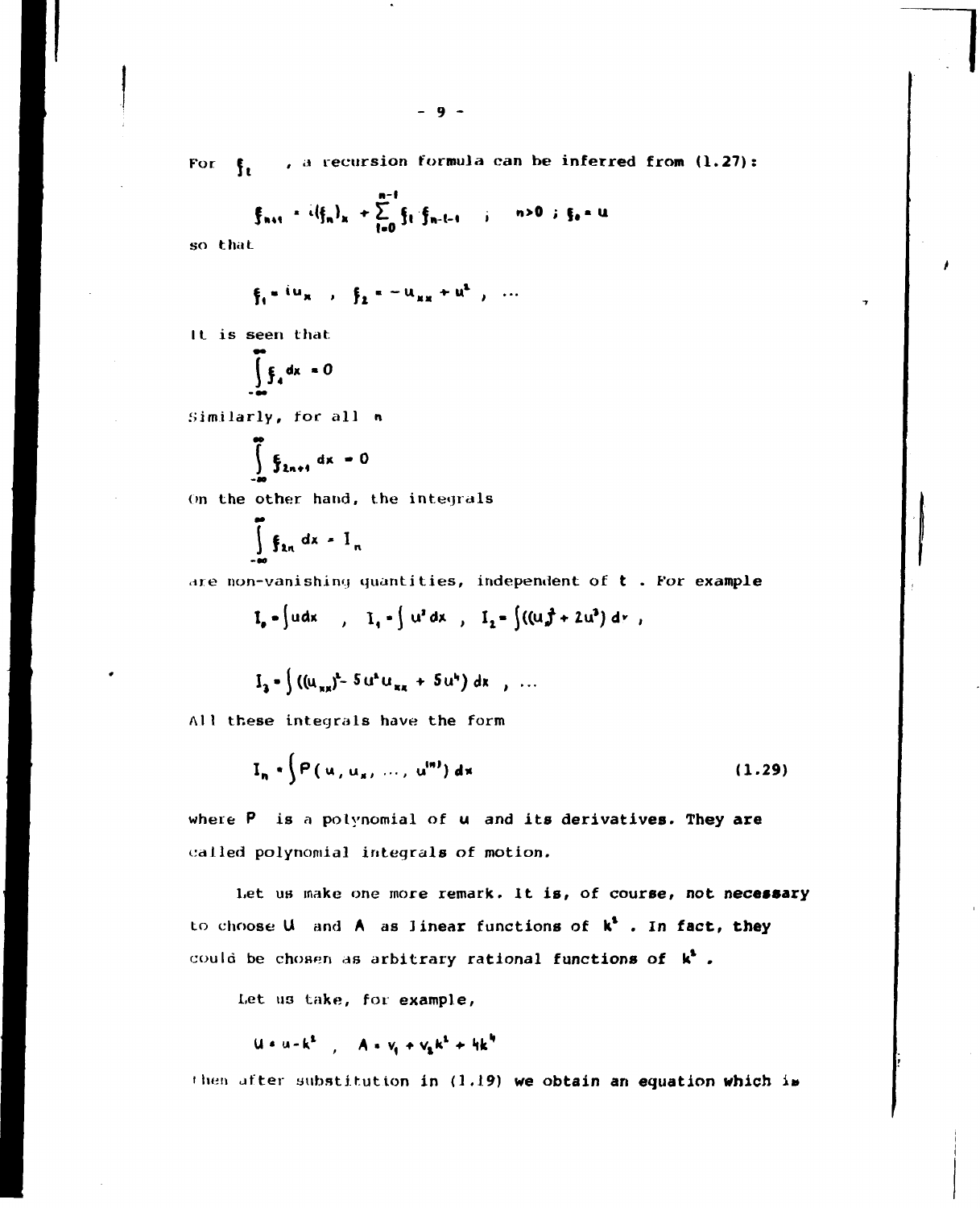For $\xi_t$ , a recursion formula can be inferred from (1.27):

$$\xi_{n+1} = i(\xi_n)_x + \sum_{l=0}^{n-1} \xi_l \, \xi_{n-l-1} \quad ; \quad n>0 \; ; \; \xi_0 = u$$

so that

$$\xi_1 = iu_x \quad , \quad \xi_2 = -u_{xx} + u^2 \quad , \quad \dots$$

It is seen that

$$\int_{-\infty}^{\infty} \xi_1 \, dx = 0$$

Similarly, for all $n$

$$\int_{-\infty}^{\infty} \xi_{2n+1} \, dx = 0$$

On the other hand, the integrals

$$\int_{-\infty}^{\infty} \xi_{2n} \, dx = I_n$$

are non-vanishing quantities, independent of $t$ . For example

$$I_0 = \int u dx \quad , \quad I_1 = \int u^2 dx \quad , \quad I_2 = \int ((u_x)^2 + 2u^3) \, dx \; ,$$

$$I_3 = \int ((u_{xx})^2 - 5u^2 u_{xx} + 5u^4) \, dx \quad , \; \dots$$

All these integrals have the form

$$I_n = \int P(u, u_x, \dots, u^{(m)}) \, dx \tag{1.29}$$

where $P$ is a polynomial of $u$ and its derivatives. They are called polynomial integrals of motion.

Let us make one more remark. It is, of course, not necessary to choose $U$ and $A$ as linear functions of $k^2$ . In fact, they could be chosen as arbitrary rational functions of $k^2$ .

Let us take, for example,

$$U = u - k^2 \quad , \quad A = v_1 + v_2 k^2 + 4k^4$$

then after substitution in (1.19) we obtain an equation which is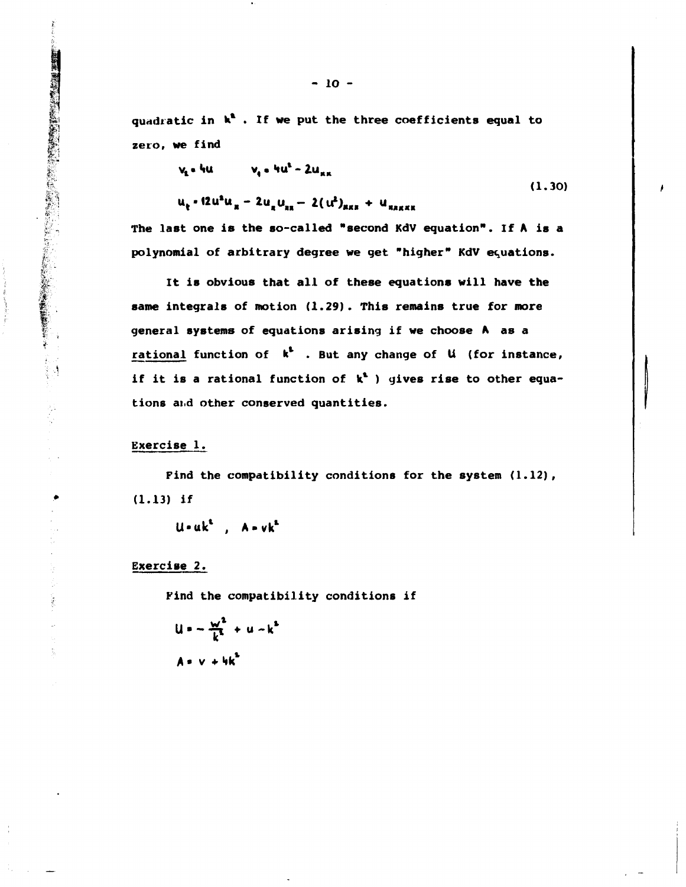quadratic in $k^2$. If we put the three coefficients equal to zero, we find

$$v_2 = 4u \qquad v_1 = 4u^2 - 2u_{xx}$$
$$u_t = 12u^2u_x - 2u_x u_{xx} - 2(u^2)_{xxx} + u_{xxxxx} \tag{1.30}$$

The last one is the so-called "second KdV equation". If A is a polynomial of arbitrary degree we get "higher" KdV equations.

It is obvious that all of these equations will have the same integrals of motion (1.29). This remains true for more general systems of equations arising if we choose A as a <u>rational</u> function of $k^2$. But any change of U (for instance, if it is a rational function of $k^2$) gives rise to other equations and other conserved quantities.

<u>Exercise 1.</u>

Find the compatibility conditions for the system (1.12), (1.13) if

$$U = uk^2 \; , \quad A = vk^2$$

<u>Exercise 2.</u>

Find the compatibility conditions if

$$U = -\frac{w^2}{k^2} + u - k^2$$
$$A = v + 4k^2$$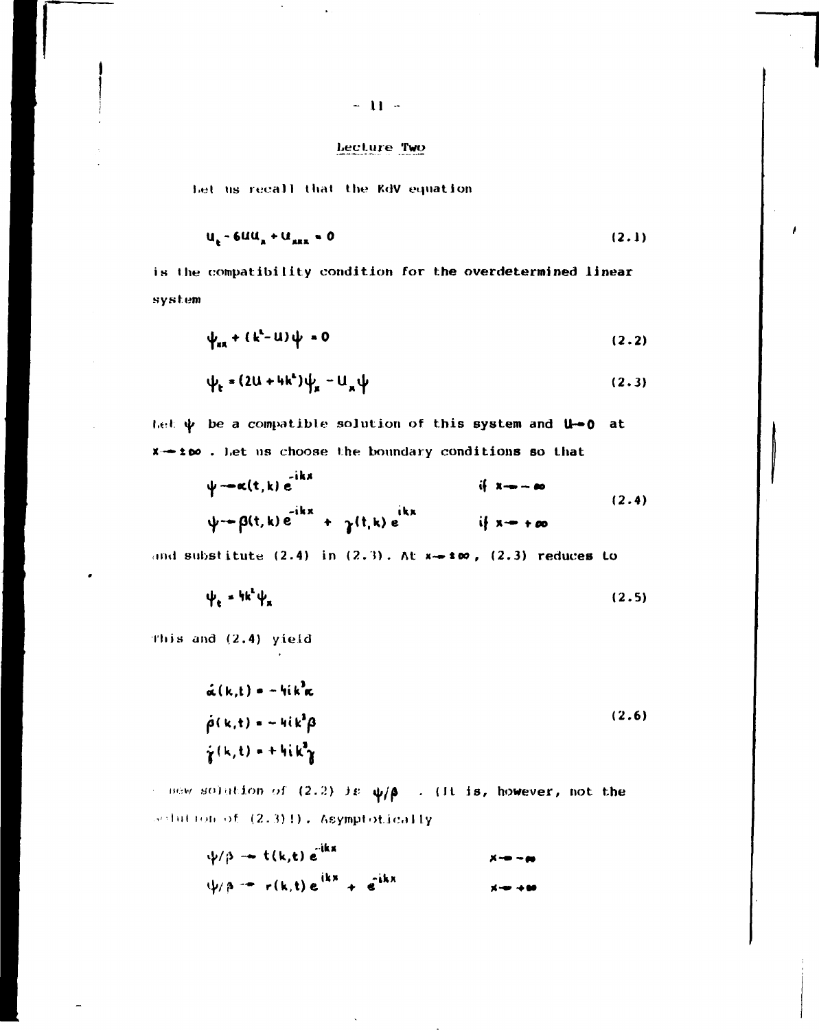## Lecture Two

Let us recall that the KdV equation

$$u_t - 6uu_x + u_{xxx} = 0 \tag{2.1}$$

is the compatibility condition for the overdetermined linear system

$$\psi_{xx} + (k^2 - u)\psi = 0 \tag{2.2}$$

$$\psi_t = (2u + 4k^2)\psi_x - u_x\psi \tag{2.3}$$

Let $\psi$ be a compatible solution of this system and $u \to 0$ at $x \to \pm\infty$. Let us choose the boundary conditions so that

$$\begin{aligned} \psi &\to \alpha(t,k)\, e^{-ikx} & \text{if } x \to -\infty \\ \psi &\to \beta(t,k)\, e^{-ikx} + \gamma(t,k)\, e^{ikx} & \text{if } x \to +\infty \end{aligned} \tag{2.4}$$

and substitute (2.4) in (2.3). At $x \to \pm\infty$, (2.3) reduces to

$$\psi_t = 4k^2 \psi_x \tag{2.5}$$

This and (2.4) yield

$$\begin{aligned} \dot{\alpha}(k,t) &= -4ik^3\alpha \\ \dot{\beta}(k,t) &= -4ik^3\beta \\ \dot{\gamma}(k,t) &= +4ik^3\gamma \end{aligned} \tag{2.6}$$

A new solution of (2.2) is $\psi/\beta$. (It is, however, not the solution of (2.3)!). Asymptotically

$$\begin{aligned} \psi/\beta &\to t(k,t)\, e^{-ikx} & x \to -\infty \\ \psi/\beta &\to r(k,t)\, e^{ikx} + e^{-ikx} & x \to +\infty \end{aligned}$$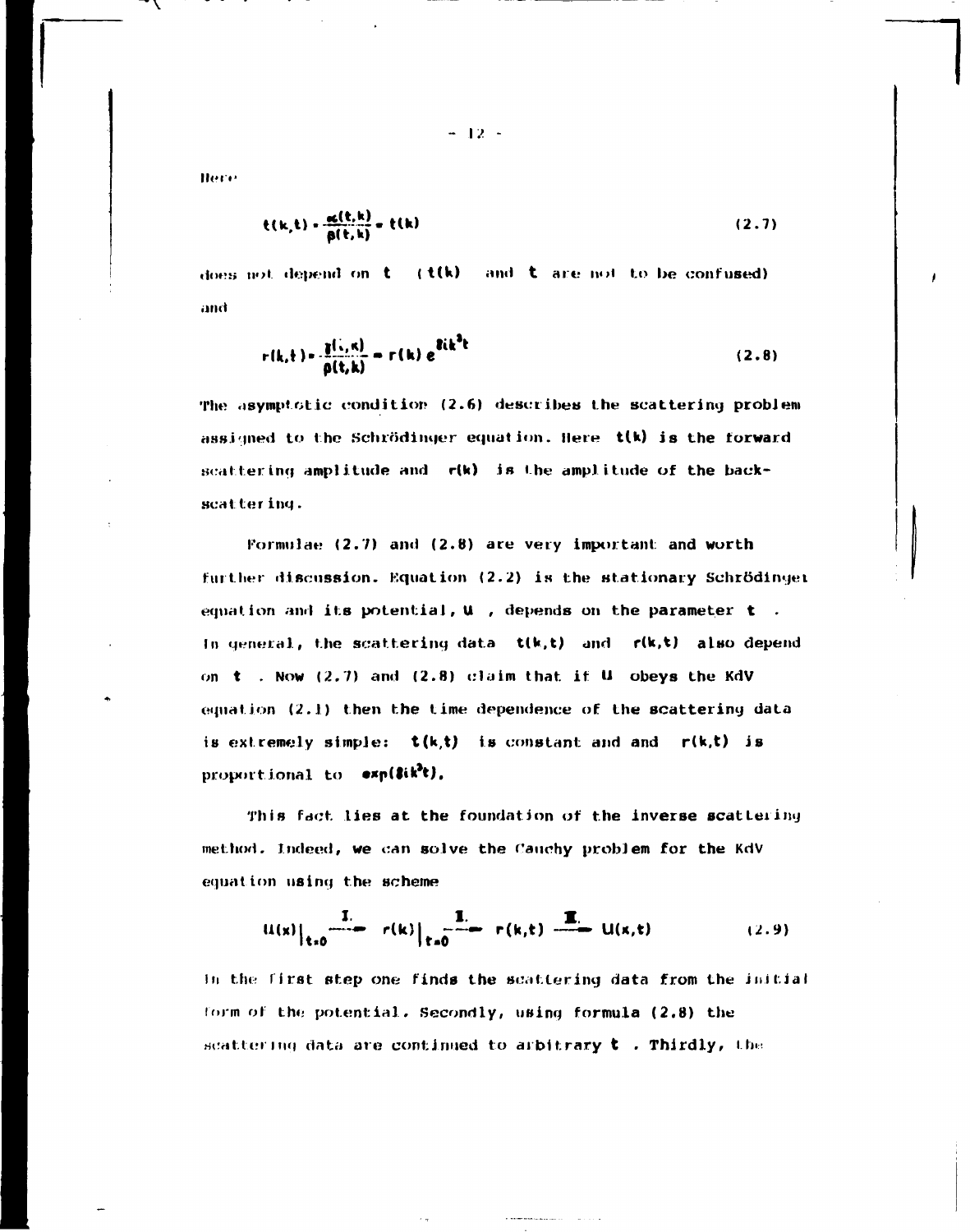Here

$$t(k,t) = \frac{\alpha(t,k)}{\beta(t,k)} = t(k) \tag{2.7}$$

does not depend on $t$ ($t(k)$ and $t$ are not to be confused) and

$$r(k,t) = \frac{\gamma(t,k)}{\beta(t,k)} = r(k)\, e^{8ik^3t} \tag{2.8}$$

The asymptotic condition (2.6) describes the scattering problem assigned to the Schrödinger equation. Here $t(k)$ is the forward scattering amplitude and $r(k)$ is the amplitude of the back-scattering.

Formulae (2.7) and (2.8) are very important and worth further discussion. Equation (2.2) is the stationary Schrödinger equation and its potential, $U$, depends on the parameter $t$. In general, the scattering data $t(k,t)$ and $r(k,t)$ also depend on $t$. Now (2.7) and (2.8) claim that if $U$ obeys the KdV equation (2.1) then the time dependence of the scattering data is extremely simple: $t(k,t)$ is constant and and $r(k,t)$ is proportional to $\exp(8ik^3t)$.

This fact lies at the foundation of the inverse scattering method. Indeed, we can solve the Cauchy problem for the KdV equation using the scheme

$$U(x)\big|_{t=0} \xrightarrow{\text{I.}} r(k)\big|_{t=0} \xrightarrow{\text{II.}} r(k,t) \xrightarrow{\text{III.}} U(x,t) \tag{2.9}$$

In the first step one finds the scattering data from the initial form of the potential. Secondly, using formula (2.8) the scattering data are continued to arbitrary $t$. Thirdly, the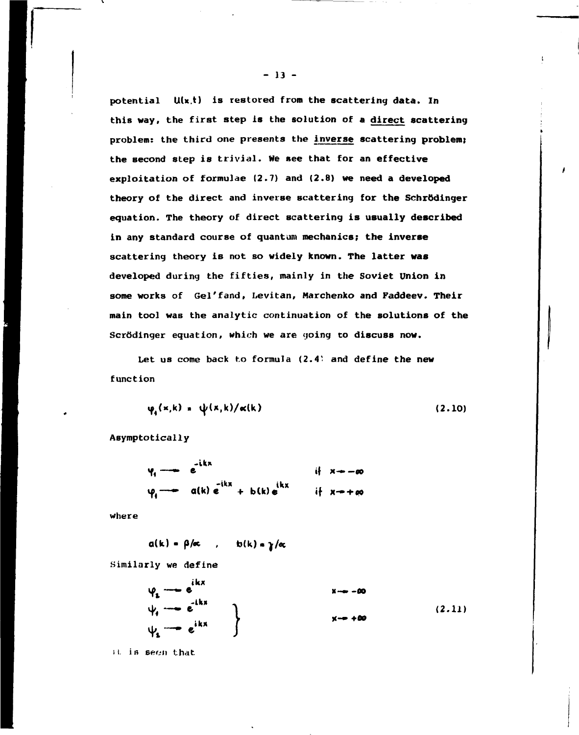potential $U(x,t)$ is restored from the scattering data. In this way, the first step is the solution of a direct scattering problem: the third one presents the inverse scattering problem; the second step is trivial. We see that for an effective exploitation of formulae (2.7) and (2.8) we need a developed theory of the direct and inverse scattering for the Schrödinger equation. The theory of direct scattering is usually described in any standard course of quantum mechanics; the inverse scattering theory is not so widely known. The latter was developed during the fifties, mainly in the Soviet Union in some works of Gel'fand, Levitan, Marchenko and Faddeev. Their main tool was the analytic continuation of the solutions of the Scrödinger equation, which we are going to discuss now.

Let us come back to formula (2.4) and define the new function

$$\varphi_1(x,k) = \psi(x,k)/\alpha(k) \tag{2.10}$$

Asymptotically

$$\begin{aligned} &\varphi_1 \to e^{-ikx} && \text{if } x \to -\infty \\ &\varphi_1 \to a(k)\, e^{-ikx} + b(k)\, e^{ikx} && \text{if } x \to +\infty \end{aligned}$$

where

$$a(k) = \beta/\alpha \quad , \quad b(k) = \gamma/\alpha$$

Similarly we define

$$\left.\begin{aligned} &\varphi_2 \to e^{ikx} && x \to -\infty \\ &\left.\begin{aligned} &\psi_1 \to e^{-ikx} \\ &\psi_2 \to e^{ikx} \end{aligned}\right\} && x \to +\infty \end{aligned}\right. \tag{2.11}$$

It is seen that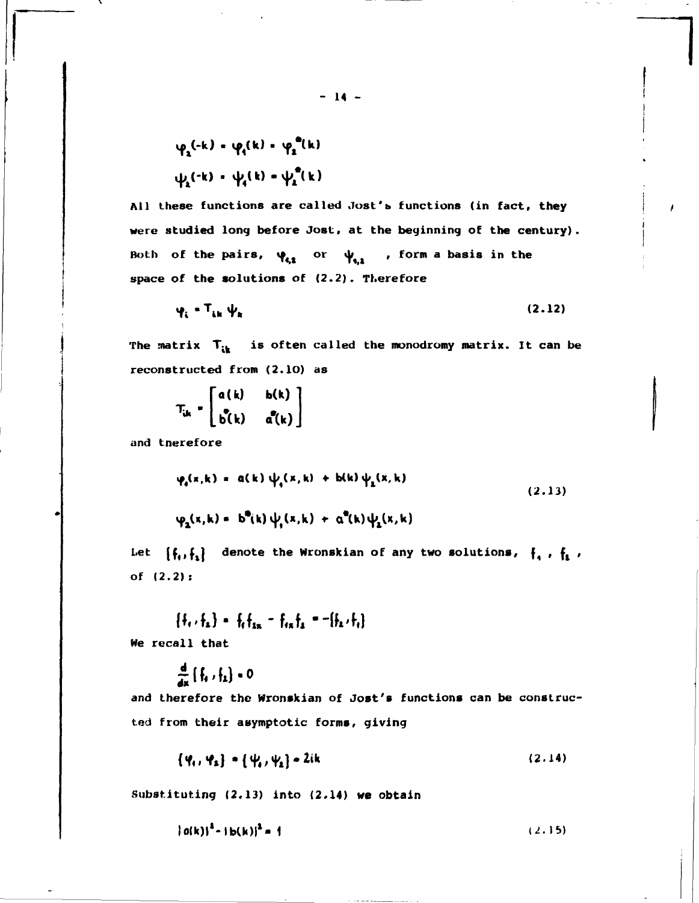$$\varphi_2(-k) = \varphi_1(k) = \varphi_2^*(k)$$

$$\psi_2(-k) = \psi_1(k) = \psi_2^*(k)$$

All these functions are called Jost's functions (in fact, they were studied long before Jost, at the beginning of the century). Both of the pairs, $\varphi_{1,2}$ or $\psi_{1,2}$ , form a basis in the space of the solutions of (2.2). Therefore

$$\varphi_i = T_{ik}\,\psi_k \tag{2.12}$$

The matrix $T_{ik}$ is often called the monodromy matrix. It can be reconstructed from (2.10) as

$$T_{ik} = \begin{bmatrix} a(k) & b(k) \\ b^*(k) & a^*(k) \end{bmatrix}$$

and therefore

$$\begin{aligned} \varphi_1(x,k) &= a(k)\,\psi_1(x,k) + b(k)\,\psi_2(x,k) \\ \varphi_2(x,k) &= b^*(k)\,\psi_1(x,k) + a^*(k)\,\psi_2(x,k) \end{aligned} \tag{2.13}$$

Let $\{f_1, f_2\}$ denote the Wronskian of any two solutions, $f_1$ , $f_2$ , of (2.2):

$$\{f_1, f_2\} = f_1 f_{2x} - f_{1x} f_2 = -\{f_2, f_1\}$$

We recall that

$$\frac{d}{dx}\{f_1, f_2\} = 0$$

and therefore the Wronskian of Jost's functions can be constructed from their asymptotic forms, giving

$$\{\varphi_1, \varphi_2\} = \{\psi_1, \psi_2\} = 2ik \tag{2.14}$$

Substituting (2.13) into (2.14) we obtain

$$|a(k)|^2 - |b(k)|^2 = 1 \tag{2.15}$$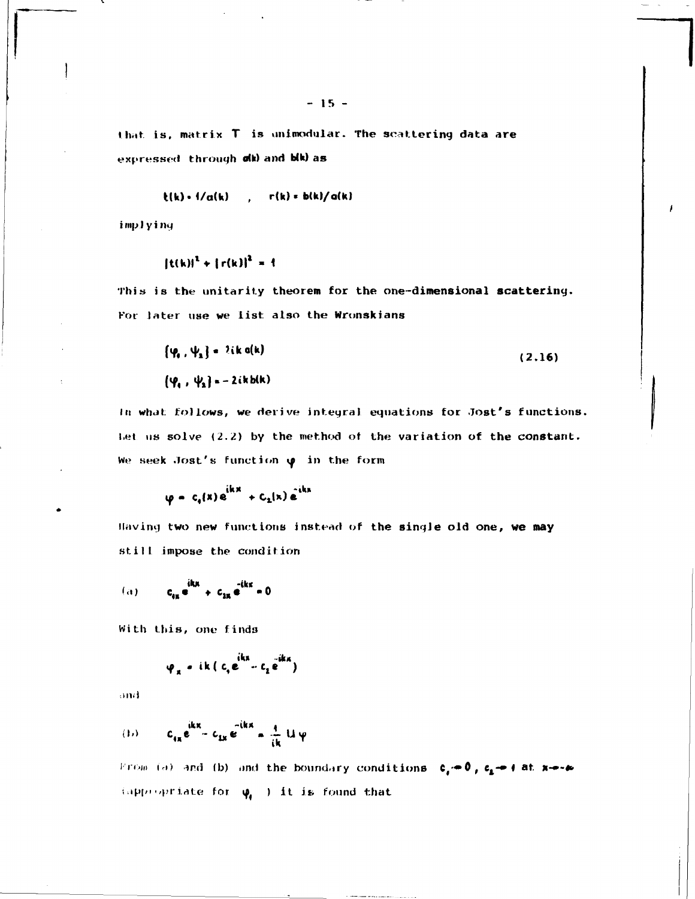that is, matrix $T$ is unimodular. The scattering data are expressed through $a(k)$ and $b(k)$ as

$$t(k) = 1/a(k) \quad , \quad r(k) = b(k)/a(k)$$

implying

$$|t(k)|^2 + |r(k)|^2 = 1$$

This is the unitarity theorem for the one-dimensional scattering. For later use we list also the Wronskians

$$\{\varphi_1 , \psi_2\} = 2ik\, a(k) \tag{2.16}$$

$$\{\varphi_1 , \psi_1\} = -2ik\, b(k)$$

In what follows, we derive integral equations for Jost's functions. Let us solve (2.2) by the method of the variation of the constant. We seek Jost's function $\varphi$ in the form

$$\varphi = c_1(x)\, e^{ikx} + c_2(x)\, e^{-ikx}$$

Having two new functions instead of the single old one, we may still impose the condition

$$\text{(a)} \qquad c_{1x} e^{ikx} + c_{2x} e^{-ikx} = 0$$

With this, one finds

$$\varphi_x = ik\,( c_1 e^{ikx} - c_2 e^{-ikx})$$

and

$$\text{(b)} \qquad c_{1x} e^{ikx} - c_{2x} e^{-ikx} = \frac{1}{ik}\, U \varphi$$

From (a) and (b) and the boundary conditions $c_1 \to 0$, $c_2 \to 1$ at $x \to -\infty$ (appropriate for $\varphi_1$ ) it is found that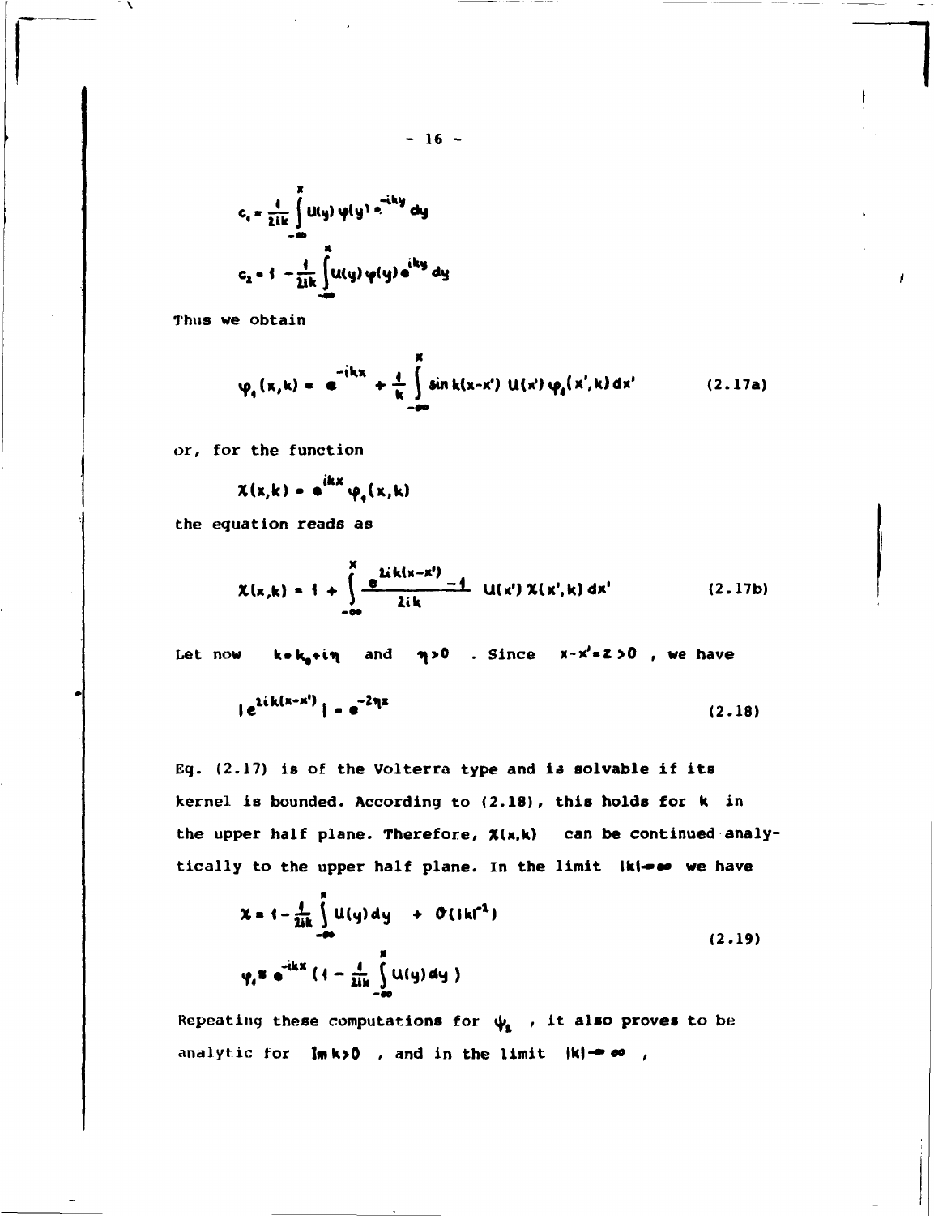$$c_1 = \frac{1}{2ik} \int_{-\infty}^{x} U(y)\, \varphi(y)\, e^{-iky}\, dy$$

$$c_2 = 1 - \frac{1}{2ik} \int_{-\infty}^{x} U(y)\, \varphi(y)\, e^{iky}\, dy$$

Thus we obtain

$$\varphi_1(x,k) = e^{-ikx} + \frac{1}{k} \int_{-\infty}^{x} \sin k(x-x')\, U(x')\, \varphi_1(x',k)\, dx' \qquad (2.17a)$$

or, for the function

$$\chi(x,k) = e^{ikx} \varphi_1(x,k)$$

the equation reads as

$$\chi(x,k) = 1 + \int_{-\infty}^{x} \frac{e^{2ik(x-x')} - 1}{2ik}\, U(x')\, \chi(x',k)\, dx' \qquad (2.17b)$$

Let now $k = k_0 + i\eta$ and $\eta > 0$. Since $x - x' = z > 0$, we have

$$| e^{2ik(x-x')} | = e^{-2\eta z} \qquad (2.18)$$

Eq. (2.17) is of the Volterra type and is solvable if its kernel is bounded. According to (2.18), this holds for $k$ in the upper half plane. Therefore, $\chi(x,k)$ can be continued analytically to the upper half plane. In the limit $|k| \to \infty$ we have

$$\chi = 1 - \frac{1}{2ik} \int_{-\infty}^{x} U(y)\, dy + O(|k|^{-2})$$
$$\varphi_1 \cong e^{-ikx} \left( 1 - \frac{1}{2ik} \int_{-\infty}^{x} U(y)\, dy \right) \qquad (2.19)$$

Repeating these computations for $\psi_2$, it also proves to be analytic for $\mathrm{Im}\, k > 0$, and in the limit $|k| \to \infty$,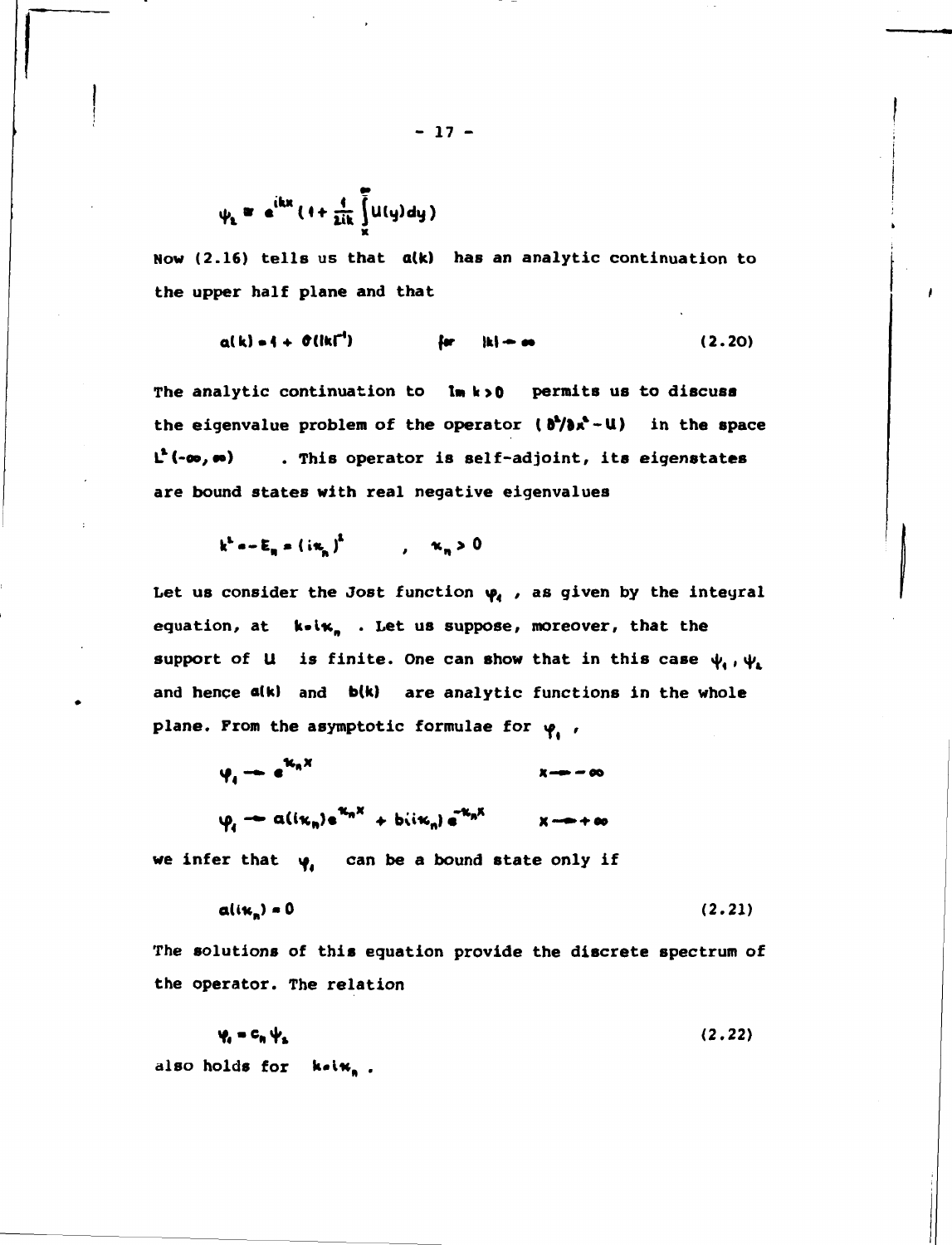$$\psi_2 \cong e^{ikx}\left(1+\frac{1}{2ik}\int_x^{\infty}U(y)dy\right)$$

Now (2.16) tells us that $a(k)$ has an analytic continuation to the upper half plane and that

$$a(k) = 1 + O(|k|^{-1}) \qquad \text{for} \quad |k| \to \infty \tag{2.20}$$

The analytic continuation to $\operatorname{Im} k > 0$ permits us to discuss the eigenvalue problem of the operator $(\partial^2/\partial x^2 - U)$ in the space $L^2(-\infty, \infty)$. This operator is self-adjoint, its eigenstates are bound states with real negative eigenvalues

$$k^2 = -E_n = (i\kappa_n)^2 \qquad , \quad \kappa_n > 0$$

Let us consider the Jost function $\varphi_1$, as given by the integral equation, at $k = i\kappa_n$. Let us suppose, moreover, that the support of $U$ is finite. One can show that in this case $\psi_1, \psi_2$ and hence $a(k)$ and $b(k)$ are analytic functions in the whole plane. From the asymptotic formulae for $\varphi_1$,

$$\varphi_1 \to e^{\kappa_n x} \qquad\qquad x \to -\infty$$

$$\varphi_1 \to a(i\kappa_n)e^{\kappa_n x} + b(i\kappa_n)e^{-\kappa_n x} \qquad x \to +\infty$$

we infer that $\varphi_1$ can be a bound state only if

$$a(i\kappa_n) = 0 \tag{2.21}$$

The solutions of this equation provide the discrete spectrum of the operator. The relation

$$\varphi_1 = c_n \psi_2 \tag{2.22}$$

also holds for $k = i\kappa_n$.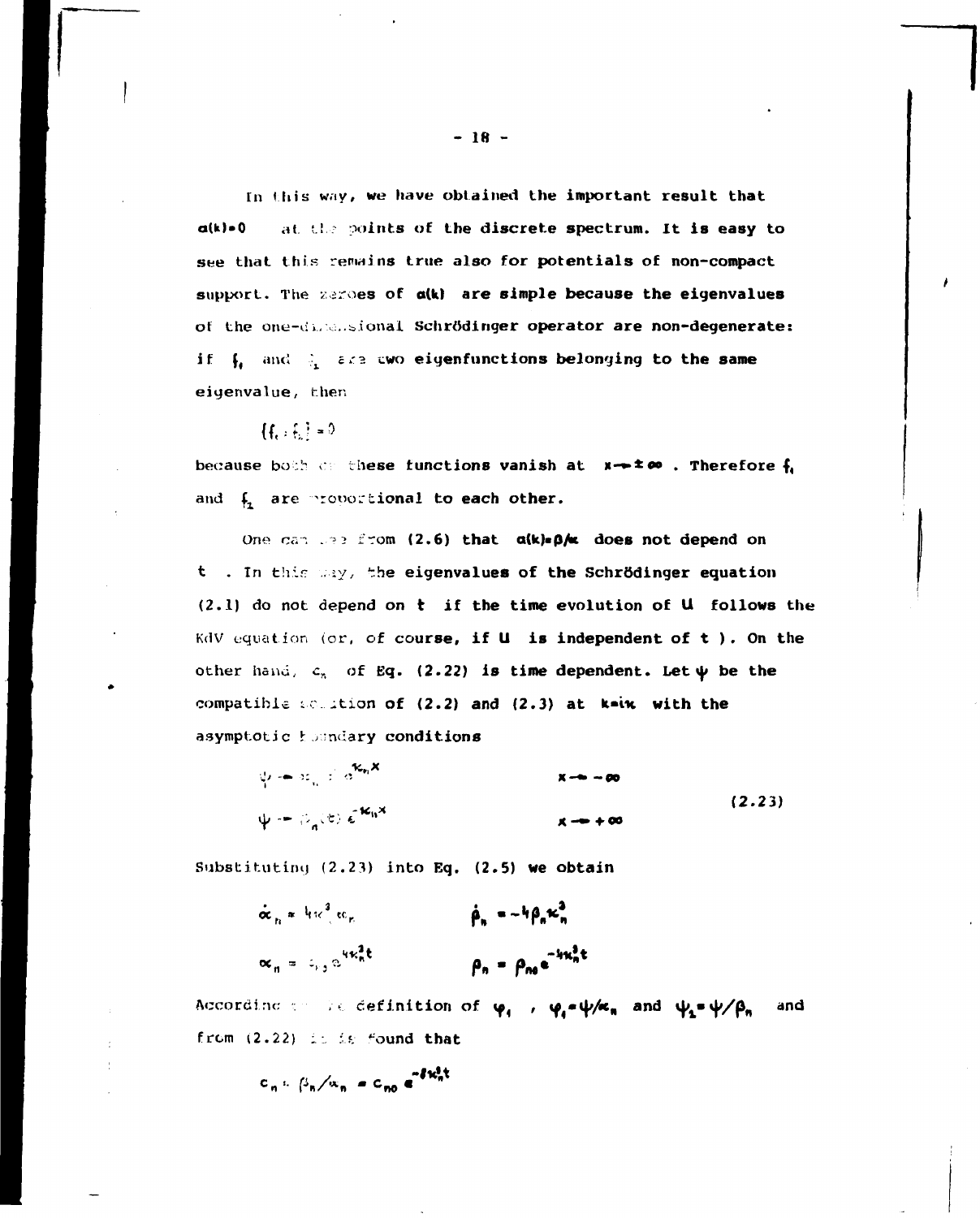In this way, we have obtained the important result that $a(k)=0$ at the points of the discrete spectrum. It is easy to see that this remains true also for potentials of non-compact support. The zeroes of $a(k)$ are simple because the eigenvalues of the one-dimensional Schrödinger operator are non-degenerate: if $f_1$ and $f_2$ are two eigenfunctions belonging to the same eigenvalue, then

$$\{f_1 ; f_2\} = 0$$

because both of these functions vanish at $x \to \pm\infty$ . Therefore $f_1$ and $f_2$ are proportional to each other.

One can see from (2.6) that $a(k)=\beta/\alpha$ does not depend on $t$ . In this way, the eigenvalues of the Schrödinger equation (2.1) do not depend on $t$ if the time evolution of $U$ follows the KdV equation (or, of course, if $U$ is independent of $t$ ). On the other hand, $c_n$ of Eq. (2.22) is time dependent. Let $\psi$ be the compatible solution of (2.2) and (2.3) at $k=i\kappa$ with the asymptotic boundary conditions

$$\begin{aligned}
&\psi \to \alpha_n(t)\, e^{\kappa_n x} && x \to -\infty \\
&\psi \to \beta_n(t)\, e^{-\kappa_n x} && x \to +\infty
\end{aligned} \tag{2.23}$$

Substituting (2.23) into Eq. (2.5) we obtain

$$\begin{aligned}
&\dot{\alpha}_n = 4\kappa_n^3 \alpha_n && \dot{\beta}_n = -4\beta_n \kappa_n^3 \\
&\alpha_n = \alpha_{n0}\, e^{4\kappa_n^3 t} && \beta_n = \beta_{n0}\, e^{-4\kappa_n^3 t}
\end{aligned}$$

According to the definition of $\varphi_1$ , $\varphi_1 = \psi/\alpha_n$ and $\psi_2 = \psi/\beta_n$ and from (2.22) it is found that

$$c_n = \beta_n / \alpha_n = c_{n0}\, e^{-8\kappa_n^3 t}$$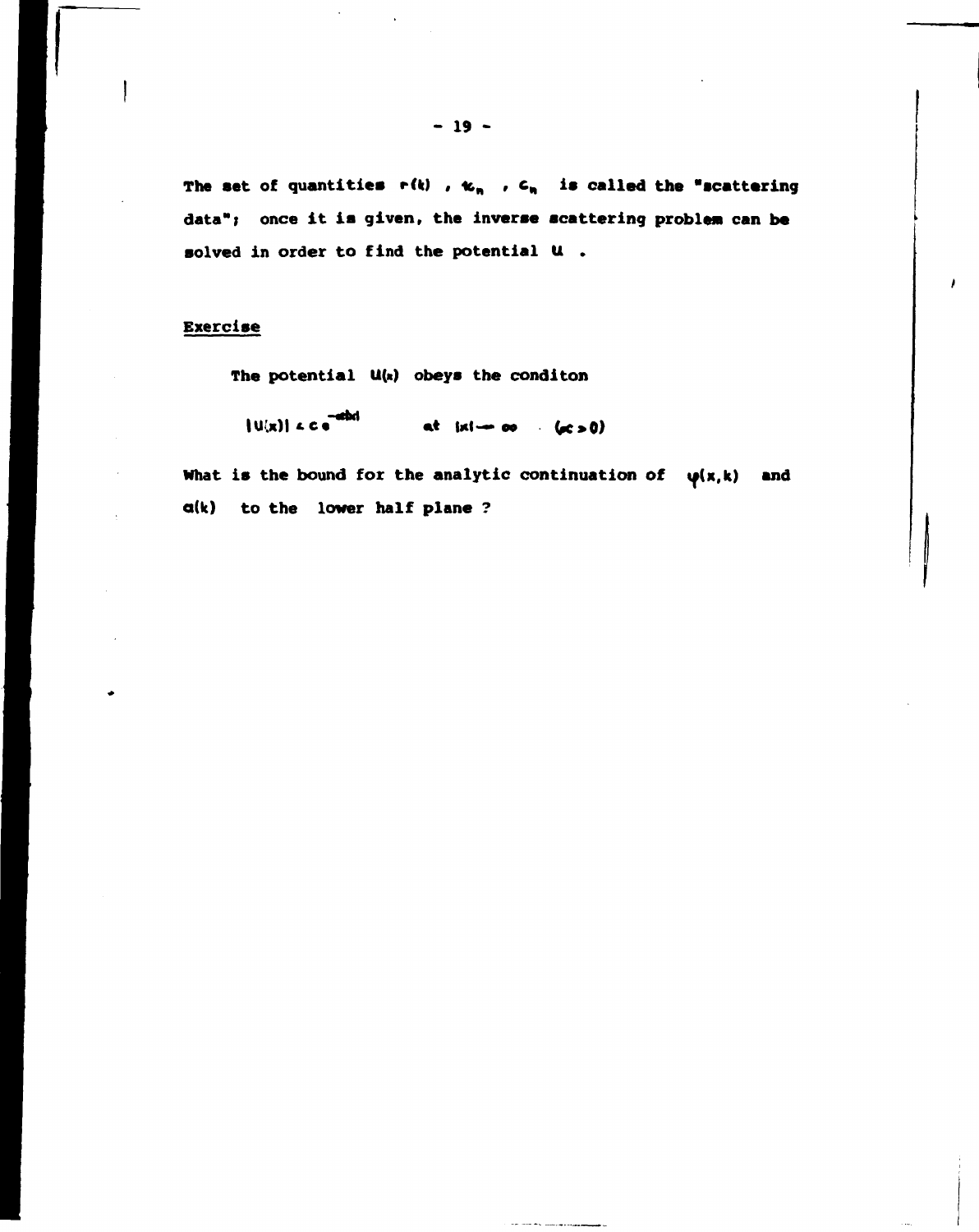The set of quantities $r(k)$ , $\varkappa_n$ , $c_n$ is called the "scattering data"; once it is given, the inverse scattering problem can be solved in order to find the potential $u$ .

## Exercise

The potential $u(x)$ obeys the conditon

$$|u(x)| \leq c\, e^{-\varkappa |x|} \qquad \text{at } |x| \to \infty \quad (\varkappa > 0)$$

What is the bound for the analytic continuation of $\psi(x,k)$ and $a(k)$ to the lower half plane ?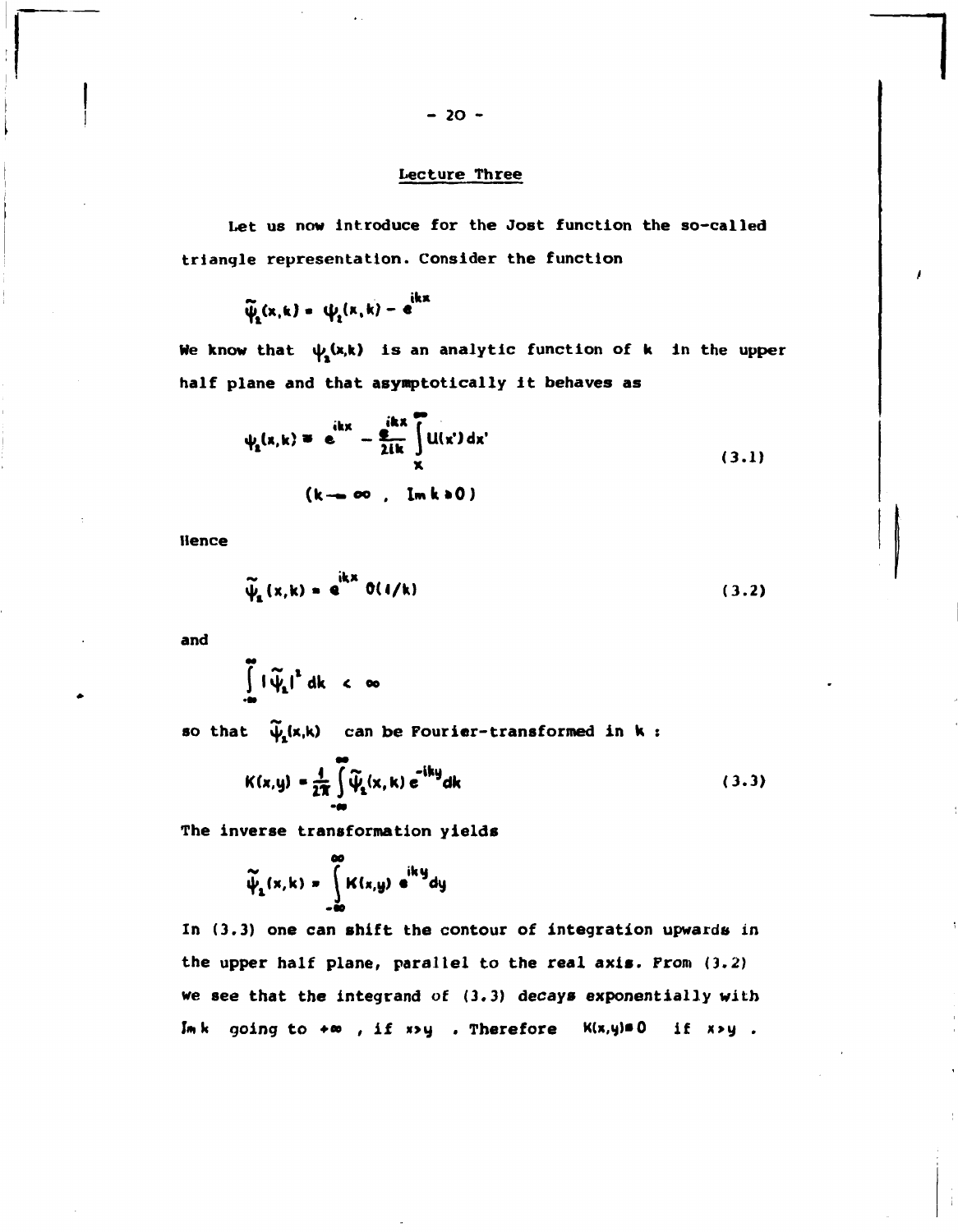## Lecture Three

Let us now introduce for the Jost function the so-called triangle representation. Consider the function

$$\tilde{\psi}_1(x,k) = \psi_1(x,k) - e^{ikx}$$

We know that $\psi_1(x,k)$ is an analytic function of $k$ in the upper half plane and that asymptotically it behaves as

$$\psi_1(x,k) \cong e^{ikx} - \frac{e^{ikx}}{2ik}\int_x^\infty U(x')\,dx' \tag{3.1}$$

$$(k \to \infty\ ,\ \ \mathrm{Im}\,k \geq 0)$$

Hence

$$\tilde{\psi}_1(x,k) = e^{ikx}\, O(1/k) \tag{3.2}$$

and

$$\int_{-\infty}^{\infty} |\tilde{\psi}_1|^2\, dk \ < \ \infty$$

so that $\tilde{\psi}_1(x,k)$ can be Fourier-transformed in $k$ :

$$K(x,y) = \frac{1}{2\pi}\int_{-\infty}^{\infty} \tilde{\psi}_1(x,k)\, e^{-iky} dk \tag{3.3}$$

The inverse transformation yields

$$\tilde{\psi}_1(x,k) = \int_{-\infty}^{\infty} K(x,y)\, e^{iky} dy$$

In (3.3) one can shift the contour of integration upwards in the upper half plane, parallel to the real axis. From (3.2) we see that the integrand of (3.3) decays exponentially with $\mathrm{Im}\,k$ going to $+\infty$ , if $x>y$ . Therefore $K(x,y) = 0$ if $x>y$ .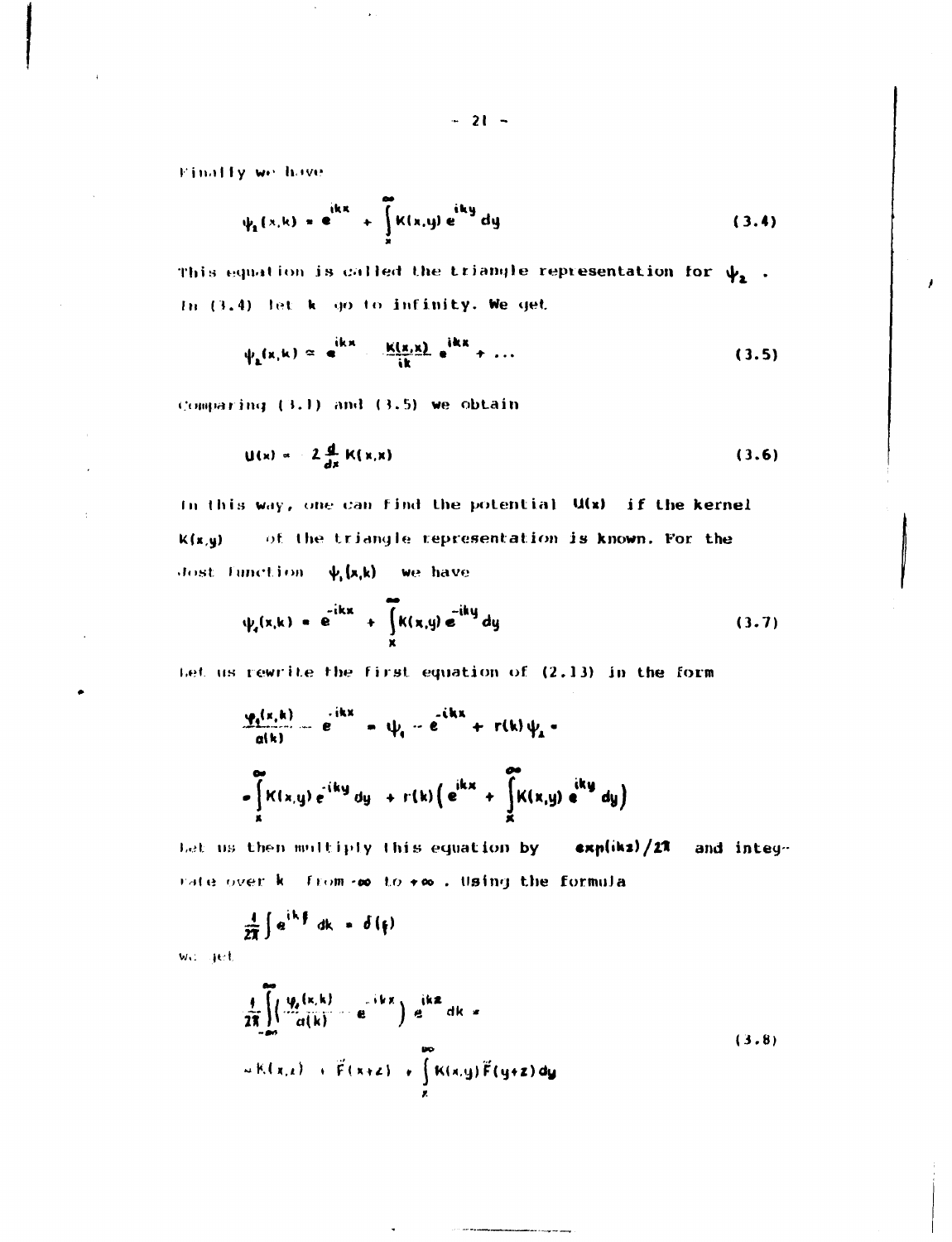Finally we have

$$\psi_2(x,k) = e^{ikx} + \int_x^{\infty} K(x,y)\, e^{iky}\, dy \tag{3.4}$$

This equation is called the triangle representation for $\psi_2$ .
In (3.4) let $k$ go to infinity. We get

$$\psi_2(x,k) \simeq e^{ikx} - \frac{K(x,x)}{ik}\, e^{ikx} + \dots \tag{3.5}$$

Comparing (3.1) and (3.5) we obtain

$$U(x) = -2\frac{d}{dx} K(x,x) \tag{3.6}$$

In this way, one can find the potential $U(x)$ if the kernel $K(x,y)$ of the triangle representation is known. For the Jost function $\psi_1(x,k)$ we have

$$\psi_1(x,k) = e^{-ikx} + \int_x^{\infty} K(x,y)\, e^{-iky}\, dy \tag{3.7}$$

Let us rewrite the first equation of (2.13) in the form

$$\frac{\varphi_1(x,k)}{a(k)} - e^{-ikx} = \psi_1 - e^{-ikx} + r(k)\psi_2 =$$

$$= \int_x^{\infty} K(x,y)\, e^{-iky}\, dy + r(k)\Big( e^{ikx} + \int_x^{\infty} K(x,y)\, e^{iky}\, dy \Big)$$

Let us then multiply this equation by $\exp(ikz)/2\pi$ and integrate over $k$ from $-\infty$ to $+\infty$ . Using the formula

$$\frac{1}{2\pi}\int e^{ik\xi}\, dk = \delta(\xi)$$

we get

$$\frac{1}{2\pi}\int_{-\infty}^{\infty}\Big(\frac{\varphi_1(x,k)}{a(k)} - e^{-ikx}\Big)\, e^{ikz}\, dk =$$
$$= K(x,z) + \tilde{F}(x+z) + \int_x^{\infty} K(x,y)\tilde{F}(y+z)\, dy \tag{3.8}$$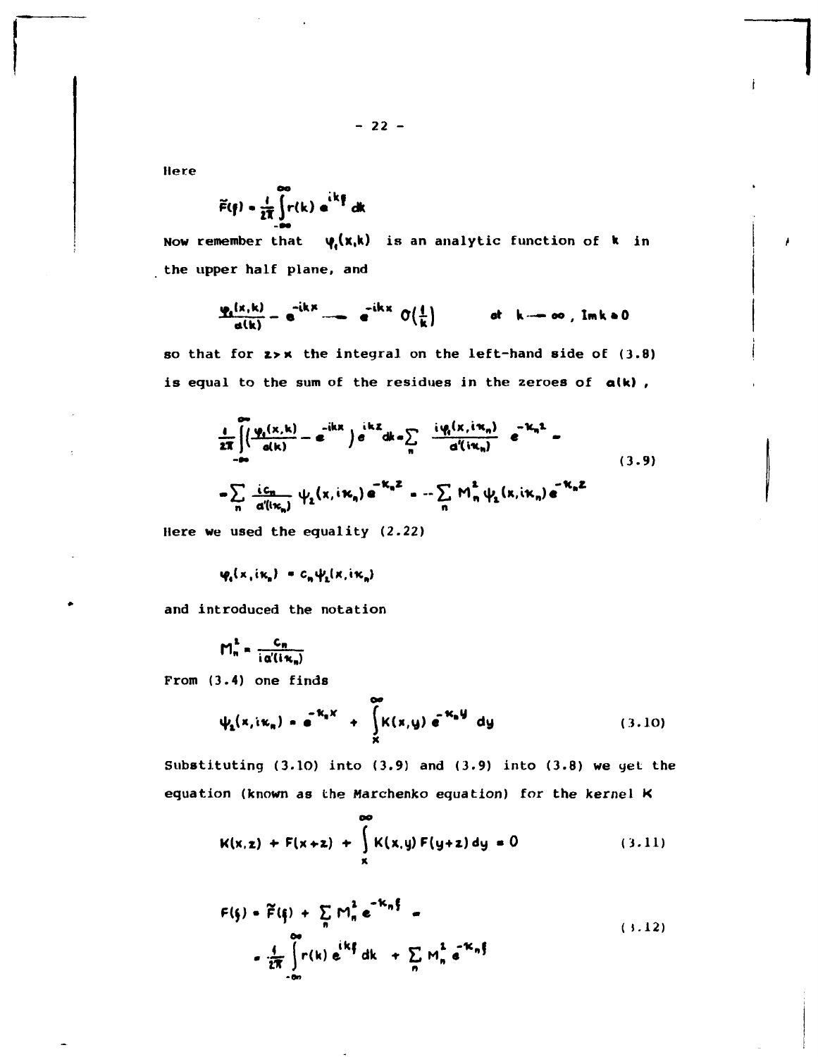Here

$$\tilde{F}(\xi) = \frac{1}{2\pi}\int_{-\infty}^{\infty} r(k)\, e^{ik\xi}\, dk$$

Now remember that $\varphi_1(x,k)$ is an analytic function of $k$ in the upper half plane, and

$$\frac{\varphi_1(x,k)}{a(k)} - e^{-ikx} \longrightarrow e^{-ikx}\, O\!\left(\frac{1}{k}\right) \qquad \text{at } k \to \infty,\ \mathrm{Im}\, k \geq 0$$

so that for $z > x$ the integral on the left-hand side of (3.8) is equal to the sum of the residues in the zeroes of $a(k)$,

$$\frac{1}{2\pi}\int_{-\infty}^{\infty}\left(\frac{\varphi_1(x,k)}{a(k)} - e^{-ikx}\right) e^{ikz}\, dk = \sum_n \frac{i\varphi_1(x,i\varkappa_n)}{a'(i\varkappa_n)}\, e^{-\varkappa_n z} =$$
$$= \sum_n \frac{ic_n}{a'(i\varkappa_n)}\, \psi_2(x,i\varkappa_n)\, e^{-\varkappa_n z} = -\sum_n M_n^2\, \psi_2(x,i\varkappa_n)\, e^{-\varkappa_n z} \tag{3.9}$$

Here we used the equality (2.22)

$$\varphi_1(x,i\varkappa_n) = c_n \psi_2(x,i\varkappa_n)$$

and introduced the notation

$$M_n^2 = \frac{c_n}{i a'(i\varkappa_n)}$$

From (3.4) one finds

$$\psi_2(x,i\varkappa_n) = e^{-\varkappa_n x} + \int_x^{\infty} K(x,y)\, e^{-\varkappa_n y}\, dy \tag{3.10}$$

Substituting (3.10) into (3.9) and (3.9) into (3.8) we get the equation (known as the Marchenko equation) for the kernel $K$

$$K(x,z) + F(x+z) + \int_x^{\infty} K(x,y)\, F(y+z)\, dy = 0 \tag{3.11}$$

$$F(\xi) = \tilde{F}(\xi) + \sum_n M_n^2\, e^{-\varkappa_n \xi} =$$
$$= \frac{1}{2\pi}\int_{-\infty}^{\infty} r(k)\, e^{ik\xi}\, dk + \sum_n M_n^2\, e^{-\varkappa_n \xi} \tag{3.12}$$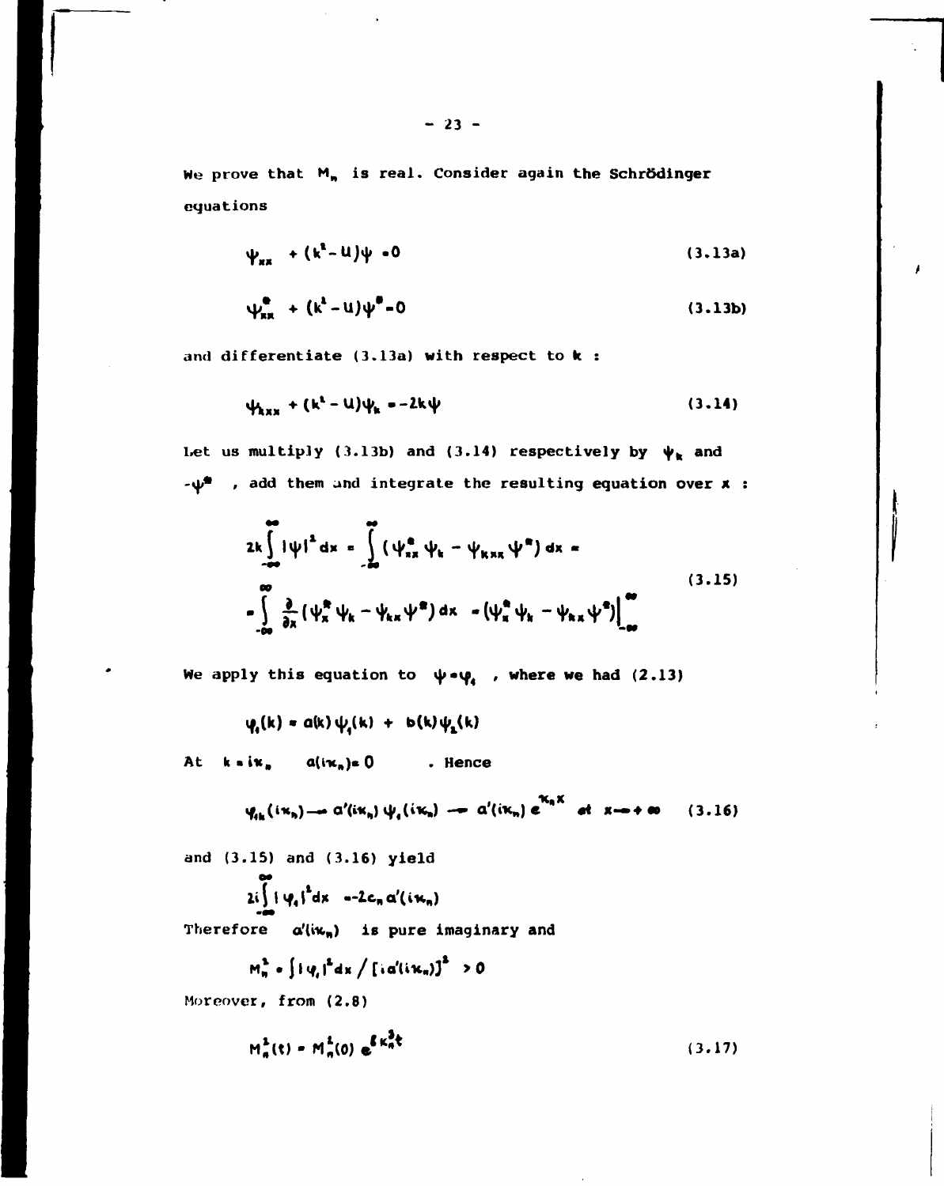We prove that $M_n$ is real. Consider again the Schrödinger equations

$$\psi_{xx} + (k^2 - U)\psi = 0 \tag{3.13a}$$

$$\psi^*_{xx} + (k^2 - U)\psi^* = 0 \tag{3.13b}$$

and differentiate (3.13a) with respect to $k$ :

$$\psi_{kxx} + (k^2 - U)\psi_k = -2k\psi \tag{3.14}$$

Let us multiply (3.13b) and (3.14) respectively by $\psi_k$ and $-\psi^*$ , add them and integrate the resulting equation over $x$ :

$$\begin{aligned} 2k\int_{-\infty}^{\infty} |\psi|^2 dx &= \int_{-\infty}^{\infty} (\psi^*_{xx}\psi_k - \psi_{kxx}\psi^*)\,dx = \\ &= \int_{-\infty}^{\infty} \frac{\partial}{\partial x}(\psi^*_x\psi_k - \psi_{kx}\psi^*)\,dx = (\psi^*_x\psi_k - \psi_{kx}\psi^*)\Big|_{-\infty}^{\infty} \end{aligned} \tag{3.15}$$

We apply this equation to $\psi = \varphi_1$ , where we had (2.13)

$$\varphi_1(k) = a(k)\psi_1(k) + b(k)\psi_2(k)$$

At $k = i\kappa_n$ $a(i\kappa_n) = 0$ . Hence

$$\varphi_{1k}(i\kappa_n) \to a'(i\kappa_n)\psi_1(i\kappa_n) \to a'(i\kappa_n)\,e^{\kappa_n x} \quad at \quad x \to +\infty \tag{3.16}$$

and (3.15) and (3.16) yield

$$2i\int_{-\infty}^{\infty} |\varphi_1|^2 dx = -2c_n\, a'(i\kappa_n)$$

Therefore $a'(i\kappa_n)$ is pure imaginary and

$$M_n^2 = \int |\varphi_1|^2 dx \,/\, [i a'(i\kappa_n)]^2 > 0$$

Moreover, from (2.8)

$$M_n^2(t) = M_n^2(0)\, e^{8\kappa_n^3 t} \tag{3.17}$$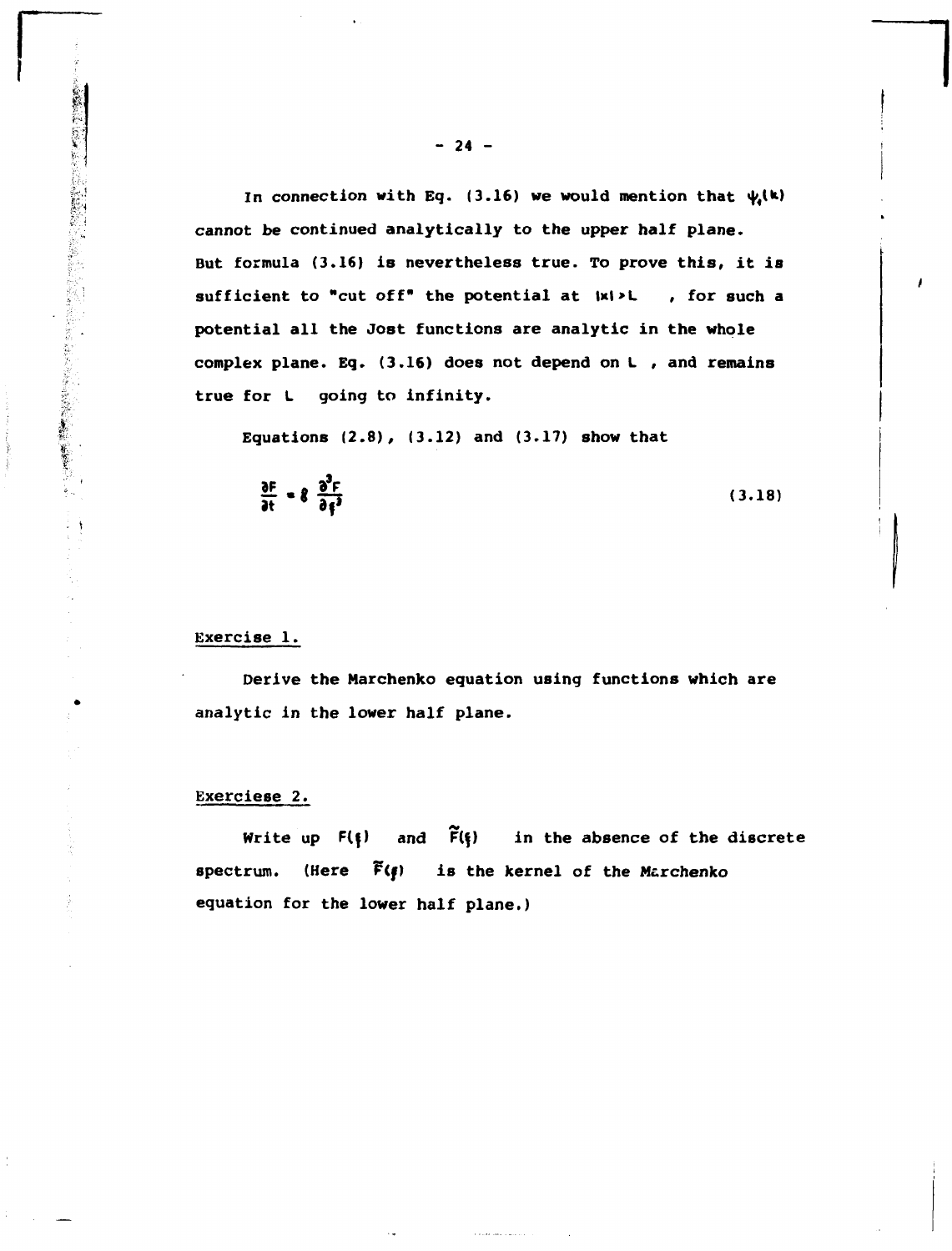In connection with Eq. (3.16) we would mention that $\psi_1(k)$ cannot be continued analytically to the upper half plane. But formula (3.16) is nevertheless true. To prove this, it is sufficient to "cut off" the potential at $|x|>L$ , for such a potential all the Jost functions are analytic in the whole complex plane. Eq. (3.16) does not depend on $L$ , and remains true for $L$ going to infinity.

Equations (2.8), (3.12) and (3.17) show that

$$\frac{\partial F}{\partial t} = 8 \frac{\partial^3 F}{\partial \xi^3} \tag{3.18}$$

Exercise 1.

Derive the Marchenko equation using functions which are analytic in the lower half plane.

Exerciese 2.

Write up $F(\xi)$ and $\tilde{F}(\xi)$ in the absence of the discrete spectrum. (Here $\tilde{F}(\xi)$ is the kernel of the Marchenko equation for the lower half plane.)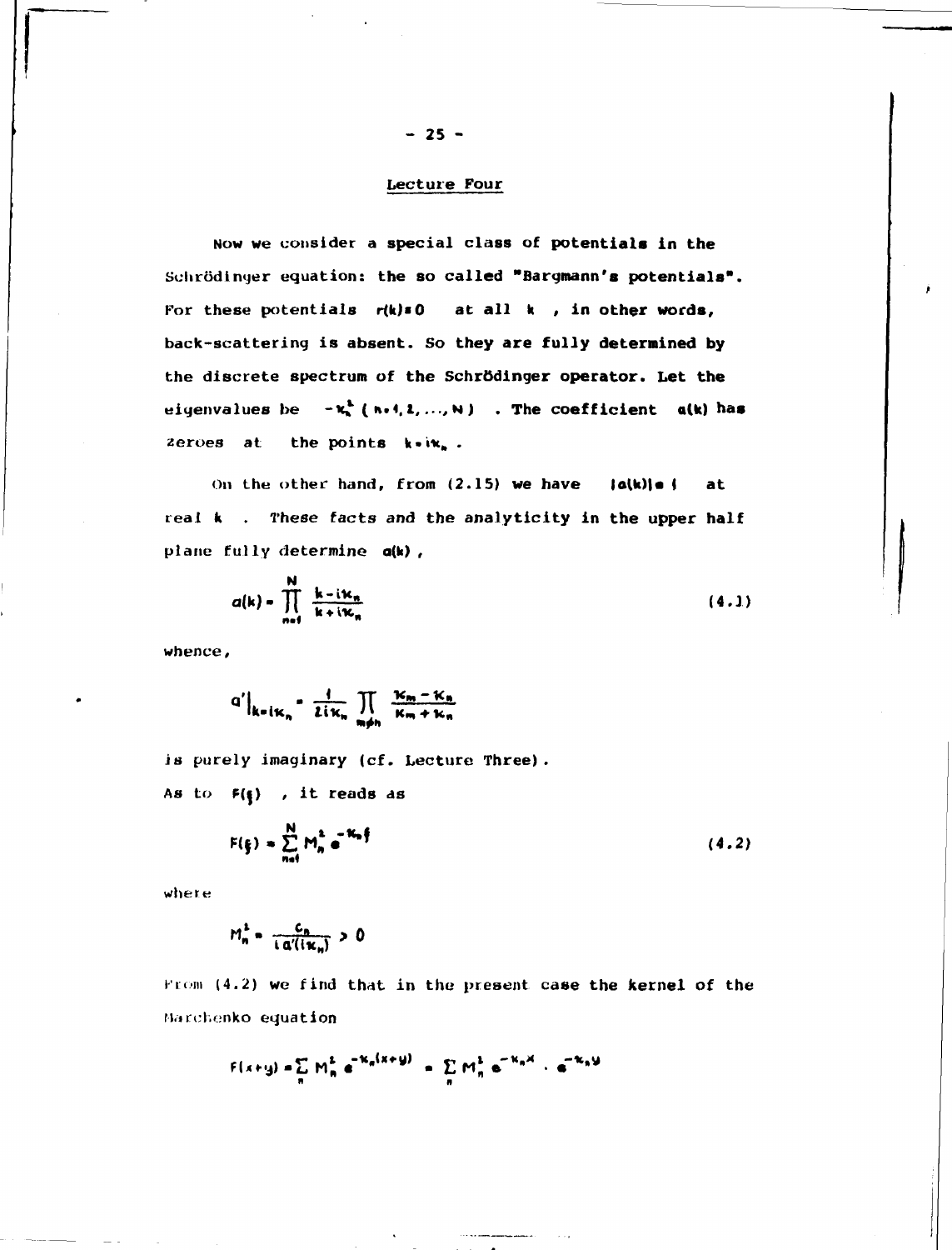## Lecture Four

Now we consider a special class of potentials in the Schrödinger equation: the so called "Bargmann's potentials". For these potentials $r(k)=0$ at all $k$, in other words, back-scattering is absent. So they are fully determined by the discrete spectrum of the Schrödinger operator. Let the eigenvalues be $-\varkappa_n^2$ ($n=1,2,\ldots,N$). The coefficient $a(k)$ has zeroes at the points $k=i\varkappa_n$.

On the other hand, from (2.15) we have $|a(k)|=1$ at real $k$. These facts and the analyticity in the upper half plane fully determine $a(k)$,

$$a(k)=\prod_{n=1}^{N}\frac{k-i\varkappa_n}{k+i\varkappa_n} \tag{4.1}$$

whence,

$$a'\big|_{k=i\varkappa_n}=\frac{1}{2i\varkappa_n}\prod_{m\neq n}\frac{\varkappa_m-\varkappa_n}{\varkappa_m+\varkappa_n}$$

is purely imaginary (cf. Lecture Three).

As to $F(\xi)$, it reads as

$$F(\xi)=\sum_{n=1}^{N}M_n^2\,e^{-\varkappa_n\xi} \tag{4.2}$$

where

$$M_n^2=\frac{c_n}{i\,a'(i\varkappa_n)}>0$$

From (4.2) we find that in the present case the kernel of the Marchenko equation

$$F(x+y)=\sum_n M_n^2\,e^{-\varkappa_n(x+y)}=\sum_n M_n^2\,e^{-\varkappa_n x}\cdot e^{-\varkappa_n y}$$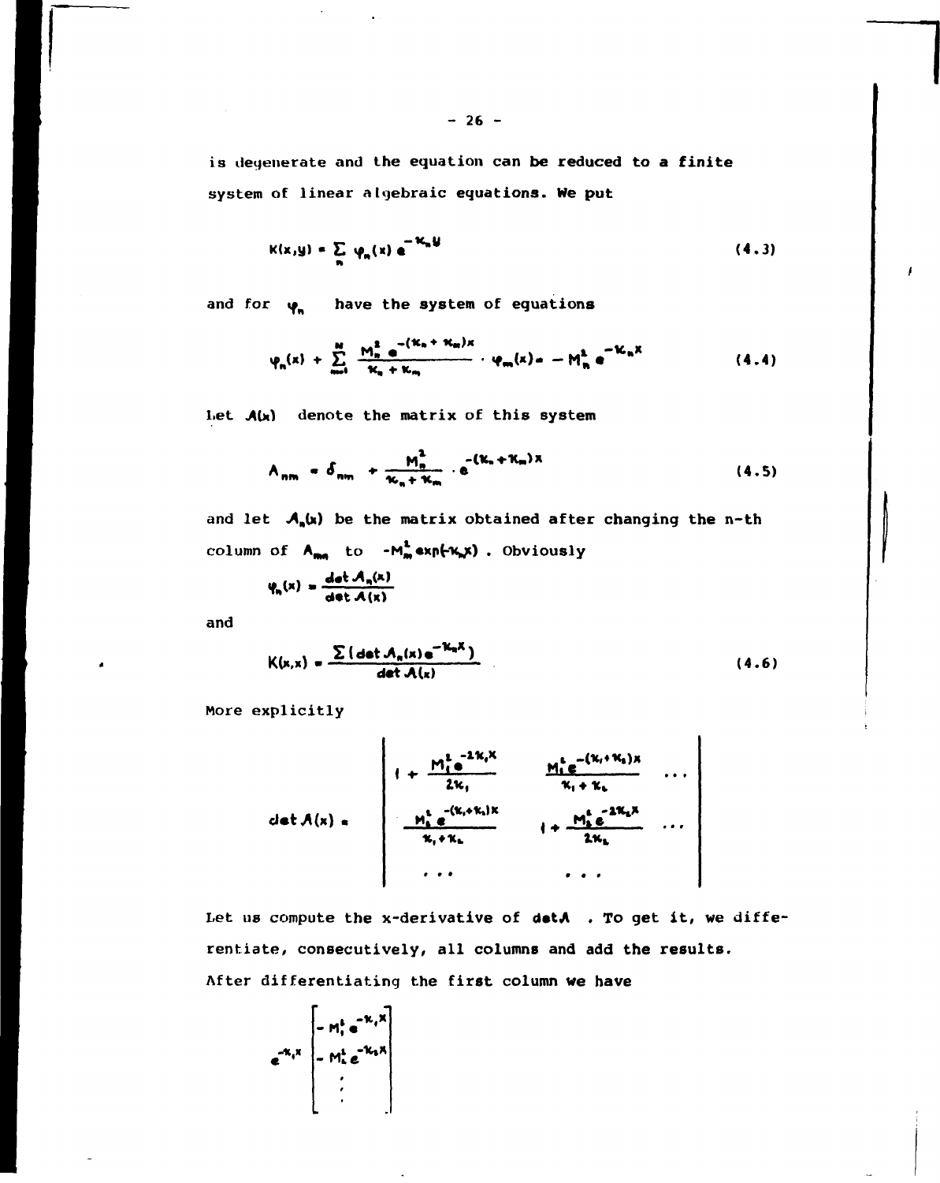is degenerate and the equation can be reduced to a finite system of linear algebraic equations. We put

$$K(x,y) = \sum_n \varphi_n(x)\, e^{-\varkappa_n y} \tag{4.3}$$

and for $\varphi_n$ have the system of equations

$$\varphi_n(x) + \sum_{m=1}^{N} \frac{M_n^2\, e^{-(\varkappa_n + \varkappa_m)x}}{\varkappa_n + \varkappa_m} \cdot \varphi_m(x) = -M_n^2\, e^{-\varkappa_n x} \tag{4.4}$$

Let $\mathcal{A}(x)$ denote the matrix of this system

$$A_{nm} = \delta_{nm} + \frac{M_n^2}{\varkappa_n + \varkappa_m} \cdot e^{-(\varkappa_n + \varkappa_m)x} \tag{4.5}$$

and let $\mathcal{A}_n(x)$ be the matrix obtained after changing the n-th column of $A_{mn}$ to $-M_m^2 \exp(-\varkappa_m x)$ . Obviously

$$\varphi_n(x) = \frac{\det \mathcal{A}_n(x)}{\det \mathcal{A}(x)}$$

and

$$K(x,x) = \frac{\sum (\det \mathcal{A}_n(x)\, e^{-\varkappa_n x})}{\det \mathcal{A}(x)} \tag{4.6}$$

More explicitly

$$\det \mathcal{A}(x) = \begin{vmatrix} 1 + \dfrac{M_1^2 e^{-2\varkappa_1 x}}{2\varkappa_1} & \dfrac{M_1^2 e^{-(\varkappa_1 + \varkappa_2)x}}{\varkappa_1 + \varkappa_2} & \cdots \\ \dfrac{M_2^2 e^{-(\varkappa_1 + \varkappa_2)x}}{\varkappa_1 + \varkappa_2} & 1 + \dfrac{M_2^2 e^{-2\varkappa_2 x}}{2\varkappa_2} & \cdots \\ \cdots & \cdots & \end{vmatrix}$$

Let us compute the x-derivative of $\det\mathcal{A}$ . To get it, we differentiate, consecutively, all columns and add the results. After differentiating the first column we have

$$e^{-\varkappa_1 x} \begin{bmatrix} -M_1^2 e^{-\varkappa_1 x} \\ -M_2^2 e^{-\varkappa_2 x} \\ \vdots \end{bmatrix}$$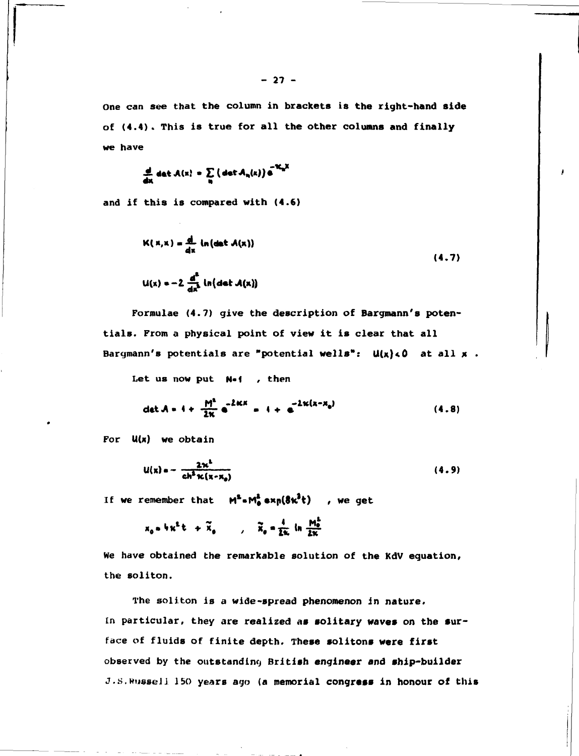One can see that the column in brackets is the right-hand side of (4.4). This is true for all the other columns and finally we have

$$\frac{d}{dx}\det \mathcal{A}(x) = \sum_n (\det \mathcal{A}_n(x))\, e^{-\kappa_n x}$$

and if this is compared with (4.6)

$$K(x,x) = \frac{d}{dx}\ln(\det \mathcal{A}(x))$$

$$U(x) = -2\frac{d^2}{dx^2}\ln(\det \mathcal{A}(x)) \tag{4.7}$$

Formulae (4.7) give the description of Bargmann's potentials. From a physical point of view it is clear that all Bargmann's potentials are "potential wells": $U(x) < 0$ at all $x$.

Let us now put $N=1$, then

$$\det \mathcal{A} = 1 + \frac{M^2}{2\kappa} e^{-2\kappa x} = 1 + e^{-2\kappa(x-x_0)} \tag{4.8}$$

For $U(x)$ we obtain

$$U(x) = -\frac{2\kappa^2}{\operatorname{ch}^2 \kappa(x-x_0)} \tag{4.9}$$

If we remember that $M^2 = M_0^2 \exp(8\kappa^3 t)$, we get

$$x_0 = 4\kappa^2 t + \tilde{x}_0 \quad , \quad \tilde{x}_0 = \frac{1}{2\kappa}\ln\frac{M_0^2}{2\kappa}$$

We have obtained the remarkable solution of the KdV equation, the soliton.

The soliton is a wide-spread phenomenon in nature. In particular, they are realized as solitary waves on the surface of fluids of finite depth. These solitons were first observed by the outstanding British engineer and ship-builder J.S.Russell 150 years ago (a memorial congress in honour of this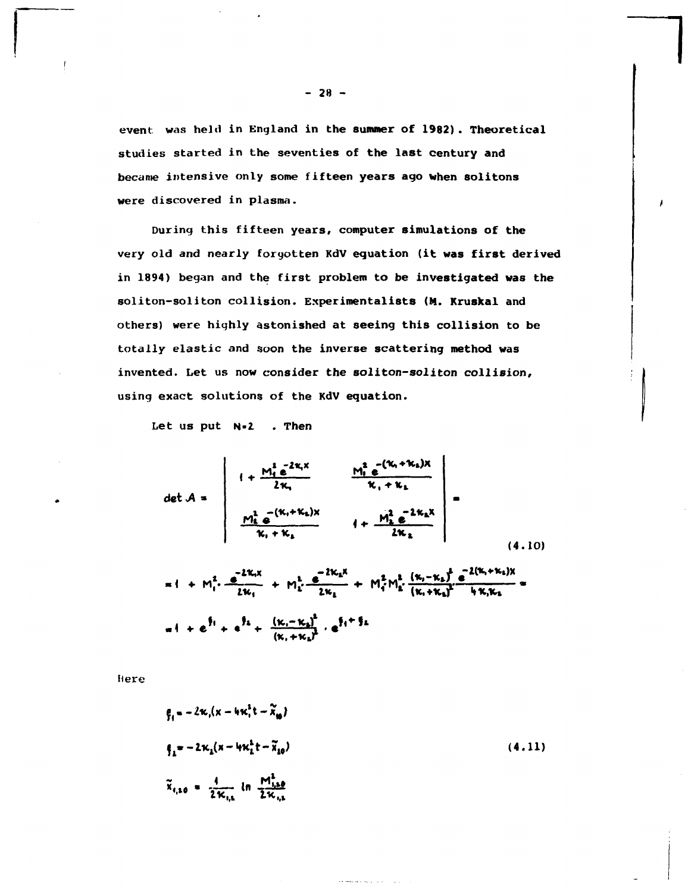event was held in England in the summer of 1982). Theoretical studies started in the seventies of the last century and became intensive only some fifteen years ago when solitons were discovered in plasma.

During this fifteen years, computer simulations of the very old and nearly forgotten KdV equation (it was first derived in 1894) began and the first problem to be investigated was the soliton-soliton collision. Experimentalists (M. Kruskal and others) were highly astonished at seeing this collision to be totally elastic and soon the inverse scattering method was invented. Let us now consider the soliton-soliton collision, using exact solutions of the KdV equation.

Let us put $N=2$ . Then

$$\det A = \begin{vmatrix} 1 + \dfrac{M_1^2 e^{-2\kappa_1 x}}{2\kappa_1} & \dfrac{M_1^2 e^{-(\kappa_1+\kappa_2)x}}{\kappa_1+\kappa_2} \\ \dfrac{M_2^2 e^{-(\kappa_1+\kappa_2)x}}{\kappa_1+\kappa_2} & 1 + \dfrac{M_2^2 e^{-2\kappa_2 x}}{2\kappa_2} \end{vmatrix} = \tag{4.10}$$

$$= 1 + M_1^2 \cdot \frac{e^{-2\kappa_1 x}}{2\kappa_1} + M_2^2 \cdot \frac{e^{-2\kappa_2 x}}{2\kappa_2} + M_1^2 M_2^2 \cdot \frac{(\kappa_1-\kappa_2)^2}{(\kappa_1+\kappa_2)^2} \cdot \frac{e^{-2(\kappa_1+\kappa_2)x}}{4\kappa_1\kappa_2} =$$

$$= 1 + e^{\xi_1} + e^{\xi_2} + \frac{(\kappa_1-\kappa_2)^2}{(\kappa_1+\kappa_2)^2} \cdot e^{\xi_1+\xi_2}$$

Here

$$\xi_1 = -2\kappa_1(x - 4\kappa_1^2 t - \tilde{x}_{10})$$

$$\xi_2 = -2\kappa_2(x - 4\kappa_2^2 t - \tilde{x}_{20}) \tag{4.11}$$

$$\tilde{x}_{1,20} = \frac{1}{2\kappa_{1,2}} \ln \frac{M_{1,20}^2}{2\kappa_{1,2}}$$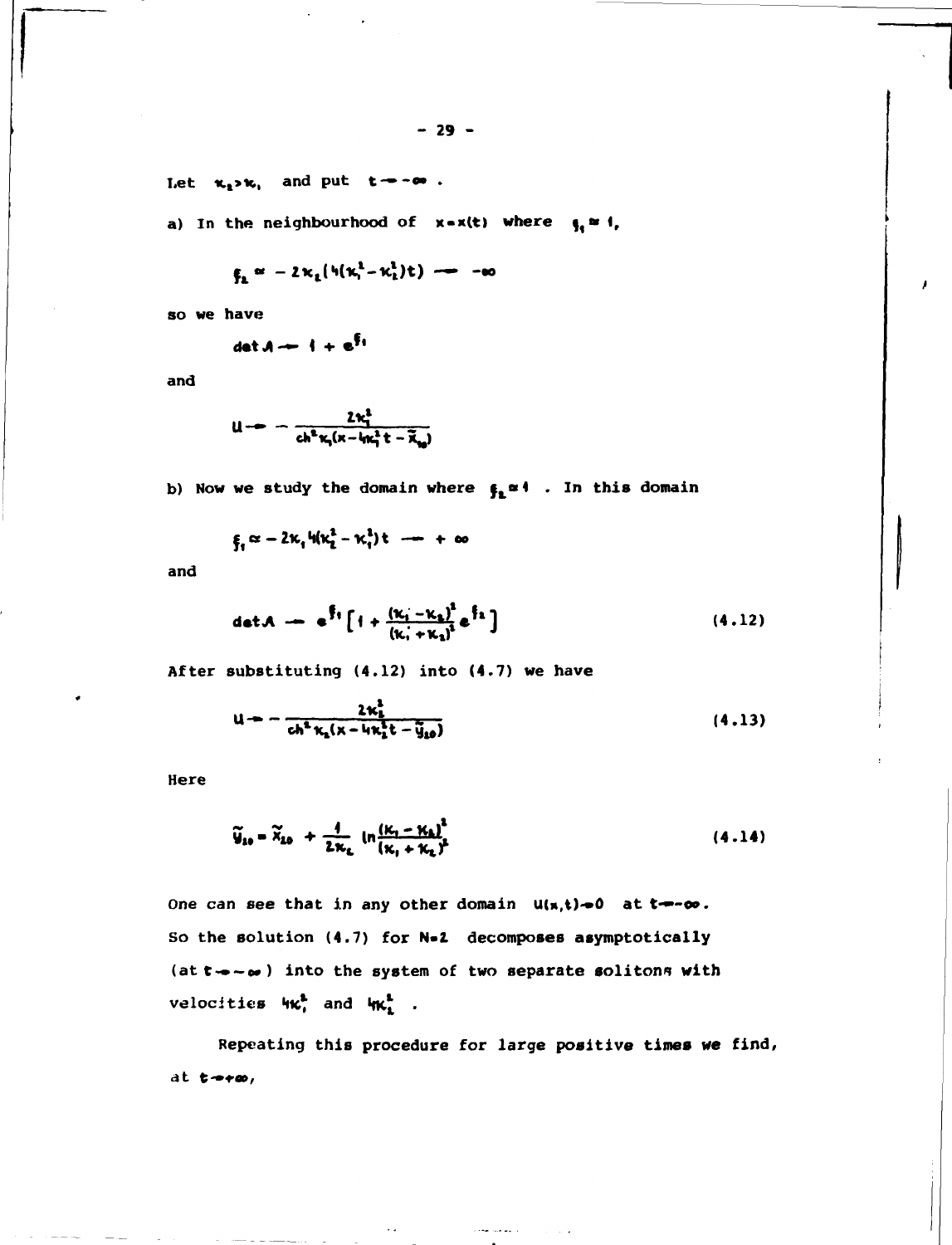Let $\kappa_2 > \kappa_1$ and put $t \to -\infty$.

a) In the neighbourhood of $x = x(t)$ where $\xi_1 \approx 1$,

$$\xi_2 \approx -2\kappa_2(4(\kappa_1^2 - \kappa_2^2)t) \to -\infty$$

so we have

$$\det A \to 1 + e^{\xi_1}$$

and

$$u \to -\frac{2\kappa_1^2}{ch^2 \kappa_1(x - 4\kappa_1^2 t - \tilde{x}_{10})}$$

b) Now we study the domain where $\xi_2 \approx 1$. In this domain

$$\xi_1 \approx -2\kappa_1 4(\kappa_2^2 - \kappa_1^2)t \to +\infty$$

and

$$\det A \to e^{\xi_1}\left[1 + \frac{(\kappa_1 - \kappa_2)^2}{(\kappa_1 + \kappa_2)^2} e^{\xi_2}\right] \tag{4.12}$$

After substituting (4.12) into (4.7) we have

$$u \to -\frac{2\kappa_2^2}{ch^2 \kappa_2(x - 4\kappa_2^2 t - \tilde{y}_{20})} \tag{4.13}$$

Here

$$\tilde{y}_{20} = \tilde{x}_{20} + \frac{1}{2\kappa_2} \ln\frac{(\kappa_1 - \kappa_2)^2}{(\kappa_1 + \kappa_2)^2} \tag{4.14}$$

One can see that in any other domain $u(x,t) \to 0$ at $t \to -\infty$. So the solution (4.7) for $N=2$ decomposes asymptotically (at $t \to -\infty$) into the system of two separate solitons with velocities $4\kappa_1^2$ and $4\kappa_2^2$.

Repeating this procedure for large positive times we find, at $t \to +\infty$,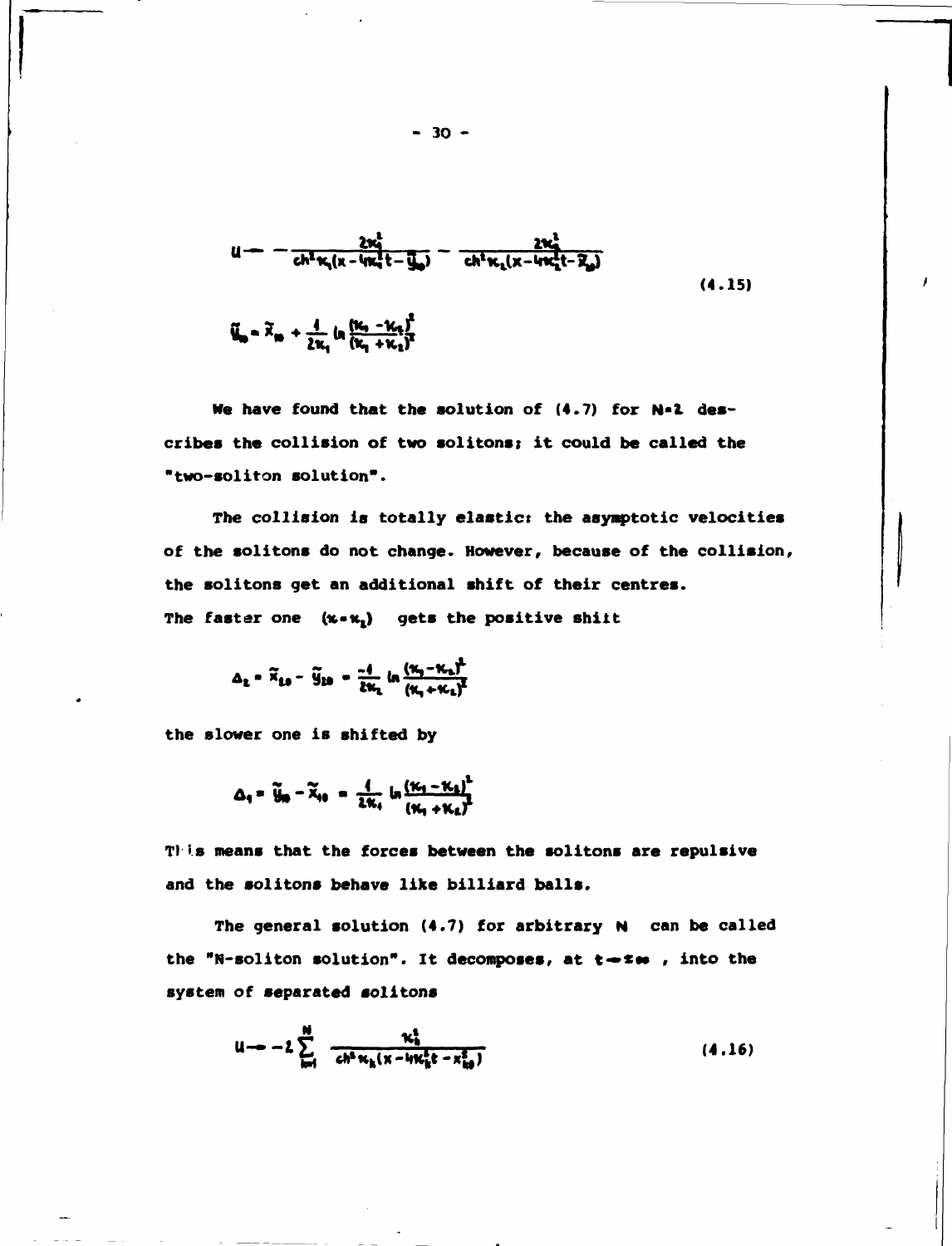$$u \to -\frac{2\varkappa_1^2}{\mathrm{ch}^2 \varkappa_1 (x - 4\varkappa_1^2 t - \tilde{y}_{10})} - \frac{2\varkappa_2^2}{\mathrm{ch}^2 \varkappa_2 (x - 4\varkappa_2^2 t - \tilde{x}_{20})} \tag{4.15}$$

$$\tilde{y}_{10} = \tilde{x}_{10} + \frac{1}{2\varkappa_1} \ln \frac{(\varkappa_1 - \varkappa_2)^2}{(\varkappa_1 + \varkappa_2)^2}$$

We have found that the solution of (4.7) for $N=2$ describes the collision of two solitons; it could be called the "two-soliton solution".

The collision is totally elastic: the asymptotic velocities of the solitons do not change. However, because of the collision, the solitons get an additional shift of their centres. The faster one $(\varkappa = \varkappa_2)$ gets the positive shift

$$\Delta_2 = \tilde{x}_{20} - \tilde{y}_{20} = \frac{-1}{2\varkappa_2} \ln \frac{(\varkappa_1 - \varkappa_2)^2}{(\varkappa_1 + \varkappa_2)^2}$$

the slower one is shifted by

$$\Delta_1 = \tilde{y}_{10} - \tilde{x}_{10} = \frac{1}{2\varkappa_1} \ln \frac{(\varkappa_1 - \varkappa_2)^2}{(\varkappa_1 + \varkappa_2)^2}$$

This means that the forces between the solitons are repulsive and the solitons behave like billiard balls.

The general solution (4.7) for arbitrary $N$ can be called the "N-soliton solution". It decomposes, at $t \to \pm\infty$, into the system of separated solitons

$$u \to -2 \sum_{k=1}^{N} \frac{\varkappa_k^2}{\mathrm{ch}^2 \varkappa_k (x - 4\varkappa_k^2 t - x_{k0}^{\pm})} \tag{4.16}$$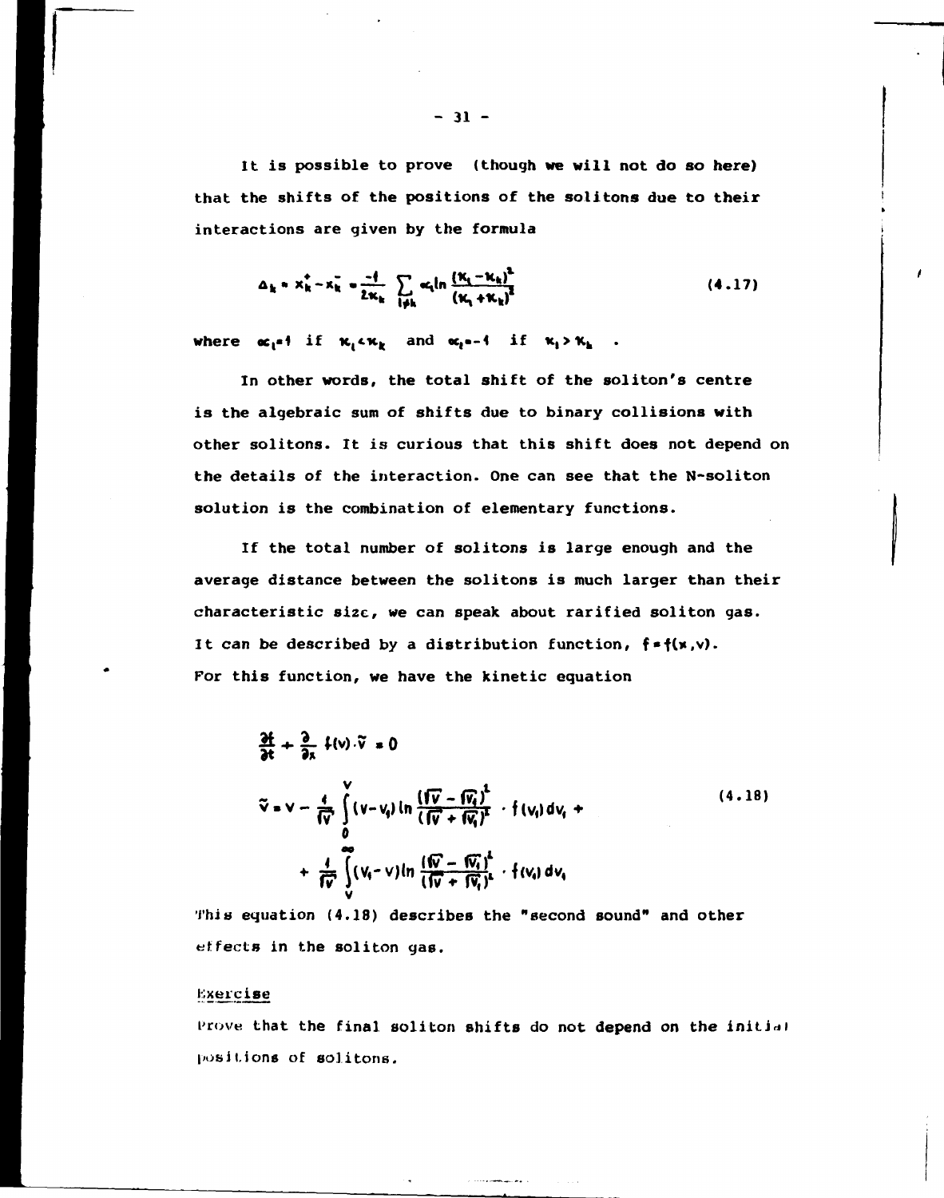It is possible to prove (though we will not do so here) that the shifts of the positions of the solitons due to their interactions are given by the formula

$$\Delta_k = x_k^+ - x_k^- = \frac{-1}{2\varkappa_k} \sum_{l \neq k} \alpha_l \ln \frac{(\varkappa_l - \varkappa_k)^2}{(\varkappa_l + \varkappa_k)^2} \tag{4.17}$$

where $\alpha_l = 1$ if $\varkappa_l < \varkappa_k$ and $\alpha_l = -1$ if $\varkappa_l > \varkappa_k$ .

In other words, the total shift of the soliton's centre is the algebraic sum of shifts due to binary collisions with other solitons. It is curious that this shift does not depend on the details of the interaction. One can see that the N-soliton solution is the combination of elementary functions.

If the total number of solitons is large enough and the average distance between the solitons is much larger than their characteristic size, we can speak about rarified soliton gas. It can be described by a distribution function, $f = f(x,v)$. For this function, we have the kinetic equation

$$\frac{\partial f}{\partial t} + \frac{\partial}{\partial x} f(v) \cdot \tilde{v} = 0$$

$$\tilde{v} = v - \frac{1}{\sqrt{v}} \int_0^v (v - v_1) \ln \frac{(\sqrt{v} - \sqrt{v_1})^2}{(\sqrt{v} + \sqrt{v_1})^2} \cdot f(v_1)\, dv_1 + \frac{1}{\sqrt{v}} \int_v^\infty (v_1 - v) \ln \frac{(\sqrt{v} - \sqrt{v_1})^2}{(\sqrt{v} + \sqrt{v_1})^2} \cdot f(v_1)\, dv_1 \tag{4.18}$$

This equation (4.18) describes the "second sound" and other effects in the soliton gas.

**Exercise**

Prove that the final soliton shifts do not depend on the initial positions of solitons.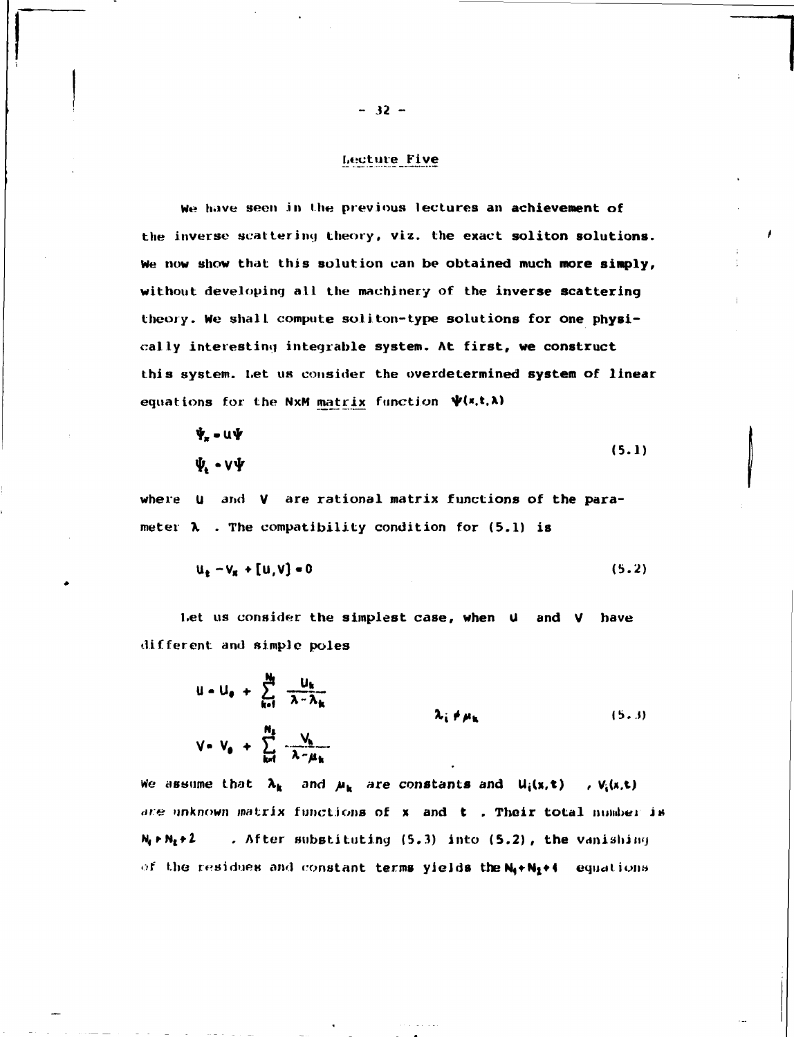## Lecture Five

We have seen in the previous lectures an achievement of the inverse scattering theory, viz. the exact soliton solutions. We now show that this solution can be obtained much more simply, without developing all the machinery of the inverse scattering theory. We shall compute soliton-type solutions for one physically interesting integrable system. At first, we construct this system. Let us consider the overdetermined system of linear equations for the NxM matrix function $\Psi(x,t,\lambda)$

$$
\begin{aligned}
\Psi_x &= U\Psi \\
\Psi_t &= V\Psi
\end{aligned}
\tag{5.1}
$$

where $U$ and $V$ are rational matrix functions of the parameter $\lambda$. The compatibility condition for (5.1) is

$$
U_t - V_x + [U,V] = 0 \tag{5.2}
$$

Let us consider the simplest case, when $U$ and $V$ have different and simple poles

$$
\begin{aligned}
U &= U_0 + \sum_{k=1}^{N_1} \frac{U_k}{\lambda - \lambda_k} \\
V &= V_0 + \sum_{k=1}^{N_2} \frac{V_k}{\lambda - \mu_k}
\end{aligned}
\qquad \lambda_i \neq \mu_k \tag{5.3}
$$

We assume that $\lambda_k$ and $\mu_k$ are constants and $U_i(x,t)$, $V_i(x,t)$ are unknown matrix functions of $x$ and $t$. Their total number is $N_1 + N_2 + 2$. After substituting (5.3) into (5.2), the vanishing of the residues and constant terms yields the $N_1 + N_2 + 1$ equations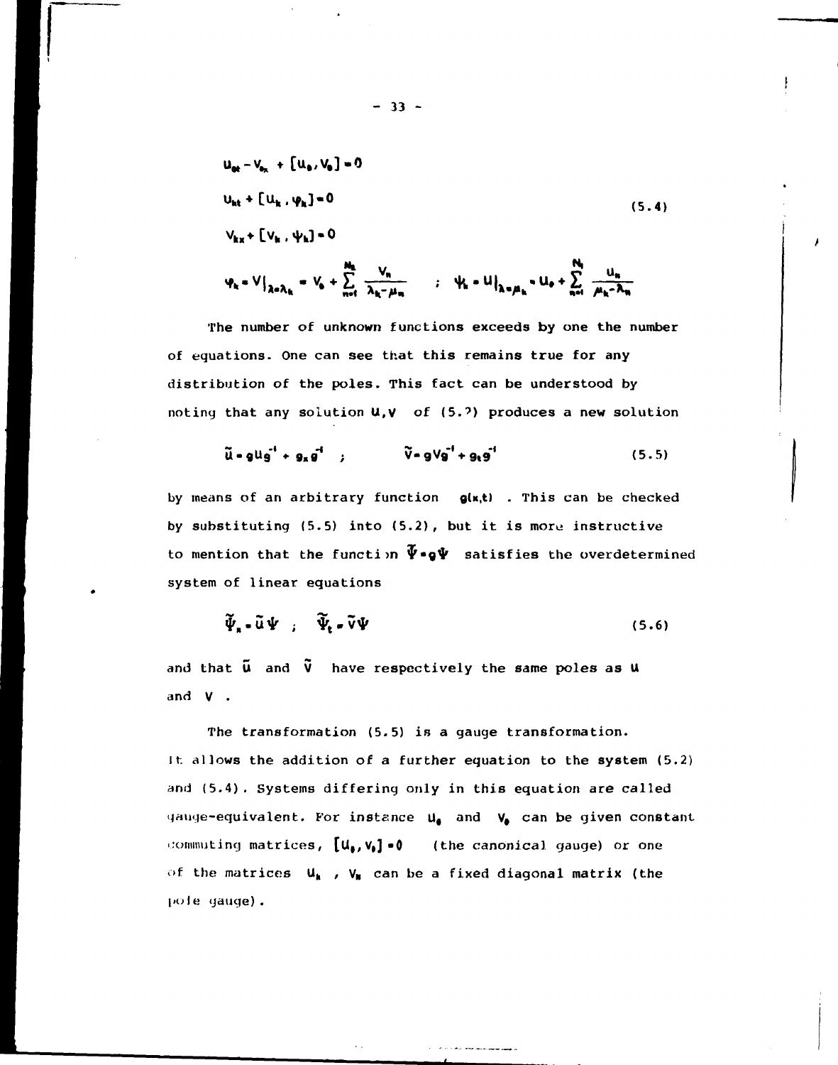$$U_{0t} - V_{0x} + [U_0, V_0] = 0$$

$$U_{kt} + [U_k, \varphi_k] = 0 \tag{5.4}$$

$$V_{kx} + [V_k, \psi_k] = 0$$

$$\varphi_k = V|_{\lambda=\lambda_k} = V_0 + \sum_{n=1}^{M_k} \frac{V_n}{\lambda_k - \mu_n} \quad ; \quad \psi_k = U|_{\lambda=\mu_k} = U_0 + \sum_{n=1}^{N_k} \frac{U_n}{\mu_k - \lambda_n}$$

The number of unknown functions exceeds by one the number of equations. One can see that this remains true for any distribution of the poles. This fact can be understood by noting that any solution $U, V$ of (5.?) produces a new solution

$$\tilde{U} = gUg^{-1} + g_x g^{-1} \quad ; \qquad \tilde{V} = gVg^{-1} + g_t g^{-1} \tag{5.5}$$

by means of an arbitrary function $g(x,t)$. This can be checked by substituting (5.5) into (5.2), but it is more instructive to mention that the function $\tilde{\Psi} = g\Psi$ satisfies the overdetermined system of linear equations

$$\tilde{\Psi}_x = \tilde{U}\Psi \quad ; \quad \tilde{\Psi}_t = \tilde{V}\Psi \tag{5.6}$$

and that $\tilde{U}$ and $\tilde{V}$ have respectively the same poles as $U$ and $V$.

The transformation (5.5) is a gauge transformation. It allows the addition of a further equation to the system (5.2) and (5.4). Systems differing only in this equation are called gauge-equivalent. For instance $U_0$ and $V_0$ can be given constant commuting matrices, $[U_0, V_0] = 0$ (the canonical gauge) or one of the matrices $U_k$, $V_n$ can be a fixed diagonal matrix (the pole gauge).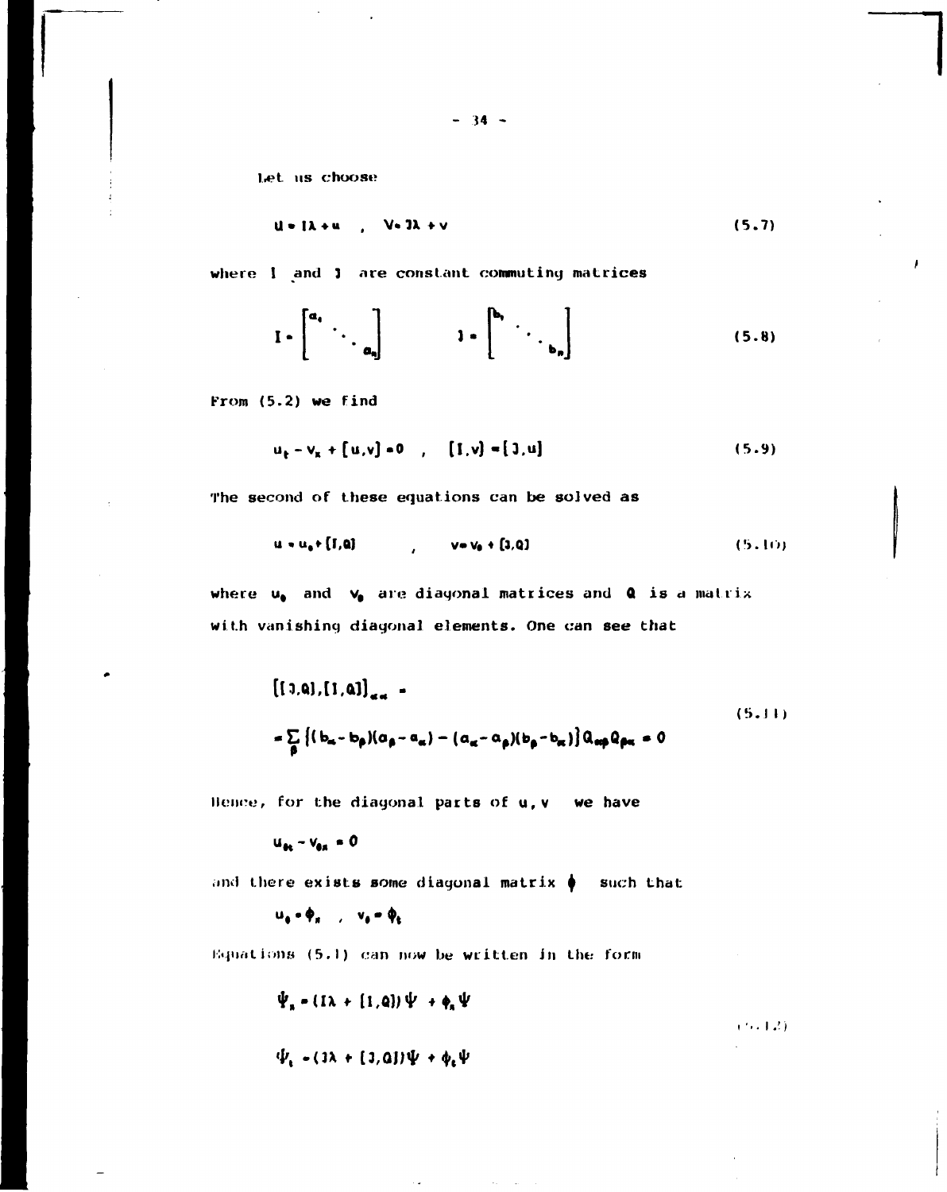Let us choose

$$U = I\lambda + u \quad , \quad V = J\lambda + v \tag{5.7}$$

where $I$ and $J$ are constant commuting matrices

$$I = \begin{bmatrix} a_1 & & \\ & \ddots & \\ & & a_n \end{bmatrix} \qquad J = \begin{bmatrix} b_1 & & \\ & \ddots & \\ & & b_n \end{bmatrix} \tag{5.8}$$

From (5.2) we find

$$u_t - v_x + [u,v] = 0 \quad , \quad [I,v] = [J,u] \tag{5.9}$$

The second of these equations can be solved as

$$u = u_0 + [I,Q] \qquad , \qquad v = v_0 + [J,Q] \tag{5.10}$$

where $u_0$ and $v_0$ are diagonal matrices and $Q$ is a matrix with vanishing diagonal elements. One can see that

$$\begin{aligned} &\left[[J,Q],[I,Q]\right]_{\alpha\alpha} = \\ &= \sum_\beta \left\{(b_\alpha - b_\beta)(a_\beta - a_\alpha) - (a_\alpha - a_\beta)(b_\beta - b_\alpha)\right\} Q_{\alpha\beta} Q_{\beta\alpha} = 0 \end{aligned} \tag{5.11}$$

Hence, for the diagonal parts of $u, v$ we have

$$u_{0t} - v_{0x} = 0$$

and there exists some diagonal matrix $\phi$ such that

$$u_0 = \phi_x \quad , \quad v_0 = \phi_t$$

Equations (5.1) can now be written in the form

$$\begin{aligned} \Psi_x &= (I\lambda + [I,Q])\Psi + \phi_x \Psi \\ \Psi_t &= (J\lambda + [J,Q])\Psi + \phi_t \Psi \end{aligned} \tag{5.12}$$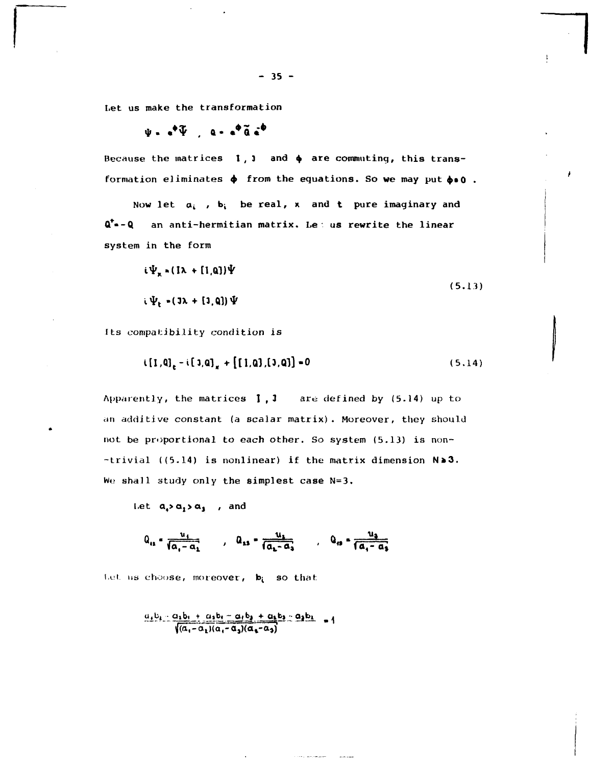Let us make the transformation

$$\Psi = e^{\phi}\tilde{\Psi} \quad , \quad Q = e^{\phi}\tilde{Q}\, e^{-\phi}$$

Because the matrices $I$, $J$ and $\phi$ are commuting, this transformation eliminates $\phi$ from the equations. So we may put $\phi = 0$ .

Now let $a_i$ , $b_i$ be real, $x$ and $t$ pure imaginary and $Q^{+} = -Q$ an anti-hermitian matrix. Let us rewrite the linear system in the form

$$
\begin{aligned}
i\Psi_x &= (I\lambda + [I,Q])\Psi \\
i\Psi_t &= (J\lambda + [J,Q])\Psi
\end{aligned}
\tag{5.13}
$$

Its compatibility condition is

$$i[I,Q]_t - i[J,Q]_x + \big[[I,Q],[J,Q]\big] = 0 \tag{5.14}$$

Apparently, the matrices $I$ , $J$ are defined by (5.14) up to an additive constant (a scalar matrix). Moreover, they should not be proportional to each other. So system (5.13) is non-trivial ((5.14) is nonlinear) if the matrix dimension $N \geq 3$. We shall study only the simplest case N=3.

Let $a_1 > a_2 > a_3$ , and

$$Q_{12} = \frac{u_1}{\sqrt{a_1 - a_2}} \quad , \quad Q_{23} = \frac{u_2}{\sqrt{a_2 - a_3}} \quad , \quad Q_{13} = \frac{u_3}{\sqrt{a_1 - a_3}}$$

Let us choose, moreover, $b_i$ so that

$$\frac{a_1 b_2 - a_2 b_1 + a_3 b_1 - a_1 b_3 + a_2 b_3 - a_3 b_2}{\sqrt{(a_1 - a_2)(a_1 - a_3)(a_2 - a_3)}} = 1$$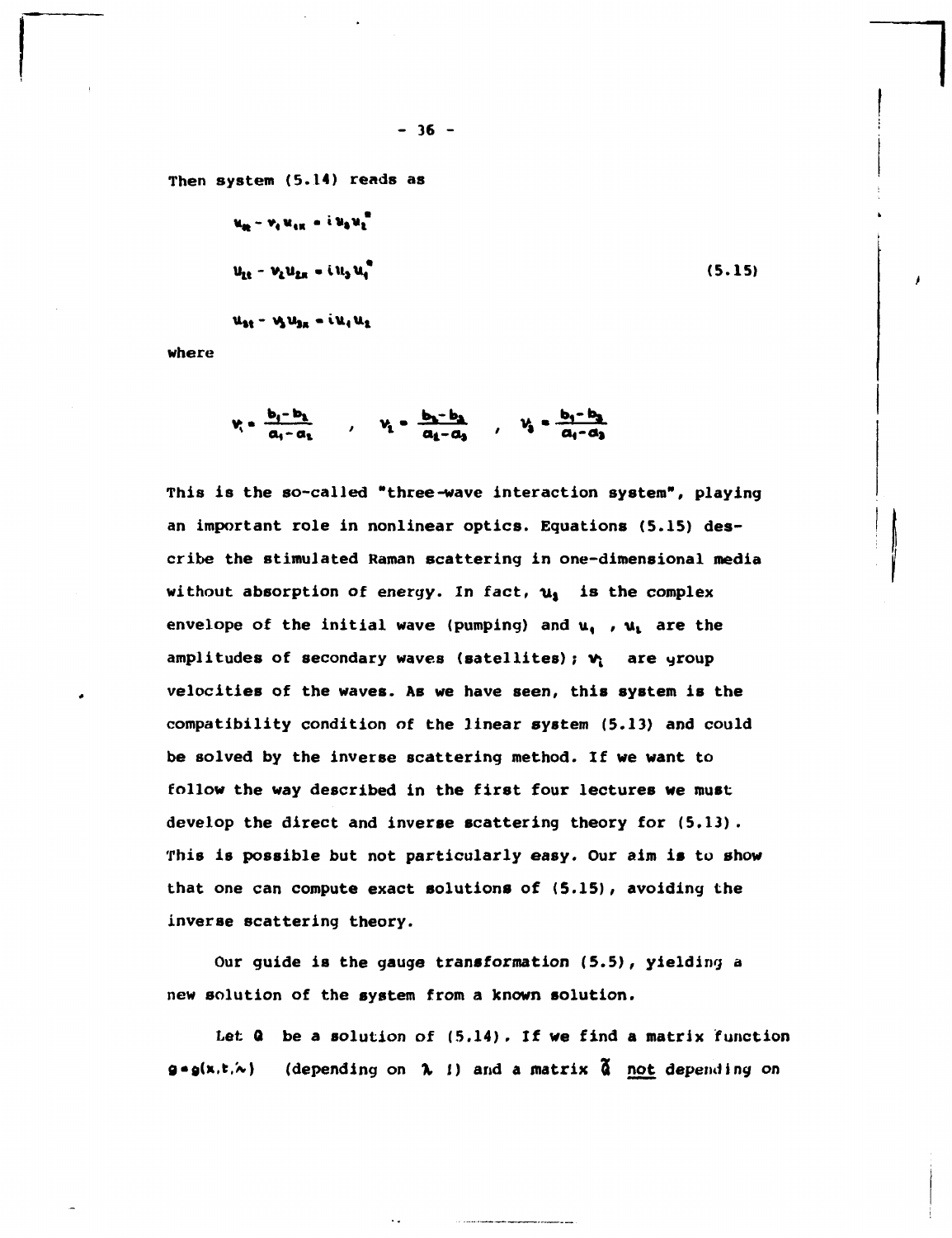Then system (5.14) reads as

$$
\begin{aligned}
& u_{1t} - v_1 u_{1x} = i u_3 u_2^* \\
& u_{2t} - v_2 u_{2x} = i u_3 u_1^* \qquad\qquad (5.15) \\
& u_{3t} - v_3 u_{3x} = i u_1 u_2
\end{aligned}
$$

where

$$
v_1 = \frac{b_1 - b_2}{a_1 - a_2} \quad , \quad v_2 = \frac{b_2 - b_3}{a_2 - a_3} \quad , \quad v_3 = \frac{b_1 - b_3}{a_1 - a_3}
$$

This is the so-called "three-wave interaction system", playing an important role in nonlinear optics. Equations (5.15) describe the stimulated Raman scattering in one-dimensional media without absorption of energy. In fact, $u_3$ is the complex envelope of the initial wave (pumping) and $u_1$ , $u_2$ are the amplitudes of secondary waves (satellites); $v_i$ are group velocities of the waves. As we have seen, this system is the compatibility condition of the linear system (5.13) and could be solved by the inverse scattering method. If we want to follow the way described in the first four lectures we must develop the direct and inverse scattering theory for (5.13). This is possible but not particularly easy. Our aim is to show that one can compute exact solutions of (5.15), avoiding the inverse scattering theory.

Our guide is the gauge transformation (5.5), yielding a new solution of the system from a known solution.

Let $Q$ be a solution of (5.14). If we find a matrix function $g = g(x,t,\lambda)$ (depending on $\lambda$ !) and a matrix $\tilde{Q}$ not depending on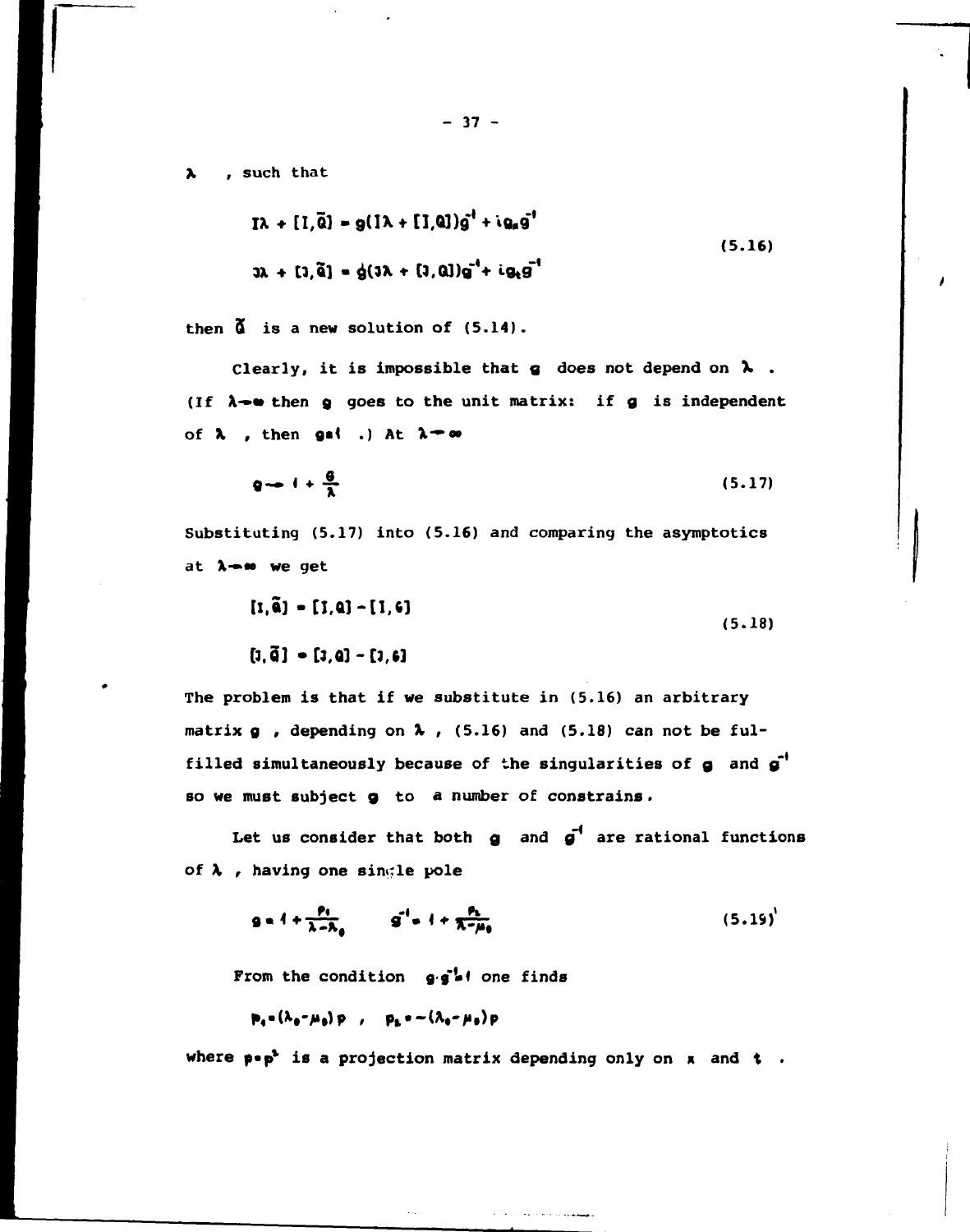$\lambda$ , such that

$$
\begin{aligned}
I\lambda + [I,\tilde{Q}] &= g(I\lambda + [I,Q])g^{-1} + ig_x g^{-1} \\
J\lambda + [J,\tilde{Q}] &= g(J\lambda + [J,Q])g^{-1} + ig_t g^{-1}
\end{aligned}
\tag{5.16}
$$

then $\tilde{Q}$ is a new solution of (5.14).

Clearly, it is impossible that $g$ does not depend on $\lambda$ . (If $\lambda \to \infty$ then $g$ goes to the unit matrix: if $g$ is independent of $\lambda$ , then $g = 1$ .) At $\lambda \to \infty$

$$
g \to 1 + \frac{G}{\lambda}
\tag{5.17}
$$

Substituting (5.17) into (5.16) and comparing the asymptotics at $\lambda \to \infty$ we get

$$
\begin{aligned}
[I,\tilde{Q}] &= [I,Q] - [I,G] \\
[J,\tilde{Q}] &= [J,Q] - [J,G]
\end{aligned}
\tag{5.18}
$$

The problem is that if we substitute in (5.16) an arbitrary matrix $g$ , depending on $\lambda$ , (5.16) and (5.18) can not be fulfilled simultaneously because of the singularities of $g$ and $g^{-1}$ so we must subject $g$ to a number of constrains.

Let us consider that both $g$ and $g^{-1}$ are rational functions of $\lambda$ , having one single pole

$$
g = 1 + \frac{P_1}{\lambda - \lambda_0} \qquad g^{-1} = 1 + \frac{P_2}{\lambda - \mu_0}
\tag{5.19}
$$

From the condition $g \cdot g^{-1} = 1$ one finds

$$
P_1 = (\lambda_0 - \mu_0) P \ , \quad P_2 = -(\lambda_0 - \mu_0) P
$$

where $P = P^2$ is a projection matrix depending only on $x$ and $t$ .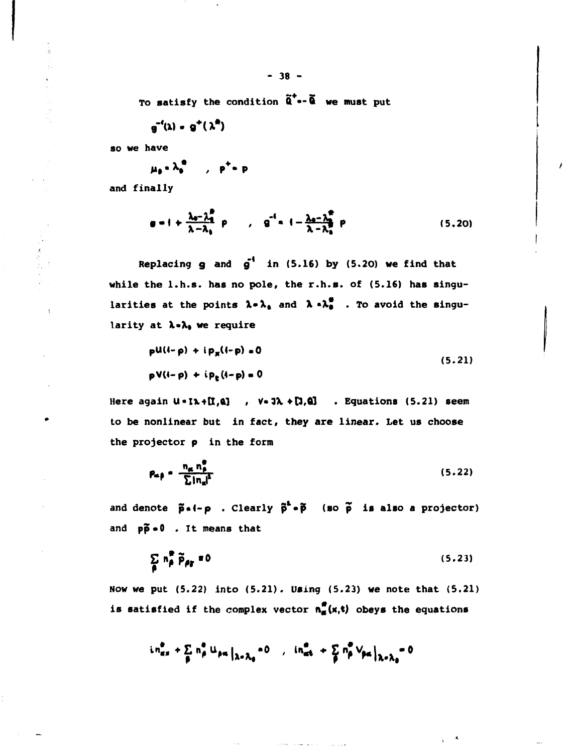To satisfy the condition $\tilde{Q}^{+} = -\tilde{Q}$ we must put

$$g^{-1}(\lambda) = g^{+}(\lambda^{*})$$

so we have

$$\mu_0 = \lambda_0^{*} \quad , \quad p^{+} = p$$

and finally

$$g = 1 + \frac{\lambda_0 - \lambda_0^{*}}{\lambda - \lambda_0}\, p \quad , \quad g^{-1} = 1 - \frac{\lambda_0 - \lambda_0^{*}}{\lambda - \lambda_0^{*}}\, p \tag{5.20}$$

Replacing $g$ and $g^{-1}$ in (5.16) by (5.20) we find that while the l.h.s. has no pole, the r.h.s. of (5.16) has singularities at the points $\lambda = \lambda_0$ and $\lambda = \lambda_0^{*}$ . To avoid the singularity at $\lambda = \lambda_0$ we require

$$\begin{aligned} &pU(1-p) + ip_x(1-p) = 0 \\ &pV(1-p) + ip_t(1-p) = 0 \end{aligned} \tag{5.21}$$

Here again $U = I\lambda + [I,Q]$ , $V = J\lambda + [J,Q]$ . Equations (5.21) seem to be nonlinear but in fact, they are linear. Let us choose the projector $p$ in the form

$$p_{\alpha\beta} = \frac{n_\alpha n_\beta^{*}}{\sum |n_\alpha|^2} \tag{5.22}$$

and denote $\tilde{p} = 1 - p$ . Clearly $\tilde{p}^2 = \tilde{p}$ (so $\tilde{p}$ is also a projector) and $p\tilde{p} = 0$ . It means that

$$\sum_\beta n_\beta^{*} \tilde{p}_{\beta\gamma} = 0 \tag{5.23}$$

Now we put (5.22) into (5.21). Using (5.23) we note that (5.21) is satisfied if the complex vector $n_\alpha^{*}(x,t)$ obeys the equations

$$in_{\alpha x}^{*} + \sum_\beta n_\beta^{*} U_{\beta\alpha}\big|_{\lambda=\lambda_0} = 0 \quad , \quad in_{\alpha t}^{*} + \sum_\beta n_\beta^{*} V_{\beta\alpha}\big|_{\lambda=\lambda_0} = 0$$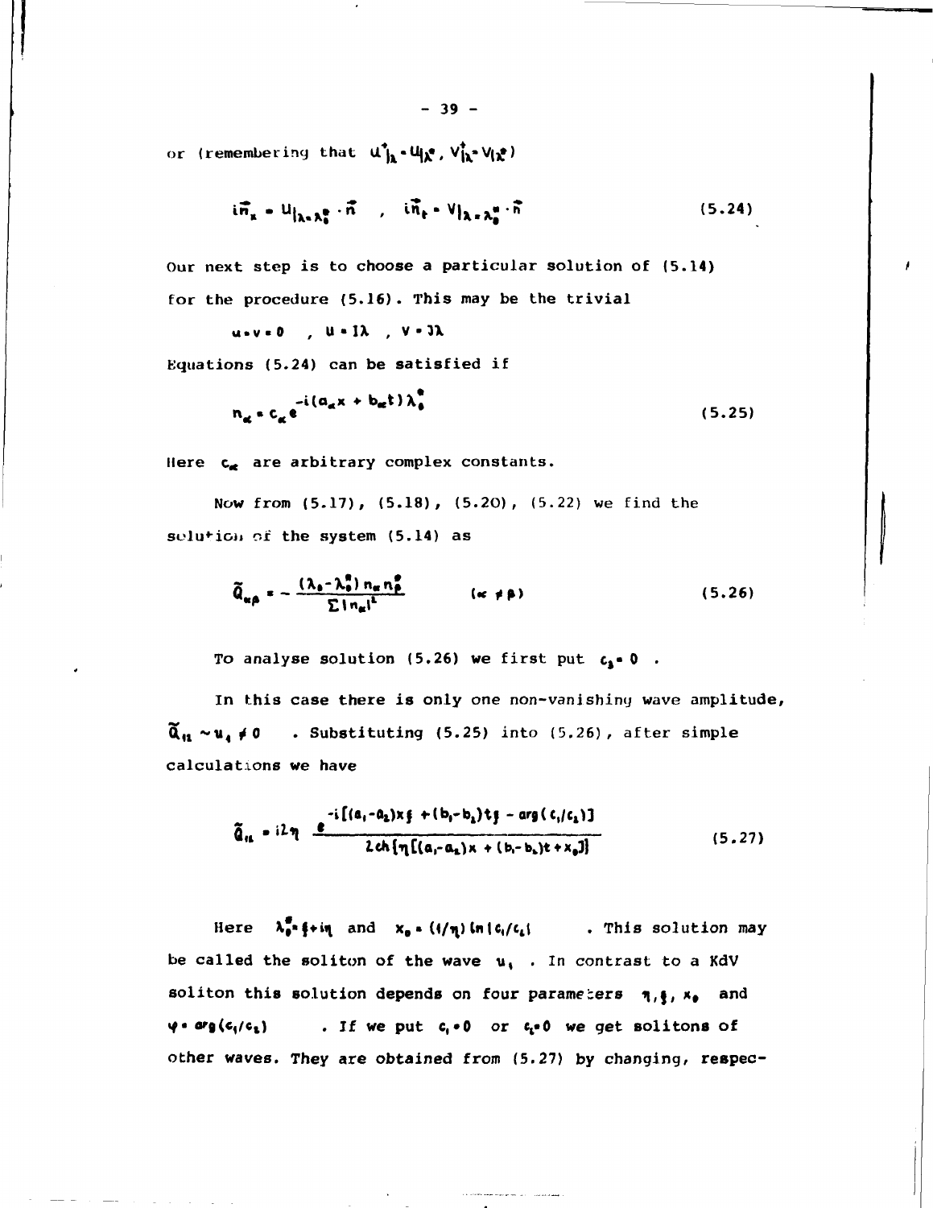or (remembering that $U^{+}|_{\lambda} = U|_{\lambda^*}$, $V^{+}|_{\lambda} = V|_{\lambda^*}$)

$$i\vec{n}_x = U|_{\lambda=\lambda_0^*} \cdot \vec{n} \quad , \quad i\vec{n}_t = V|_{\lambda=\lambda_0^*} \cdot \vec{n} \tag{5.24}$$

Our next step is to choose a particular solution of (5.14) for the procedure (5.16). This may be the trivial

$$u = v = 0 \quad , \quad U = I\lambda \quad , \quad V = J\lambda$$

Equations (5.24) can be satisfied if

$$n_\alpha = c_\alpha e^{-i(a_\alpha x + b_\alpha t)\lambda_0^*} \tag{5.25}$$

Here $c_\alpha$ are arbitrary complex constants.

Now from (5.17), (5.18), (5.20), (5.22) we find the solution of the system (5.14) as

$$\tilde{Q}_{\alpha\beta} = -\frac{(\lambda_0 - \lambda_0^*)\, n_\alpha n_\beta^*}{\sum |n_\alpha|^2} \qquad (\alpha \neq \beta) \tag{5.26}$$

To analyse solution (5.26) we first put $c_3 = 0$ .

In this case there is only one non-vanishing wave amplitude, $\tilde{Q}_{12} \sim u_1 \neq 0$ . Substituting (5.25) into (5.26), after simple calculations we have

$$\tilde{Q}_{12} = i2\eta \; \frac{e^{-i[(a_1 - a_2)x\xi + (b_1 - b_2)t\xi - \arg(c_1/c_2)]}}{2\,\mathrm{ch}\{\eta[(a_1 - a_2)x + (b_1 - b_2)t + x_0]\}} \tag{5.27}$$

Here $\lambda_0^* = \xi + i\eta$ and $x_0 = (1/\eta)\ln|c_1/c_2|$ . This solution may be called the soliton of the wave $u_1$ . In contrast to a KdV soliton this solution depends on four parameters $\eta, \xi$, $x_0$ and $\varphi = \arg(c_1/c_2)$ . If we put $c_1 = 0$ or $c_2 = 0$ we get solitons of other waves. They are obtained from (5.27) by changing, respec-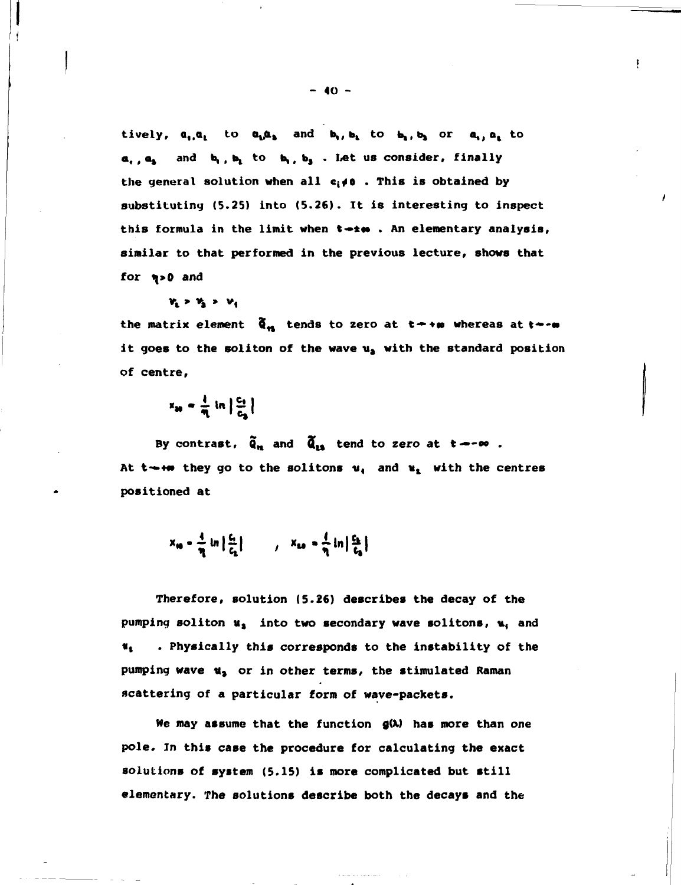tively, $a_1, a_2$ to $a_2, a_3$ and $b_1, b_2$ to $b_2, b_3$ or $a_1, a_2$ to $a_1, a_3$ and $b_1, b_2$ to $b_1, b_3$ . Let us consider, finally the general solution when all $c_i \neq 0$ . This is obtained by substituting (5.25) into (5.26). It is interesting to inspect this formula in the limit when $t \to \pm\infty$ . An elementary analysis, similar to that performed in the previous lecture, shows that for $\eta > 0$ and

$$v_2 > v_3 > v_1$$

the matrix element $\tilde{Q}_{13}$ tends to zero at $t \to +\infty$ whereas at $t \to -\infty$ it goes to the soliton of the wave $u_3$ with the standard position of centre,

$$x_{30} = \frac{1}{\eta} \ln \left| \frac{c_1}{c_3} \right|$$

By contrast, $\tilde{Q}_{12}$ and $\tilde{Q}_{23}$ tend to zero at $t \to -\infty$ . At $t \to +\infty$ they go to the solitons $u_1$ and $u_2$ with the centres positioned at

$$x_{10} = \frac{1}{\eta} \ln \left| \frac{c_1}{c_2} \right| \quad , \quad x_{20} = \frac{1}{\eta} \ln \left| \frac{c_2}{c_3} \right|$$

Therefore, solution (5.26) describes the decay of the pumping soliton $u_3$ into two secondary wave solitons, $u_1$ and $u_2$ . Physically this corresponds to the instability of the pumping wave $u_3$ or in other terms, the stimulated Raman scattering of a particular form of wave-packets.

We may assume that the function $g(\lambda)$ has more than one pole. In this case the procedure for calculating the exact solutions of system (5.15) is more complicated but still elementary. The solutions describe both the decays and the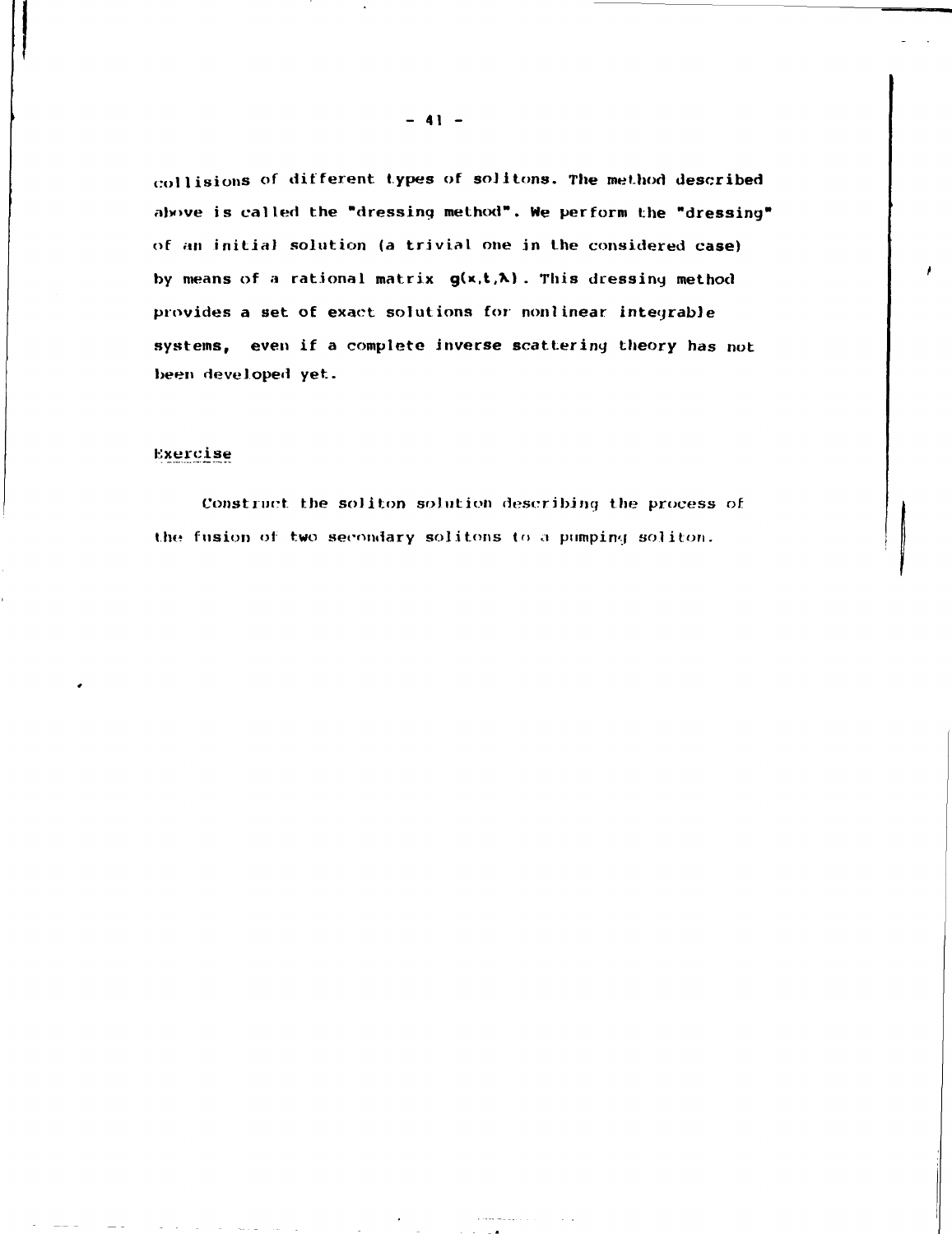collisions of different types of solitons. The method described above is called the "dressing method". We perform the "dressing" of an initial solution (a trivial one in the considered case) by means of a rational matrix $g(x,t,\lambda)$. This dressing method provides a set of exact solutions for nonlinear integrable systems, even if a complete inverse scattering theory has not been developed yet.

## Exercise

Construct the soliton solution describing the process of the fusion of two secondary solitons to a pumping soliton.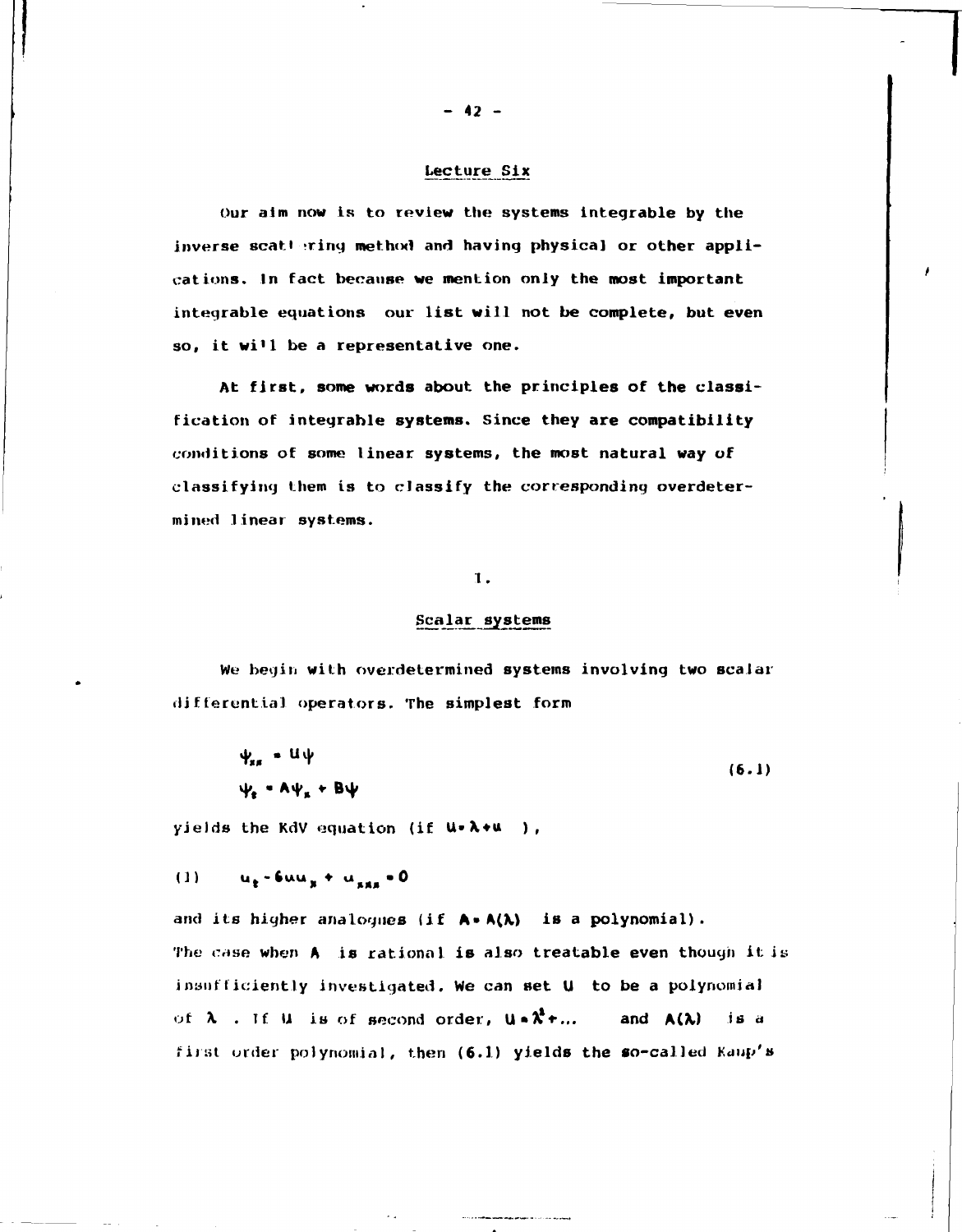## Lecture Six

Our aim now is to review the systems integrable by the inverse scattering method and having physical or other applications. In fact because we mention only the most important integrable equations our list will not be complete, but even so, it will be a representative one.

At first, some words about the principles of the classification of integrable systems. Since they are compatibility conditions of some linear systems, the most natural way of classifying them is to classify the corresponding overdetermined linear systems.

### 1.

### Scalar systems

We begin with overdetermined systems involving two scalar differential operators. The simplest form

$$\begin{aligned} \psi_{xx} &= U\psi \\ \psi_t &= A\psi_x + B\psi \end{aligned} \tag{6.1}$$

yields the KdV equation (if $U = \lambda + u$ ),

(I) $\quad u_t - 6uu_x + u_{xxx} = 0$

and its higher analogues (if $A = A(\lambda)$ is a polynomial). The case when $A$ is rational is also treatable even though it is insufficiently investigated. We can set $U$ to be a polynomial of $\lambda$ . If $U$ is of second order, $U = \lambda^2 + \ldots$ and $A(\lambda)$ is a first order polynomial, then (6.1) yields the so-called Kaup's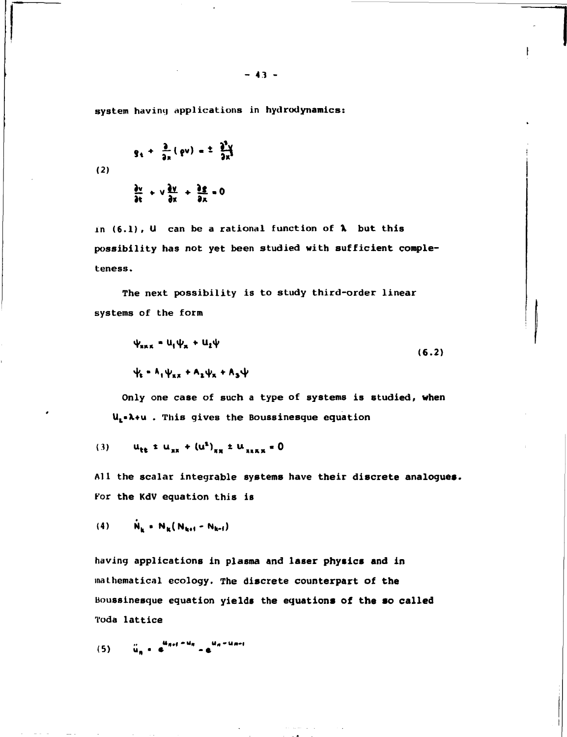system having applications in hydrodynamics:

$$
(2) \qquad \begin{aligned} & \rho_t + \frac{\partial}{\partial x}(\rho v) = \pm \frac{\partial^3 v}{\partial x^3} \\ & \frac{\partial v}{\partial t} + v\frac{\partial v}{\partial x} + \frac{\partial \rho}{\partial x} = 0 \end{aligned}
$$

In (6.1), $U$ can be a rational function of $\lambda$ but this possibility has not yet been studied with sufficient completeness.

The next possibility is to study third-order linear systems of the form

$$
\begin{aligned} & \psi_{xxx} = U_1\psi_x + U_2\psi \\ & \psi_t = A_1\psi_{xx} + A_2\psi_x + A_3\psi \end{aligned} \qquad (6.2)
$$

Only one case of such a type of systems is studied, when $U_2 = \lambda + u$. This gives the Boussinesque equation

$$
(3) \qquad u_{tt} \pm u_{xx} + (u^2)_{xx} \pm u_{xxxx} = 0
$$

All the scalar integrable systems have their discrete analogues. For the KdV equation this is

$$
(4) \qquad \dot{N}_k = N_k(N_{k+1} - N_{k-1})
$$

having applications in plasma and laser physics and in mathematical ecology. The discrete counterpart of the Boussinesque equation yields the equations of the so called Toda lattice

$$
(5) \qquad \ddot{u}_n = e^{u_{n+1} - u_n} - e^{u_n - u_{n-1}}
$$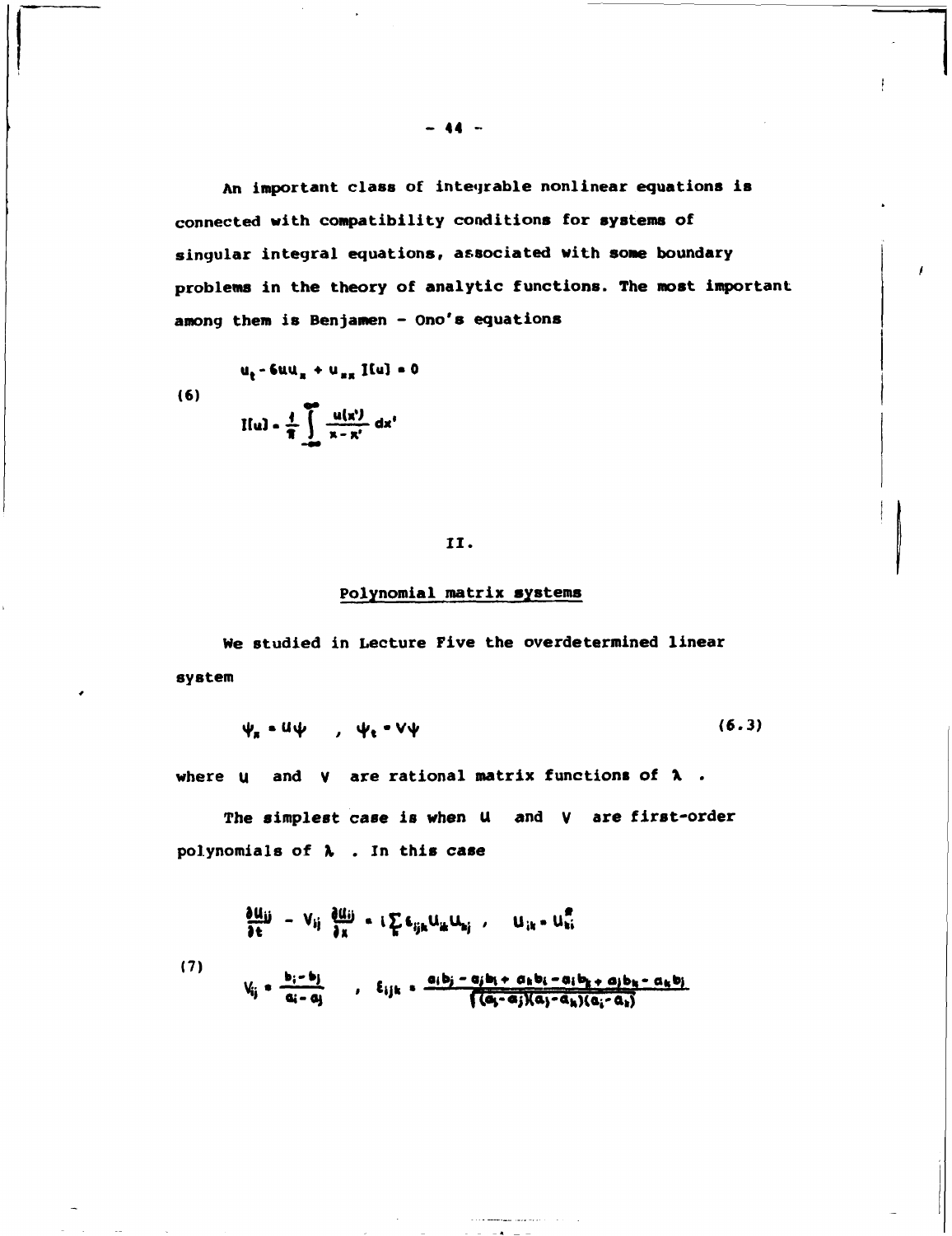An important class of integrable nonlinear equations is connected with compatibility conditions for systems of singular integral equations, associated with some boundary problems in the theory of analytic functions. The most important among them is Benjamen - Ono's equations

$$
(6) \qquad \begin{aligned} & u_t - 6uu_x + u_{xx} I[u] = 0 \\ & I[u] = \frac{1}{\pi} \int_{-\infty}^{\infty} \frac{u(x')}{x - x'} dx' \end{aligned}
$$

## II.

### Polynomial matrix systems

We studied in Lecture Five the overdetermined linear system

$$
\psi_x = U\psi \quad , \quad \psi_t = V\psi \tag{6.3}
$$

where $U$ and $V$ are rational matrix functions of $\lambda$ .

The simplest case is when $U$ and $V$ are first-order polynomials of $\lambda$ . In this case

$$
(7) \qquad \begin{aligned} & \frac{\partial U_{ij}}{\partial t} - V_{ij} \frac{\partial U_{ij}}{\partial x} = i \sum_k \varepsilon_{ijk} U_{ik} U_{kj} \quad , \quad U_{ik} = U_{ki}^{*} \\ & V_{ij} = \frac{b_i - b_j}{a_i - a_j} \quad , \quad \varepsilon_{ijk} = \frac{a_i b_j - a_j b_i + a_k b_i - a_i b_k + a_j b_k - a_k b_j}{\sqrt{(a_i - a_j)(a_j - a_k)(a_i - a_k)}} \end{aligned}
$$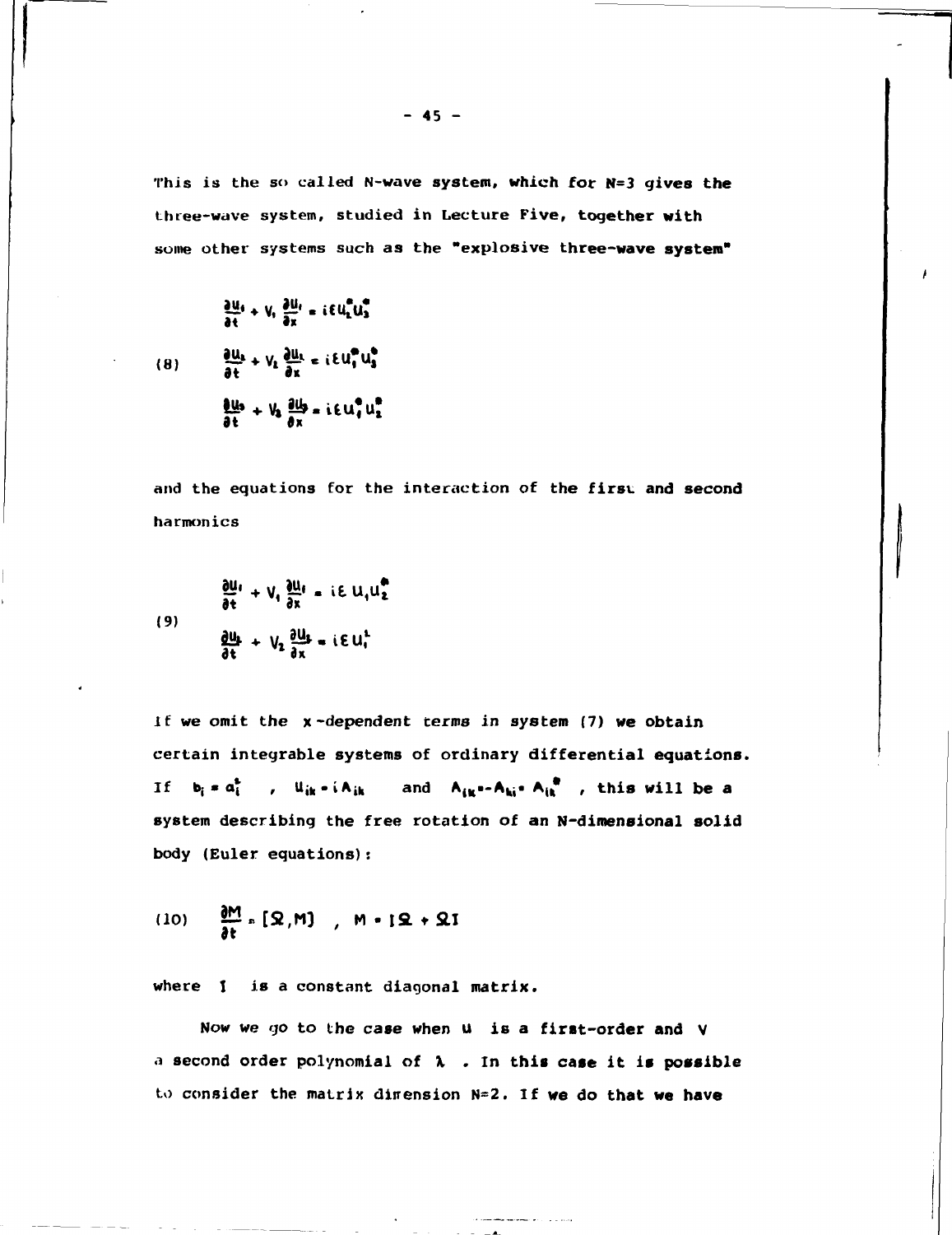This is the so called N-wave system, which for N=3 gives the three-wave system, studied in Lecture Five, together with some other systems such as the "explosive three-wave system"

$$
(8) \qquad
\begin{aligned}
&\frac{\partial u_1}{\partial t} + V_1 \frac{\partial u_1}{\partial x} = i\varepsilon u_2^* u_3^* \\
&\frac{\partial u_2}{\partial t} + V_2 \frac{\partial u_2}{\partial x} = i\varepsilon u_1^* u_3^* \\
&\frac{\partial u_3}{\partial t} + V_3 \frac{\partial u_3}{\partial x} = i\varepsilon u_1^* u_2^*
\end{aligned}
$$

and the equations for the interaction of the first and second harmonics

$$
(9) \qquad
\begin{aligned}
&\frac{\partial u_1}{\partial t} + V_1 \frac{\partial u_1}{\partial x} = i\varepsilon\, u_1 u_2^* \\
&\frac{\partial u_2}{\partial t} + V_2 \frac{\partial u_2}{\partial x} = i\varepsilon\, u_1^2
\end{aligned}
$$

If we omit the $x$-dependent terms in system (7) we obtain certain integrable systems of ordinary differential equations. If $b_i = a_i^2$ , $u_{ik} = i A_{ik}$ and $A_{ik} = -A_{ki} = A_{ik}^*$ , this will be a system describing the free rotation of an N-dimensional solid body (Euler equations):

$$
(10) \qquad \frac{\partial M}{\partial t} = [\Omega, M] \quad , \quad M = I\Omega + \Omega I
$$

where $I$ is a constant diagonal matrix.

Now we go to the case when $u$ is a first-order and $V$ a second order polynomial of $\lambda$ . In this case it is possible to consider the matrix dimension N=2. If we do that we have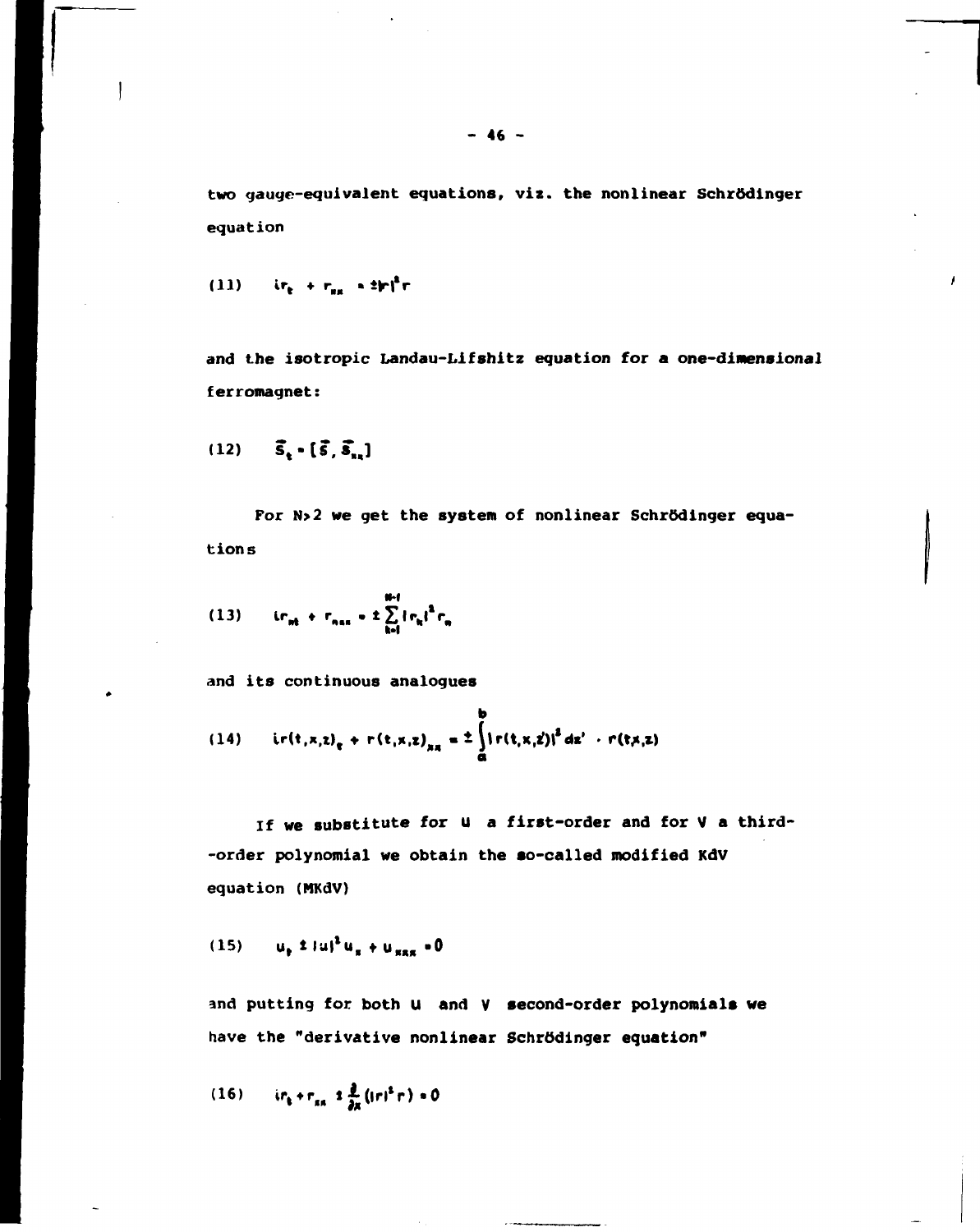two gauge-equivalent equations, viz. the nonlinear Schrödinger equation

$$(11) \qquad ir_t + r_{xx} = \pm |r|^2 r$$

and the isotropic Landau-Lifshitz equation for a one-dimensional ferromagnet:

$$(12) \qquad \vec{S}_t = [\vec{S}, \vec{S}_{xx}]$$

For N>2 we get the system of nonlinear Schrödinger equations

$$(13) \qquad ir_{nt} + r_{nxx} = \pm \sum_{k=1}^{N-1} |r_k|^2 r_n$$

and its continuous analogues

$$(14) \qquad ir(t,x,z)_t + r(t,x,z)_{xx} = \pm \int_a^b |r(t,x,z')|^2 dz' \cdot r(t,x,z)$$

If we substitute for U a first-order and for V a third--order polynomial we obtain the so-called modified KdV equation (MKdV)

$$(15) \qquad u_t \pm |u|^2 u_x + u_{xxx} = 0$$

and putting for both U and V second-order polynomials we have the "derivative nonlinear Schrödinger equation"

$$(16) \qquad ir_t + r_{xx} \pm \frac{\partial}{\partial x}(|r|^2 r) = 0$$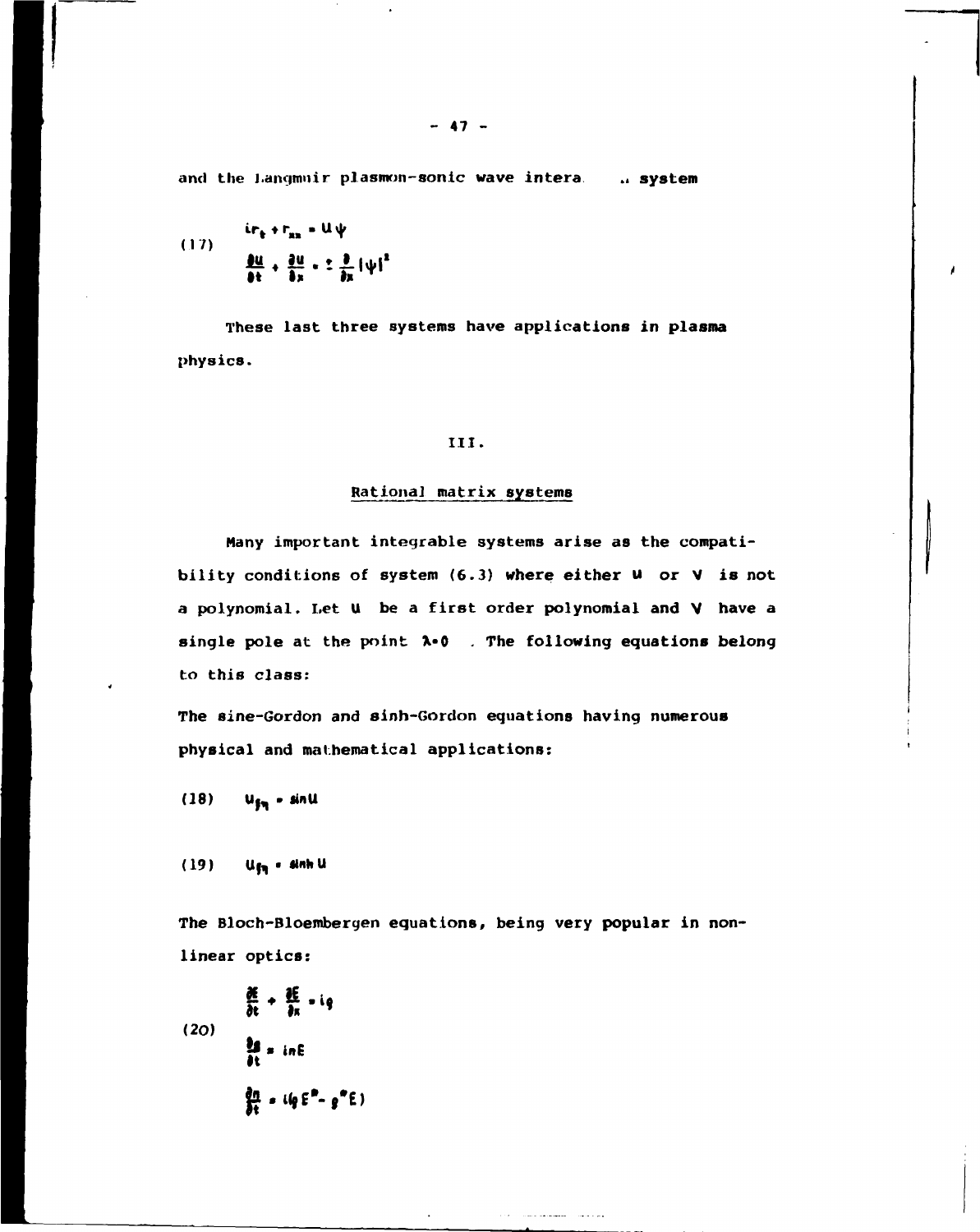and the Langmuir plasmon-sonic wave intera... system

$$
(17) \quad
\begin{aligned}
& i r_t + r_{xx} = u \psi \\
& \frac{\partial u}{\partial t} + \frac{\partial u}{\partial x} = \pm \frac{\partial}{\partial x} |\psi|^2
\end{aligned}
$$

These last three systems have applications in plasma physics.

## III.

### Rational matrix systems

Many important integrable systems arise as the compatibility conditions of system (6.3) where either $U$ or $V$ is not a polynomial. Let $U$ be a first order polynomial and $V$ have a single pole at the point $\lambda = 0$. The following equations belong to this class:

The sine-Gordon and sinh-Gordon equations having numerous physical and mathematical applications:

$$
(18) \quad u_{\xi\eta} = \sin u
$$

$$
(19) \quad u_{\xi\eta} = \sinh u
$$

The Bloch-Bloembergen equations, being very popular in nonlinear optics:

$$
(20) \quad
\begin{aligned}
& \frac{\partial E}{\partial t} + \frac{\partial E}{\partial x} = i \rho \\
& \frac{\partial \rho}{\partial t} = i n E \\
& \frac{\partial n}{\partial t} = i(\rho E^* - \rho^* E)
\end{aligned}
$$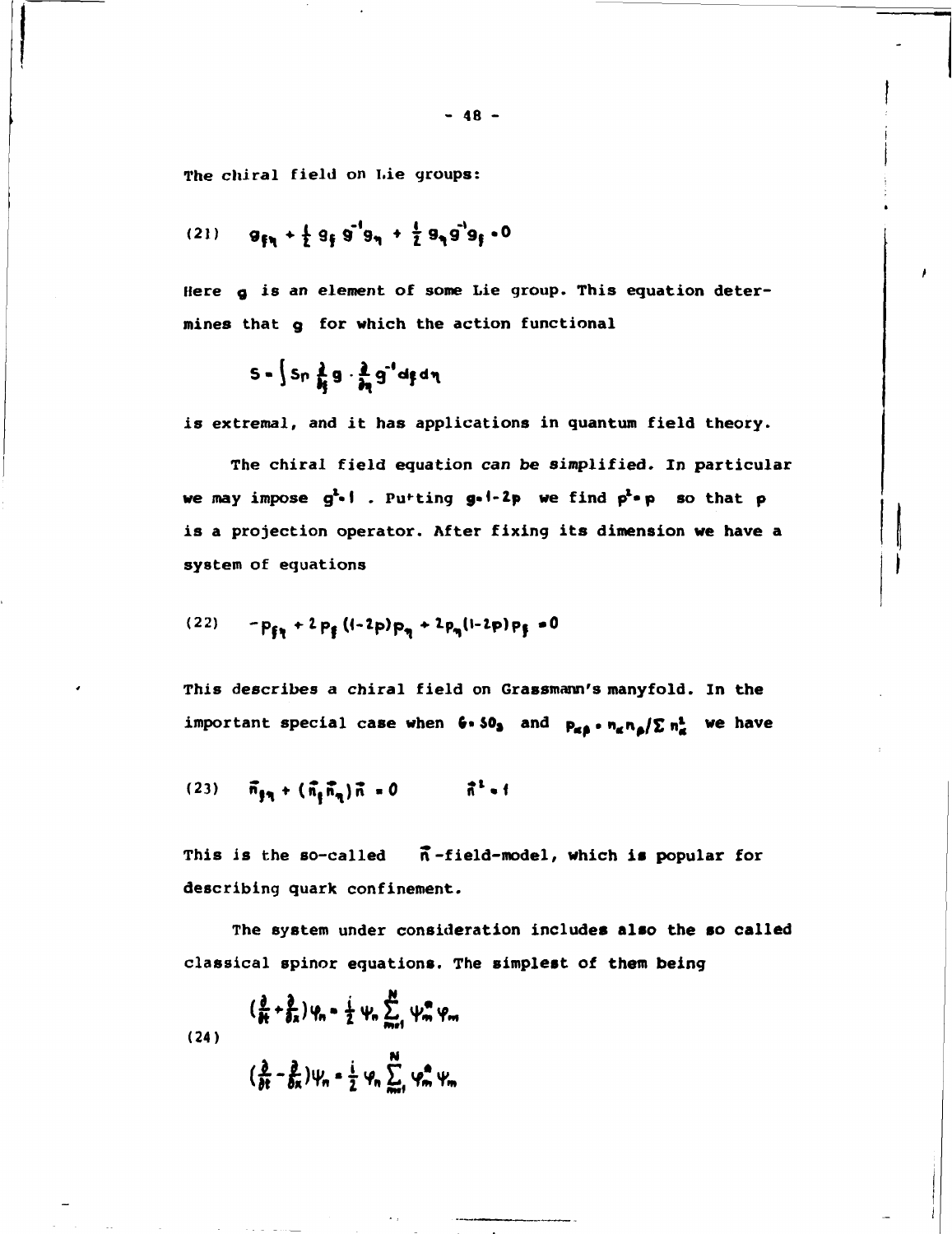The chiral field on Lie groups:

$$(21) \quad g_{\xi\eta} + \frac{1}{2} g_\xi g^{-1} g_\eta + \frac{1}{2} g_\eta g^{-1} g_\xi = 0$$

Here $g$ is an element of some Lie group. This equation determines that $g$ for which the action functional

$$S = \int Sp \frac{\partial}{\partial\xi} g \cdot \frac{\partial}{\partial\eta} g^{-1} d\xi d\eta$$

is extremal, and it has applications in quantum field theory.

The chiral field equation can be simplified. In particular we may impose $g^2 = 1$. Putting $g = 1 - 2p$ we find $p^2 = p$ so that $p$ is a projection operator. After fixing its dimension we have a system of equations

$$(22) \quad -p_{\xi\eta} + 2 p_\xi (1-2p) p_\eta + 2 p_\eta (1-2p) p_\xi = 0$$

This describes a chiral field on Grassmann's manyfold. In the important special case when $G = SO_3$ and $p_{\alpha\beta} = n_\alpha n_\beta / \sum n_\alpha^2$ we have

$$(23) \quad \vec{n}_{\xi\eta} + (\vec{n}_\xi \vec{n}_\eta) \vec{n} = 0 \qquad \vec{n}^2 = 1$$

This is the so-called $\vec{n}$-field-model, which is popular for describing quark confinement.

The system under consideration includes also the so called classical spinor equations. The simplest of them being

$$(24) \quad \begin{aligned} \left(\frac{\partial}{\partial t} + \frac{\partial}{\partial x}\right) \varphi_n &= \frac{i}{2} \psi_n \sum_{m=1}^{N} \psi_m^* \varphi_m \\ \left(\frac{\partial}{\partial t} - \frac{\partial}{\partial x}\right) \psi_n &= \frac{i}{2} \varphi_n \sum_{m=1}^{N} \varphi_m^* \psi_m \end{aligned}$$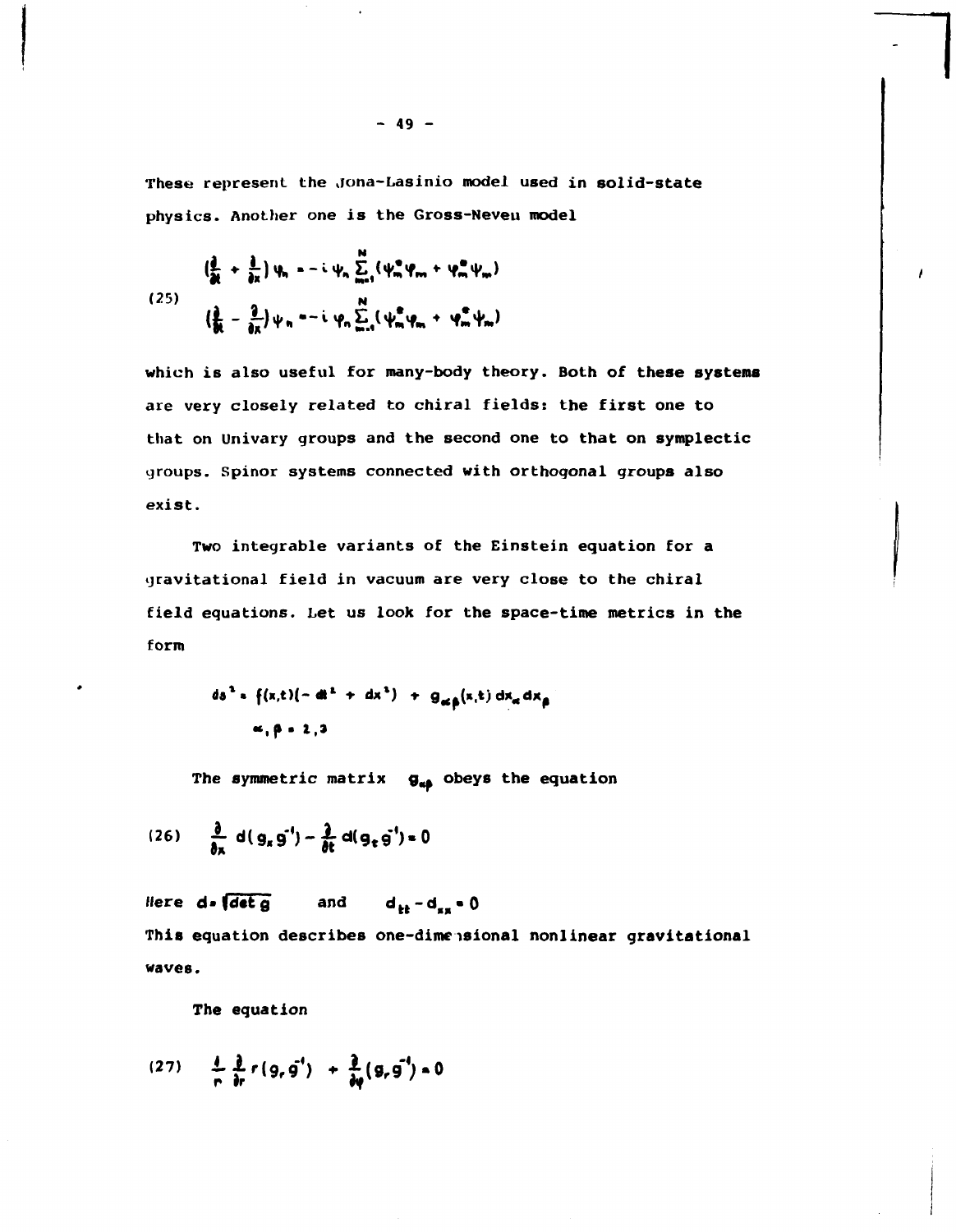These represent the Jona-Lasinio model used in solid-state physics. Another one is the Gross-Neveu model

$$
(25) \quad
\begin{aligned}
\left(\frac{\partial}{\partial t} + \frac{\partial}{\partial x}\right) \varphi_n &= -i\, \psi_n \sum_{m=1}^{N} (\psi_m^* \varphi_m + \varphi_m^* \psi_m) \\
\left(\frac{\partial}{\partial t} - \frac{\partial}{\partial x}\right) \psi_n &= -i\, \varphi_n \sum_{m=1}^{N} (\psi_m^* \varphi_m + \varphi_m^* \psi_m)
\end{aligned}
$$

which is also useful for many-body theory. Both of these systems are very closely related to chiral fields: the first one to that on Univary groups and the second one to that on symplectic groups. Spinor systems connected with orthogonal groups also exist.

Two integrable variants of the Einstein equation for a gravitational field in vacuum are very close to the chiral field equations. Let us look for the space-time metrics in the form

$$
ds^2 = f(x,t)(-dt^2 + dx^2) + g_{\alpha\beta}(x,t)\, dx_\alpha dx_\beta
$$
$$
\alpha, \beta = 2, 3
$$

The symmetric matrix $g_{\alpha\beta}$ obeys the equation

$$
(26) \quad \frac{\partial}{\partial x} d(g_x g^{-1}) - \frac{\partial}{\partial t} d(g_t g^{-1}) = 0
$$

Here $d = \sqrt{\det g}$ and $d_{tt} - d_{xx} = 0$

This equation describes one-dimensional nonlinear gravitational waves.

The equation

$$
(27) \quad \frac{1}{r} \frac{\partial}{\partial r} r (g_r g^{-1}) + \frac{\partial}{\partial \varphi} (g_r g^{-1}) = 0
$$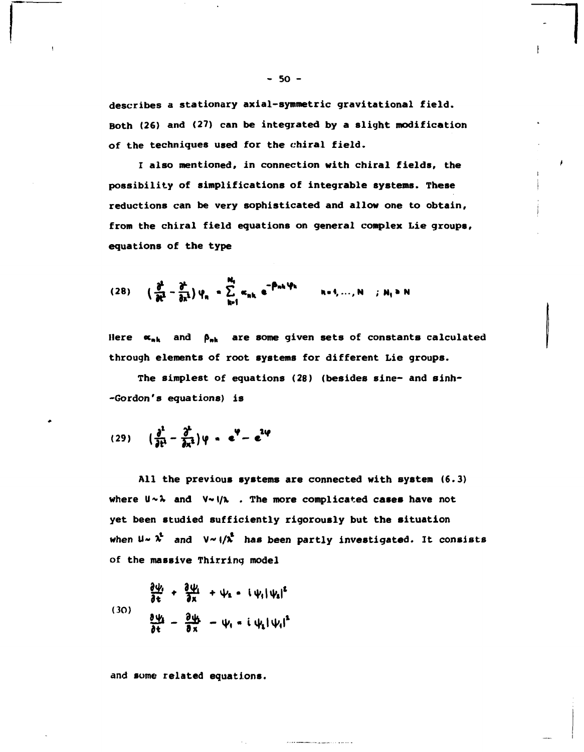describes a stationary axial-symmetric gravitational field. Both (26) and (27) can be integrated by a slight modification of the techniques used for the chiral field.

I also mentioned, in connection with chiral fields, the possibility of simplifications of integrable systems. These reductions can be very sophisticated and allow one to obtain, from the chiral field equations on general complex Lie groups, equations of the type

$$(28) \qquad \left(\frac{\partial^2}{\partial t^2} - \frac{\partial^2}{\partial x^2}\right)\varphi_n = \sum_{k=1}^{N_1} \alpha_{nk}\, e^{-\beta_{nk}\varphi_k} \qquad n=1,\dots,N \quad ; N_1 \geq N$$

Here $\alpha_{nk}$ and $\beta_{nk}$ are some given sets of constants calculated through elements of root systems for different Lie groups.

The simplest of equations (28) (besides sine- and sinh--Gordon's equations) is

$$(29) \qquad \left(\frac{\partial^2}{\partial t^2} - \frac{\partial^2}{\partial x^2}\right)\varphi = e^{\varphi} - e^{2\varphi}$$

All the previous systems are connected with system (6.3) where $U \sim \lambda$ and $V \sim 1/\lambda$ . The more complicated cases have not yet been studied sufficiently rigorously but the situation when $U \sim \lambda^2$ and $V \sim 1/\lambda^2$ has been partly investigated. It consists of the massive Thirring model

$$(30) \qquad \begin{aligned} &\frac{\partial \psi_1}{\partial t} + \frac{\partial \psi_1}{\partial x} + \psi_2 = i\psi_1|\psi_2|^2 \\ &\frac{\partial \psi_2}{\partial t} - \frac{\partial \psi_2}{\partial x} - \psi_1 = i\psi_2|\psi_1|^2 \end{aligned}$$

and some related equations.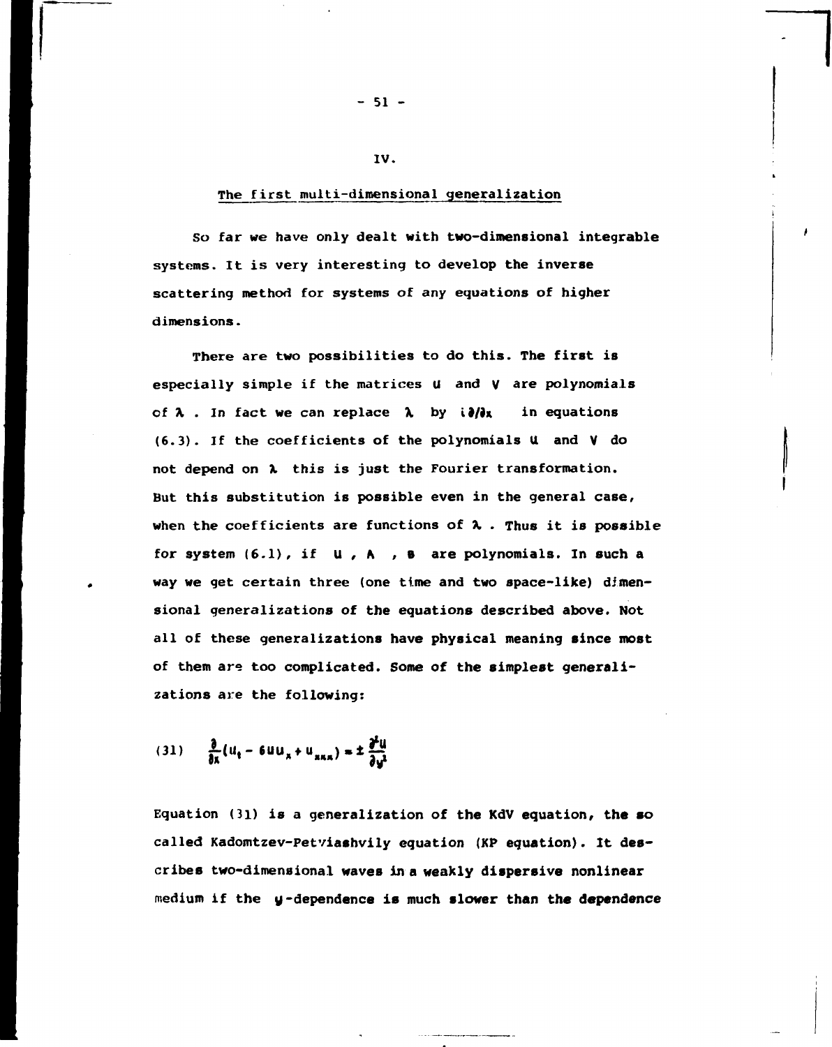# IV.

## The first multi-dimensional generalization

So far we have only dealt with two-dimensional integrable systems. It is very interesting to develop the inverse scattering method for systems of any equations of higher dimensions.

There are two possibilities to do this. The first is especially simple if the matrices $U$ and $V$ are polynomials of $\lambda$. In fact we can replace $\lambda$ by $i\partial/\partial x$ in equations (6.3). If the coefficients of the polynomials $U$ and $V$ do not depend on $\lambda$ this is just the Fourier transformation. But this substitution is possible even in the general case, when the coefficients are functions of $\lambda$. Thus it is possible for system (6.1), if $U$, $A$, $B$ are polynomials. In such a way we get certain three (one time and two space-like) dimensional generalizations of the equations described above. Not all of these generalizations have physical meaning since most of them are too complicated. Some of the simplest generalizations are the following:

$$(31) \quad \frac{\partial}{\partial x}(u_t - 6uu_x + u_{xxx}) = \pm \frac{\partial^2 u}{\partial y^2}$$

Equation (31) is a generalization of the KdV equation, the so called Kadomtzev-Petviashvily equation (KP equation). It describes two-dimensional waves in a weakly dispersive nonlinear medium if the $y$-dependence is much slower than the dependence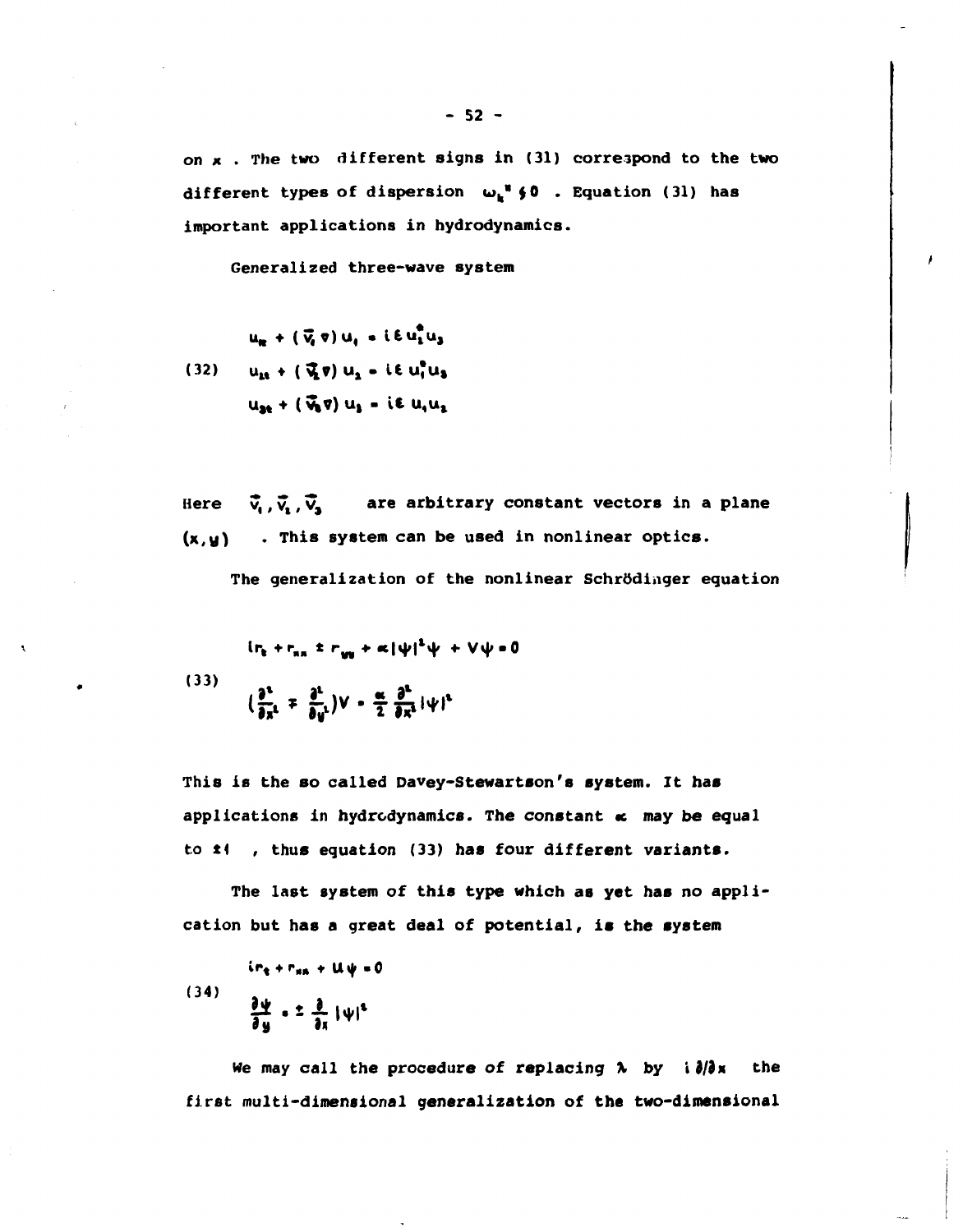on $x$ . The two different signs in (31) correspond to the two different types of dispersion $\omega_k'' \gtrless 0$ . Equation (31) has important applications in hydrodynamics.

Generalized three-wave system

$$
\begin{aligned}
& u_{1t} + (\vec{v}_1 \nabla) u_1 = i\varepsilon u_2^* u_3 \\
(32) \qquad & u_{2t} + (\vec{v}_2 \nabla) u_2 = i\varepsilon u_1^* u_3 \\
& u_{3t} + (\vec{v}_3 \nabla) u_3 = i\varepsilon u_1 u_2
\end{aligned}
$$

Here $\vec{v}_1, \vec{v}_2, \vec{v}_3$ are arbitrary constant vectors in a plane $(x,y)$ . This system can be used in nonlinear optics.

The generalization of the nonlinear Schrödinger equation

$$
\begin{aligned}
& i\psi_t + \psi_{xx} \pm \psi_{yy} + \varkappa |\psi|^2 \psi + V\psi = 0 \\
(33) \qquad & \left(\frac{\partial^2}{\partial x^2} \mp \frac{\partial^2}{\partial y^2}\right) V = \frac{\varkappa}{2} \frac{\partial^2}{\partial x^2} |\psi|^2
\end{aligned}
$$

This is the so called Davey-Stewartson's system. It has applications in hydrodynamics. The constant $\varkappa$ may be equal to $\pm 1$ , thus equation (33) has four different variants.

The last system of this type which as yet has no application but has a great deal of potential, is the system

$$
\begin{aligned}
& i\psi_t + \psi_{xx} + U\psi = 0 \\
(34) \qquad & \frac{\partial \psi}{\partial y} = \pm \frac{\partial}{\partial x} |\psi|^2
\end{aligned}
$$

We may call the procedure of replacing $\lambda$ by $i\,\partial/\partial x$ the first multi-dimensional generalization of the two-dimensional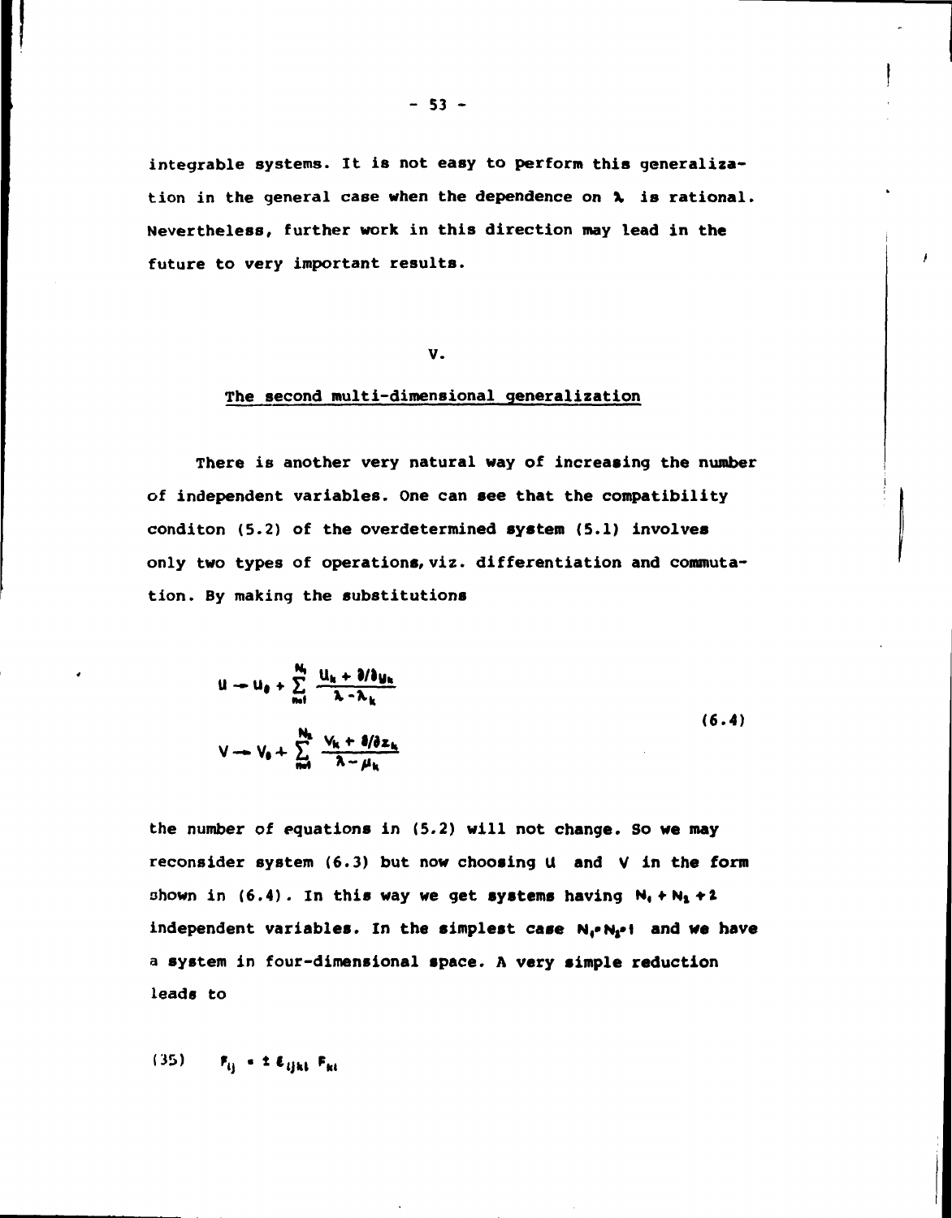integrable systems. It is not easy to perform this generalization in the general case when the dependence on $\lambda$ is rational. Nevertheless, further work in this direction may lead in the future to very important results.

## V.

### The second multi-dimensional generalization

There is another very natural way of increasing the number of independent variables. One can see that the compatibility conditon (5.2) of the overdetermined system (5.1) involves only two types of operations, viz. differentiation and commutation. By making the substitutions

$$
\begin{aligned}
U &\to U_0 + \sum_{n=1}^{N_1} \frac{U_k + \partial/\partial y_k}{\lambda - \lambda_k} \\
V &\to V_0 + \sum_{n=1}^{N_2} \frac{V_k + \partial/\partial z_k}{\lambda - \mu_k}
\end{aligned}
\tag{6.4}
$$

the number of equations in (5.2) will not change. So we may reconsider system (6.3) but now choosing $U$ and $V$ in the form shown in (6.4). In this way we get systems having $N_1 + N_2 + 2$ independent variables. In the simplest case $N_1 = N_2 = 1$ and we have a system in four-dimensional space. A very simple reduction leads to

(35) $\quad F_{ij} = \pm \varepsilon_{ijkl} F_{kl}$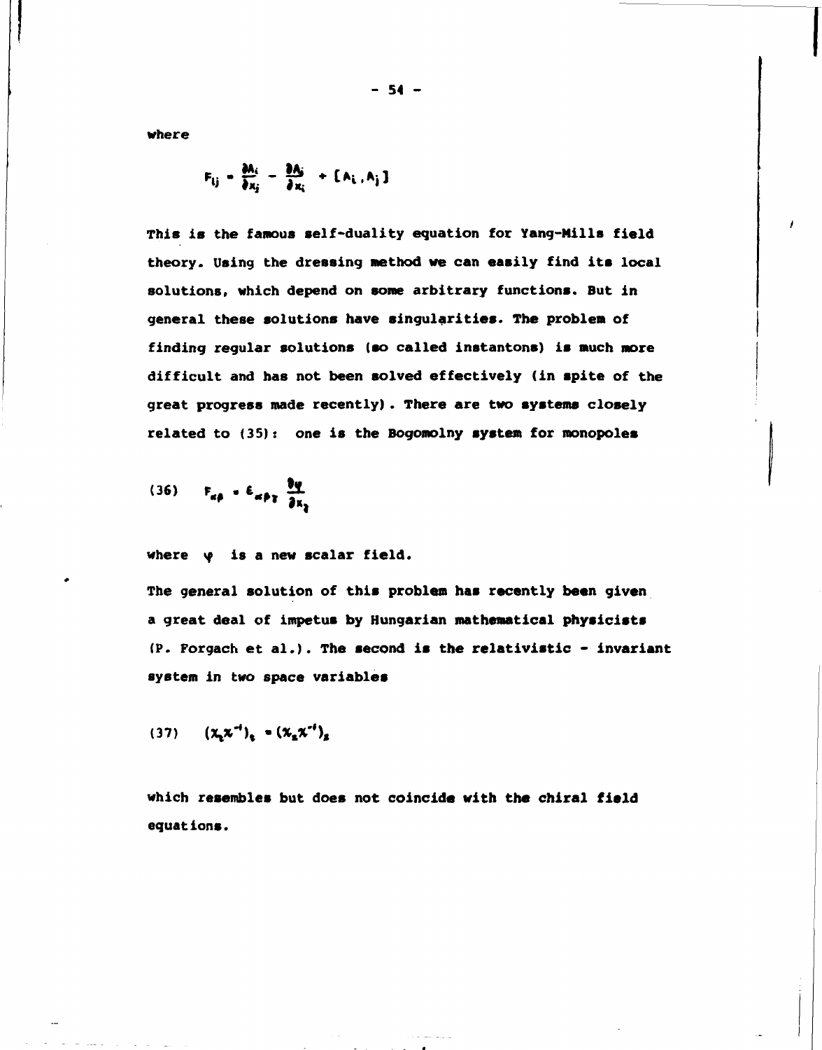where

$$F_{ij} = \frac{\partial A_i}{\partial x_j} - \frac{\partial A_j}{\partial x_i} + [A_i, A_j]$$

This is the famous self-duality equation for Yang-Mills field theory. Using the dressing method we can easily find its local solutions, which depend on some arbitrary functions. But in general these solutions have singularities. The problem of finding regular solutions (so called instantons) is much more difficult and has not been solved effectively (in spite of the great progress made recently). There are two systems closely related to (35): one is the Bogomolny system for monopoles

$$(36) \quad F_{\alpha\beta} = \varepsilon_{\alpha\beta\gamma} \frac{\partial \varphi}{\partial x_\gamma}$$

where $\varphi$ is a new scalar field.

The general solution of this problem has recently been given a great deal of impetus by Hungarian mathematical physicists (P. Forgach et al.). The second is the relativistic - invariant system in two space variables

$$(37) \quad (\chi_t \chi^{-1})_t = (\chi_z \chi^{-1})_z$$

which resembles but does not coincide with the chiral field equations.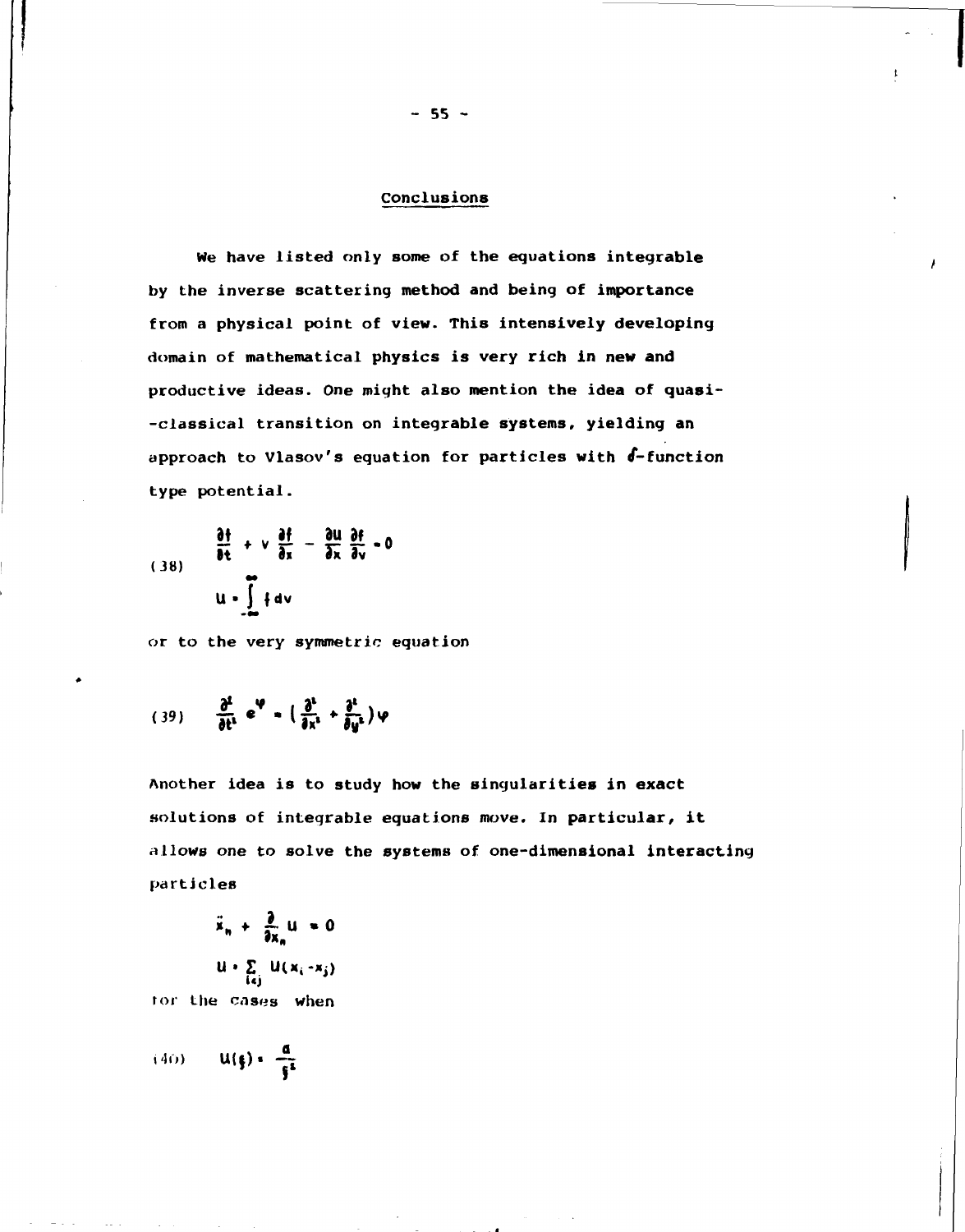## Conclusions

We have listed only some of the equations integrable by the inverse scattering method and being of importance from a physical point of view. This intensively developing domain of mathematical physics is very rich in new and productive ideas. One might also mention the idea of quasi--classical transition on integrable systems, yielding an approach to Vlasov's equation for particles with $\delta$-function type potential.

$$(38) \qquad \frac{\partial f}{\partial t} + v\,\frac{\partial f}{\partial x} - \frac{\partial u}{\partial x}\,\frac{\partial f}{\partial v} = 0$$

$$u = \int_{-\infty}^{\infty} f\,dv$$

or to the very symmetric equation

$$(39) \qquad \frac{\partial^2}{\partial t^2}\,e^{\varphi} = \left(\frac{\partial^2}{\partial x^2} + \frac{\partial^2}{\partial y^2}\right)\varphi$$

Another idea is to study how the singularities in exact solutions of integrable equations move. In particular, it allows one to solve the systems of one-dimensional interacting particles

$$\ddot{x}_n + \frac{\partial}{\partial x_n}\,U = 0$$

$$U = \sum_{i<j} u(x_i - x_j)$$

for the cases when

$$(40) \qquad u(\xi) = \frac{a}{\xi^2}$$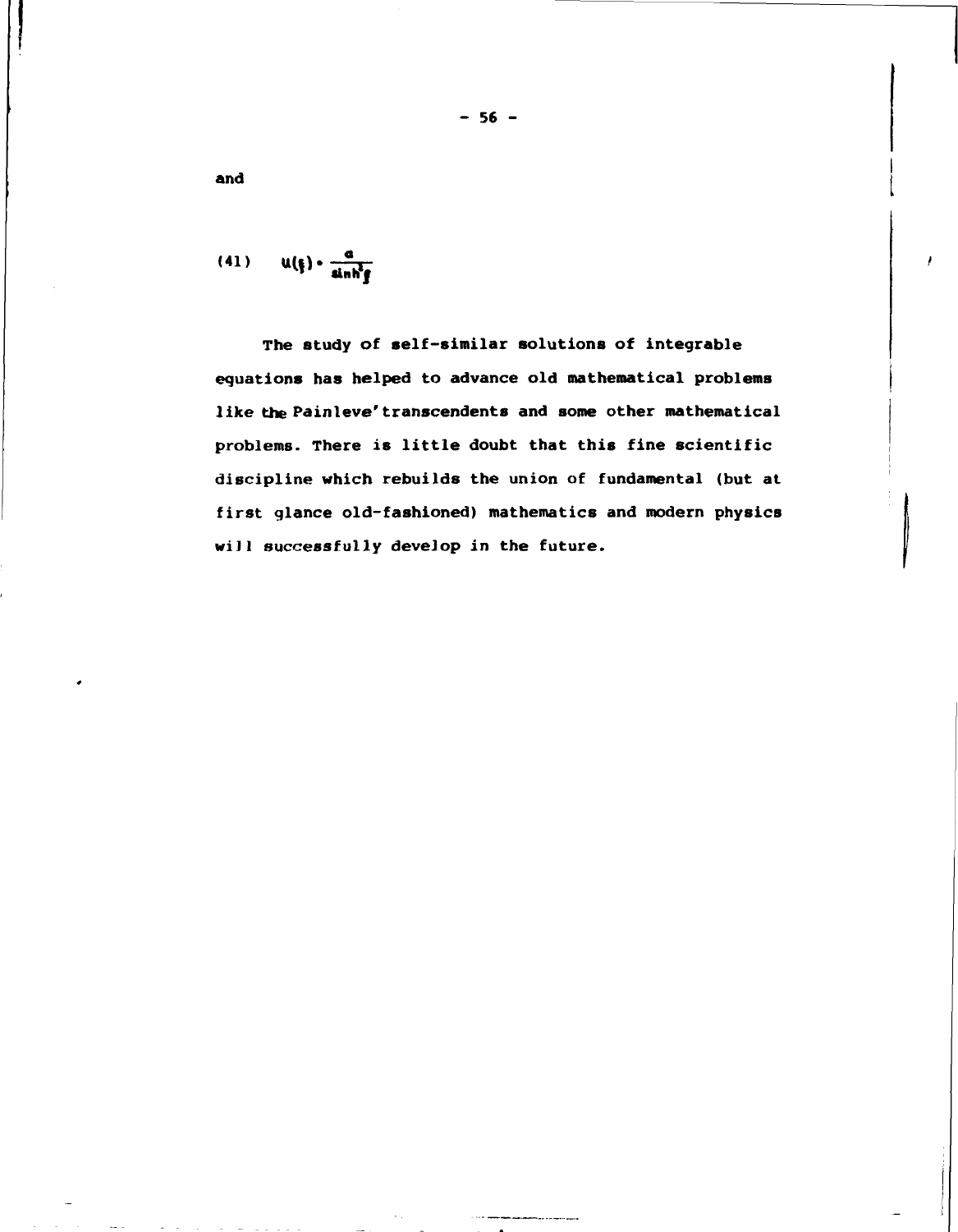and

$$u(\xi) = \frac{a}{\sinh^2 \xi} \tag{41}$$

The study of self-similar solutions of integrable equations has helped to advance old mathematical problems like the Painleve' transcendents and some other mathematical problems. There is little doubt that this fine scientific discipline which rebuilds the union of fundamental (but at first glance old-fashioned) mathematics and modern physics will successfully develop in the future.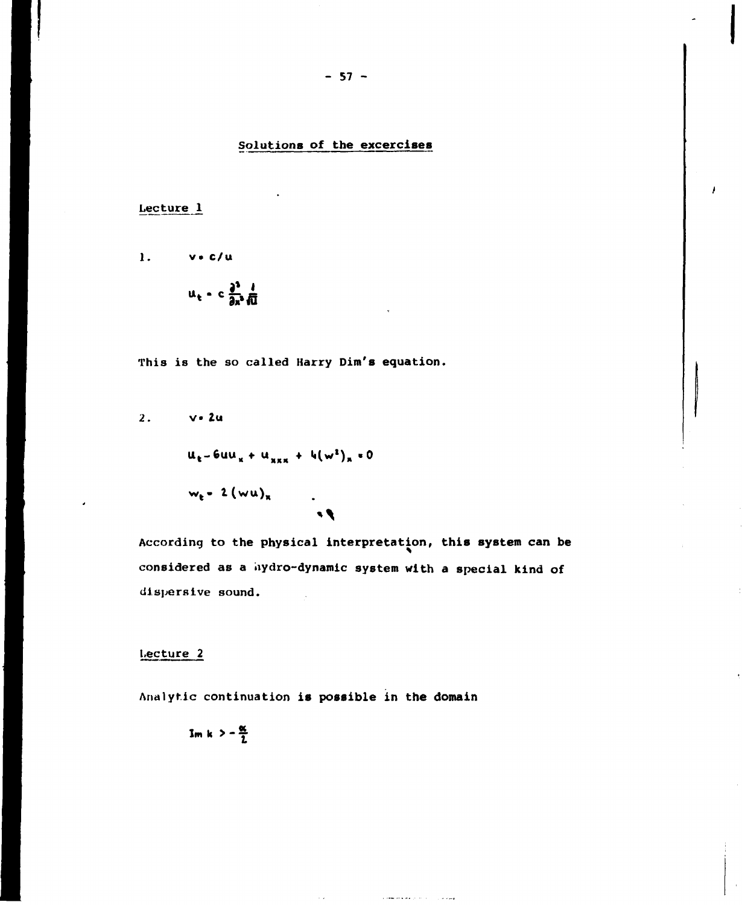## Solutions of the excercises

### Lecture 1

1. $v = c/u$

$$u_t = c \frac{\partial^3}{\partial x^3} \frac{1}{\sqrt{u}}$$

This is the so called Harry Dim's equation.

2. $v = 2u$

$$u_t - 6uu_x + u_{xxx} + 4(w^2)_x = 0$$

$$w_t = 2(wu)_x$$

According to the physical interpretation, this system can be considered as a hydro-dynamic system with a special kind of dispersive sound.

### Lecture 2

Analytic continuation is possible in the domain

$$\operatorname{Im} k > -\frac{\alpha}{2}$$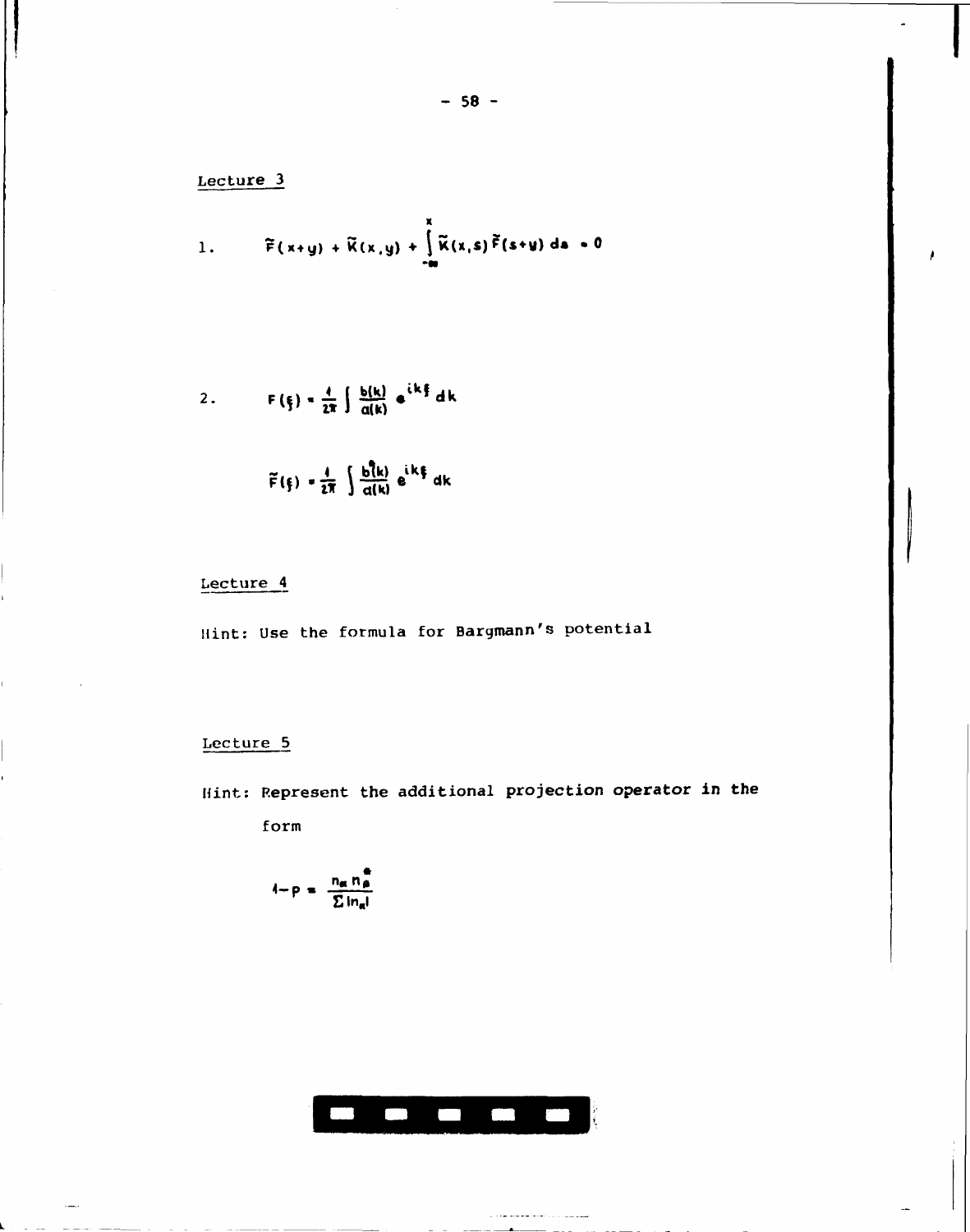## Lecture 3

1. $$\tilde{F}(x+y) + \tilde{K}(x,y) + \int_{-\infty}^{x} \tilde{K}(x,s)\tilde{F}(s+y)\,ds = 0$$

2. $$F(\xi) = \frac{1}{2\pi}\int \frac{b(k)}{a(k)} e^{ik\xi}\,dk$$

$$\tilde{F}(\xi) = \frac{1}{2\pi}\int \frac{b^{*}(k)}{a(k)} e^{ik\xi}\,dk$$

## Lecture 4

Hint: Use the formula for Bargmann's potential

## Lecture 5

Hint: Represent the additional projection operator in the form

$$1-p = \frac{n_\alpha n_\beta^{*}}{\Sigma |n_\alpha|}$$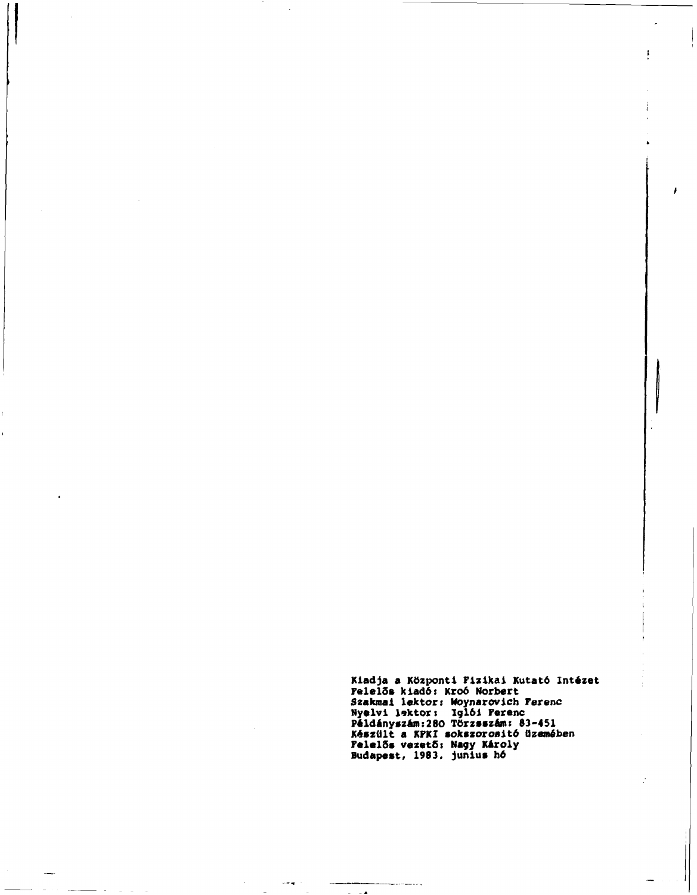Kiadja a Központi Fizikai Kutató Intézet
Felelős kiadó: Kroó Norbert
Szakmai lektor: Woynarovich Ferenc
Nyelvi lektor: Iglói Ferenc
Példányszám:280 Törzsszám: 83-451
Készült a KFKI sokszorosító üzemében
Felelős vezető: Nagy Károly
Budapest, 1983. junius hó